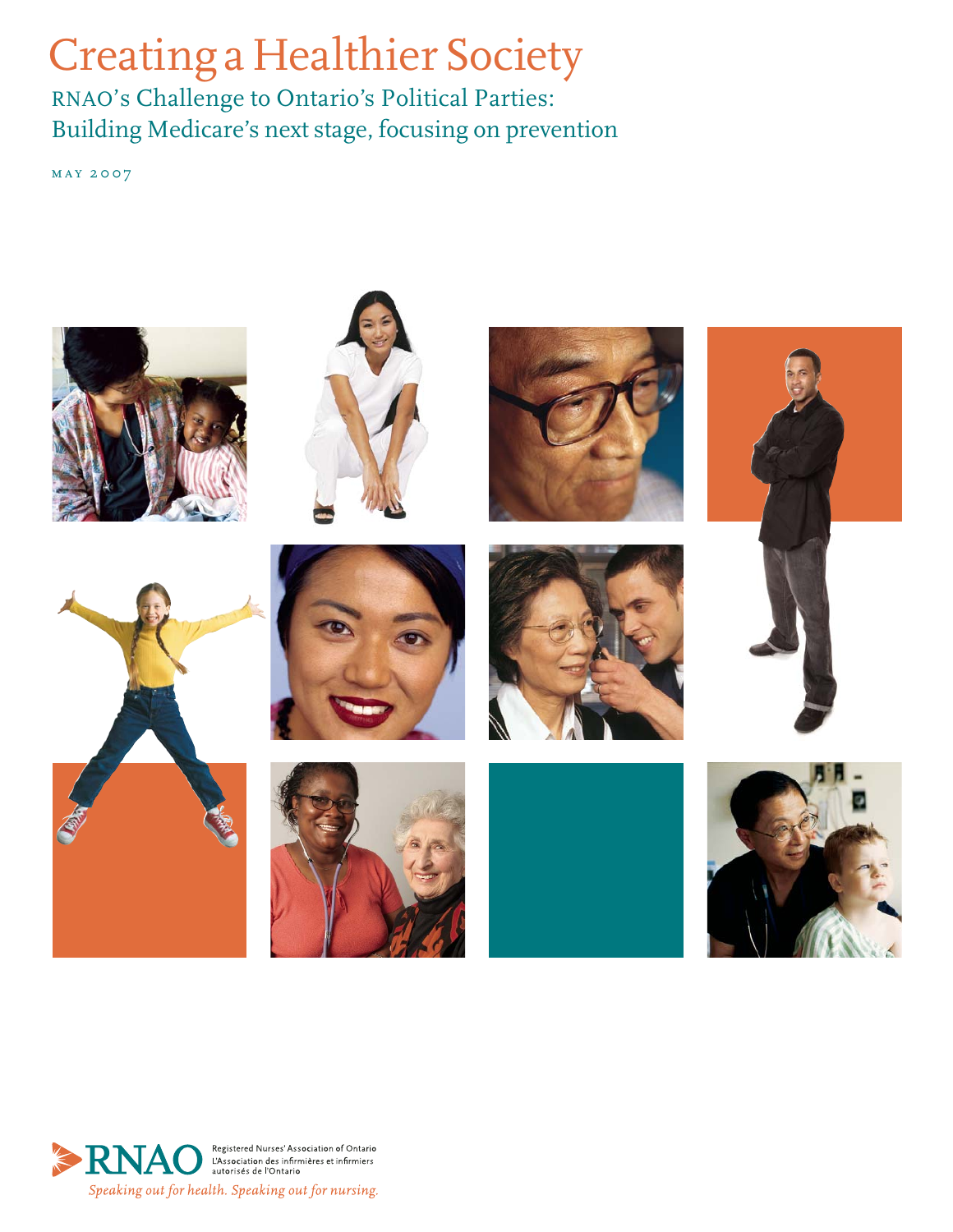# Creating a Healthier Society

## RNAO's Challenge to Ontario's Political Parties: Building Medicare's next stage, focusing on prevention

MAY 2007

RNAO

Registered Nurses' Association of Ontario
L'Association des infirmières et infirmiers autorisés de l'Ontario

*Speaking out for health. Speaking out for nursing.*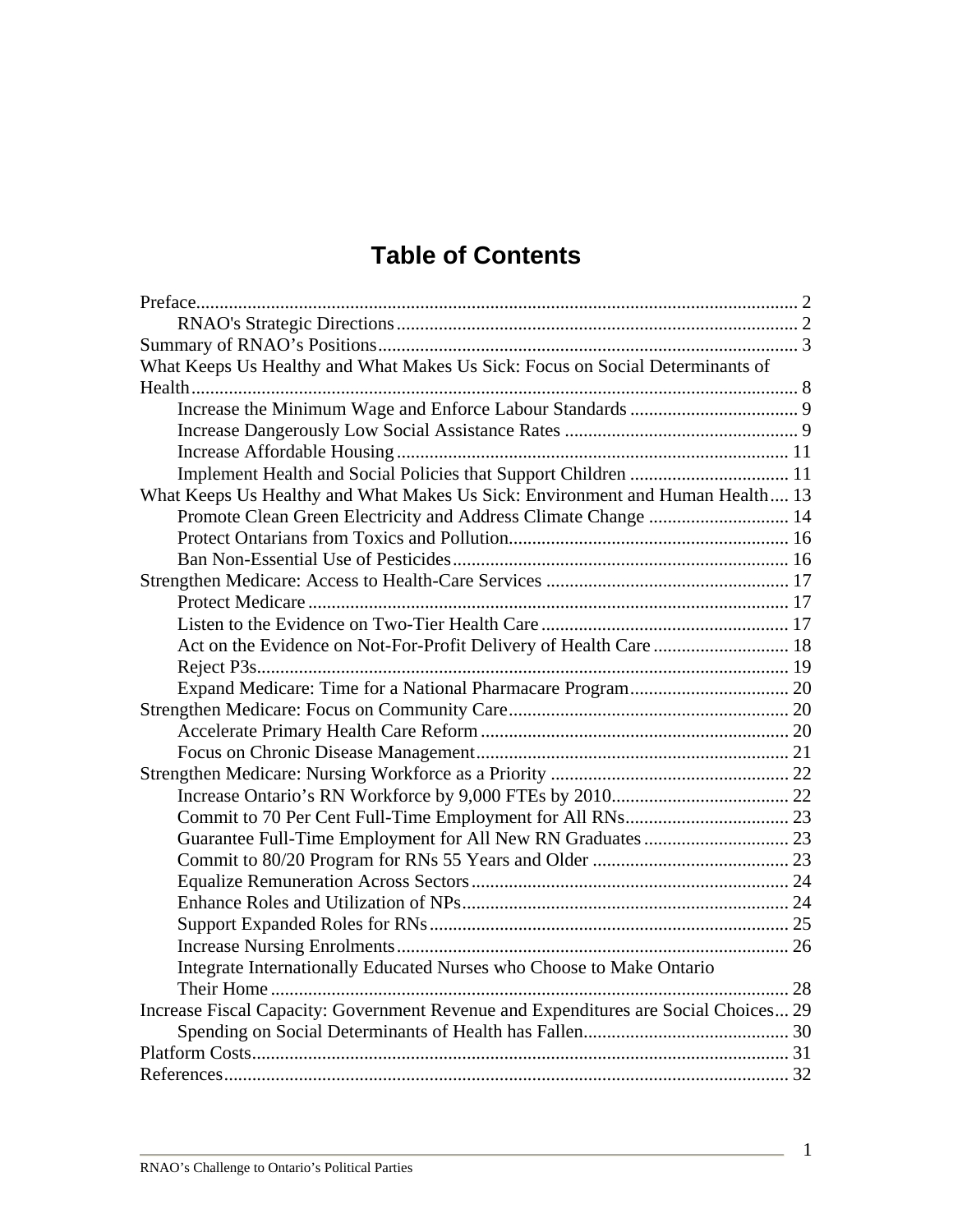# Table of Contents

Preface ........ 2
- RNAO's Strategic Directions ........ 2

Summary of RNAO's Positions ........ 3

What Keeps Us Healthy and What Makes Us Sick: Focus on Social Determinants of Health ........ 8
- Increase the Minimum Wage and Enforce Labour Standards ........ 9
- Increase Dangerously Low Social Assistance Rates ........ 9
- Increase Affordable Housing ........ 11
- Implement Health and Social Policies that Support Children ........ 11

What Keeps Us Healthy and What Makes Us Sick: Environment and Human Health ........ 13
- Promote Clean Green Electricity and Address Climate Change ........ 14
- Protect Ontarians from Toxics and Pollution ........ 16
- Ban Non-Essential Use of Pesticides ........ 16

Strengthen Medicare: Access to Health-Care Services ........ 17
- Protect Medicare ........ 17
- Listen to the Evidence on Two-Tier Health Care ........ 17
- Act on the Evidence on Not-For-Profit Delivery of Health Care ........ 18
- Reject P3s ........ 19
- Expand Medicare: Time for a National Pharmacare Program ........ 20

Strengthen Medicare: Focus on Community Care ........ 20
- Accelerate Primary Health Care Reform ........ 20
- Focus on Chronic Disease Management ........ 21

Strengthen Medicare: Nursing Workforce as a Priority ........ 22
- Increase Ontario's RN Workforce by 9,000 FTEs by 2010 ........ 22
- Commit to 70 Per Cent Full-Time Employment for All RNs ........ 23
- Guarantee Full-Time Employment for All New RN Graduates ........ 23
- Commit to 80/20 Program for RNs 55 Years and Older ........ 23
- Equalize Remuneration Across Sectors ........ 24
- Enhance Roles and Utilization of NPs ........ 24
- Support Expanded Roles for RNs ........ 25
- Increase Nursing Enrolments ........ 26
- Integrate Internationally Educated Nurses who Choose to Make Ontario Their Home ........ 28

Increase Fiscal Capacity: Government Revenue and Expenditures are Social Choices ........ 29
- Spending on Social Determinants of Health has Fallen ........ 30

Platform Costs ........ 31

References ........ 32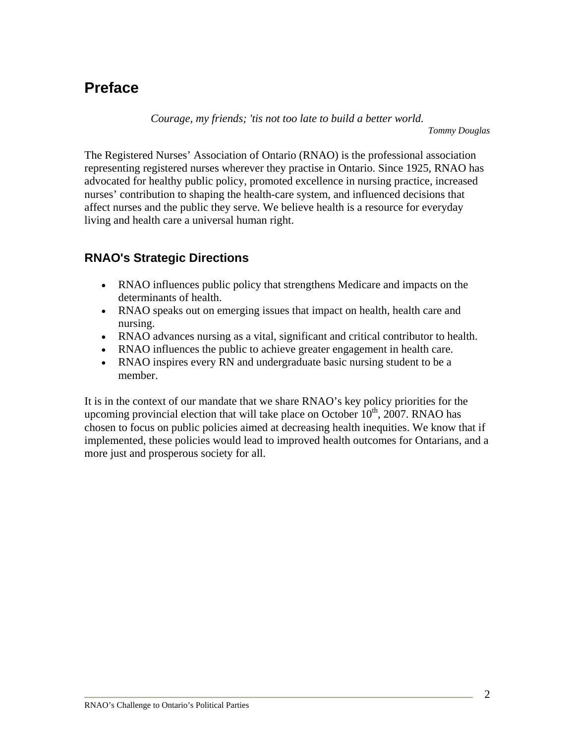# Preface

*Courage, my friends; 'tis not too late to build a better world.*

*Tommy Douglas*

The Registered Nurses' Association of Ontario (RNAO) is the professional association representing registered nurses wherever they practise in Ontario. Since 1925, RNAO has advocated for healthy public policy, promoted excellence in nursing practice, increased nurses' contribution to shaping the health-care system, and influenced decisions that affect nurses and the public they serve. We believe health is a resource for everyday living and health care a universal human right.

## RNAO's Strategic Directions

- RNAO influences public policy that strengthens Medicare and impacts on the determinants of health.
- RNAO speaks out on emerging issues that impact on health, health care and nursing.
- RNAO advances nursing as a vital, significant and critical contributor to health.
- RNAO influences the public to achieve greater engagement in health care.
- RNAO inspires every RN and undergraduate basic nursing student to be a member.

It is in the context of our mandate that we share RNAO's key policy priorities for the upcoming provincial election that will take place on October 10th, 2007. RNAO has chosen to focus on public policies aimed at decreasing health inequities. We know that if implemented, these policies would lead to improved health outcomes for Ontarians, and a more just and prosperous society for all.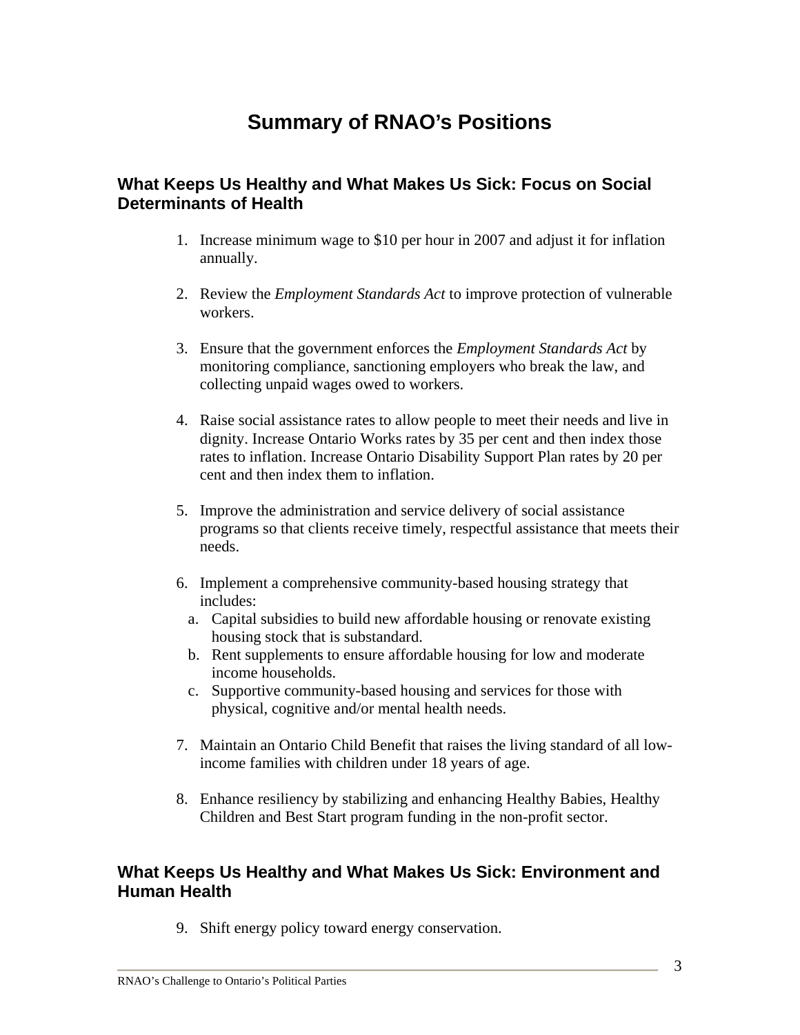# Summary of RNAO's Positions

## What Keeps Us Healthy and What Makes Us Sick: Focus on Social Determinants of Health

1. Increase minimum wage to $10 per hour in 2007 and adjust it for inflation annually.

2. Review the *Employment Standards Act* to improve protection of vulnerable workers.

3. Ensure that the government enforces the *Employment Standards Act* by monitoring compliance, sanctioning employers who break the law, and collecting unpaid wages owed to workers.

4. Raise social assistance rates to allow people to meet their needs and live in dignity. Increase Ontario Works rates by 35 per cent and then index those rates to inflation. Increase Ontario Disability Support Plan rates by 20 per cent and then index them to inflation.

5. Improve the administration and service delivery of social assistance programs so that clients receive timely, respectful assistance that meets their needs.

6. Implement a comprehensive community-based housing strategy that includes:
   a. Capital subsidies to build new affordable housing or renovate existing housing stock that is substandard.
   b. Rent supplements to ensure affordable housing for low and moderate income households.
   c. Supportive community-based housing and services for those with physical, cognitive and/or mental health needs.

7. Maintain an Ontario Child Benefit that raises the living standard of all low-income families with children under 18 years of age.

8. Enhance resiliency by stabilizing and enhancing Healthy Babies, Healthy Children and Best Start program funding in the non-profit sector.

## What Keeps Us Healthy and What Makes Us Sick: Environment and Human Health

9. Shift energy policy toward energy conservation.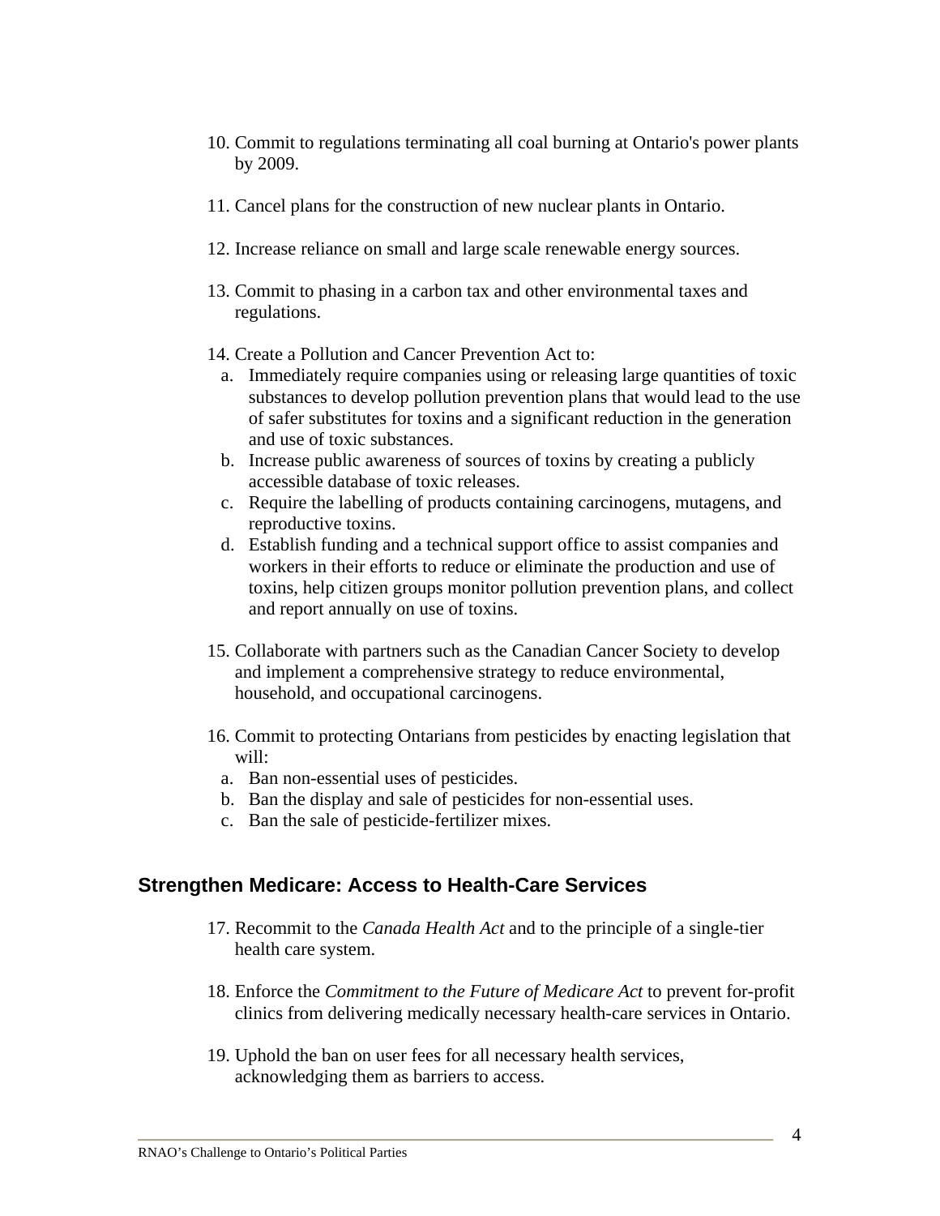10. Commit to regulations terminating all coal burning at Ontario's power plants by 2009.

11. Cancel plans for the construction of new nuclear plants in Ontario.

12. Increase reliance on small and large scale renewable energy sources.

13. Commit to phasing in a carbon tax and other environmental taxes and regulations.

14. Create a Pollution and Cancer Prevention Act to:
    a. Immediately require companies using or releasing large quantities of toxic substances to develop pollution prevention plans that would lead to the use of safer substitutes for toxins and a significant reduction in the generation and use of toxic substances.
    b. Increase public awareness of sources of toxins by creating a publicly accessible database of toxic releases.
    c. Require the labelling of products containing carcinogens, mutagens, and reproductive toxins.
    d. Establish funding and a technical support office to assist companies and workers in their efforts to reduce or eliminate the production and use of toxins, help citizen groups monitor pollution prevention plans, and collect and report annually on use of toxins.

15. Collaborate with partners such as the Canadian Cancer Society to develop and implement a comprehensive strategy to reduce environmental, household, and occupational carcinogens.

16. Commit to protecting Ontarians from pesticides by enacting legislation that will:
    a. Ban non-essential uses of pesticides.
    b. Ban the display and sale of pesticides for non-essential uses.
    c. Ban the sale of pesticide-fertilizer mixes.

## Strengthen Medicare: Access to Health-Care Services

17. Recommit to the *Canada Health Act* and to the principle of a single-tier health care system.

18. Enforce the *Commitment to the Future of Medicare Act* to prevent for-profit clinics from delivering medically necessary health-care services in Ontario.

19. Uphold the ban on user fees for all necessary health services, acknowledging them as barriers to access.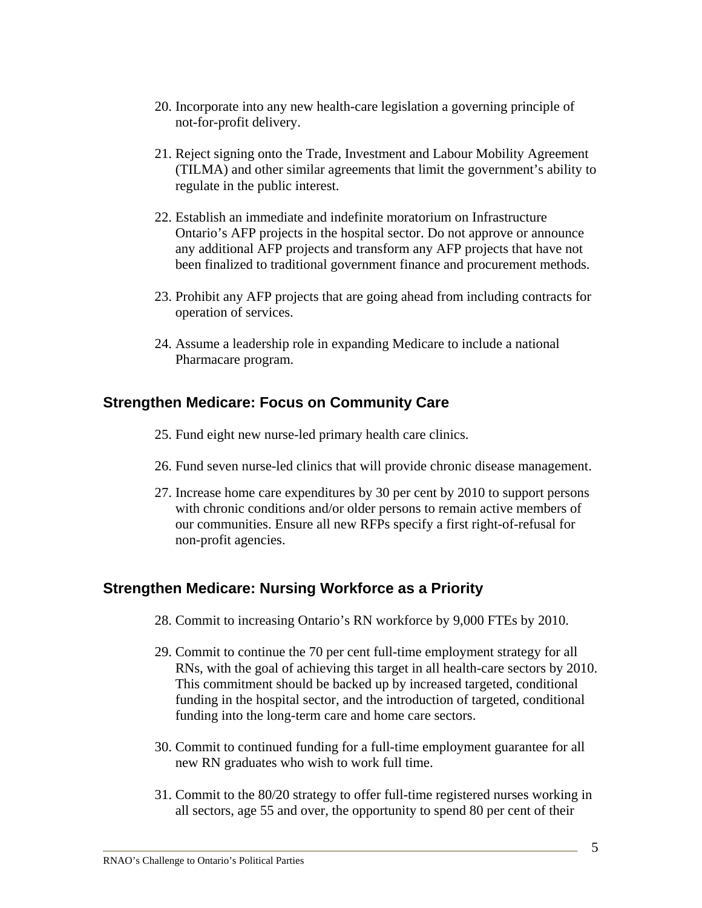20. Incorporate into any new health-care legislation a governing principle of not-for-profit delivery.

21. Reject signing onto the Trade, Investment and Labour Mobility Agreement (TILMA) and other similar agreements that limit the government's ability to regulate in the public interest.

22. Establish an immediate and indefinite moratorium on Infrastructure Ontario's AFP projects in the hospital sector. Do not approve or announce any additional AFP projects and transform any AFP projects that have not been finalized to traditional government finance and procurement methods.

23. Prohibit any AFP projects that are going ahead from including contracts for operation of services.

24. Assume a leadership role in expanding Medicare to include a national Pharmacare program.

## Strengthen Medicare: Focus on Community Care

25. Fund eight new nurse-led primary health care clinics.

26. Fund seven nurse-led clinics that will provide chronic disease management.

27. Increase home care expenditures by 30 per cent by 2010 to support persons with chronic conditions and/or older persons to remain active members of our communities. Ensure all new RFPs specify a first right-of-refusal for non-profit agencies.

## Strengthen Medicare: Nursing Workforce as a Priority

28. Commit to increasing Ontario's RN workforce by 9,000 FTEs by 2010.

29. Commit to continue the 70 per cent full-time employment strategy for all RNs, with the goal of achieving this target in all health-care sectors by 2010. This commitment should be backed up by increased targeted, conditional funding in the hospital sector, and the introduction of targeted, conditional funding into the long-term care and home care sectors.

30. Commit to continued funding for a full-time employment guarantee for all new RN graduates who wish to work full time.

31. Commit to the 80/20 strategy to offer full-time registered nurses working in all sectors, age 55 and over, the opportunity to spend 80 per cent of their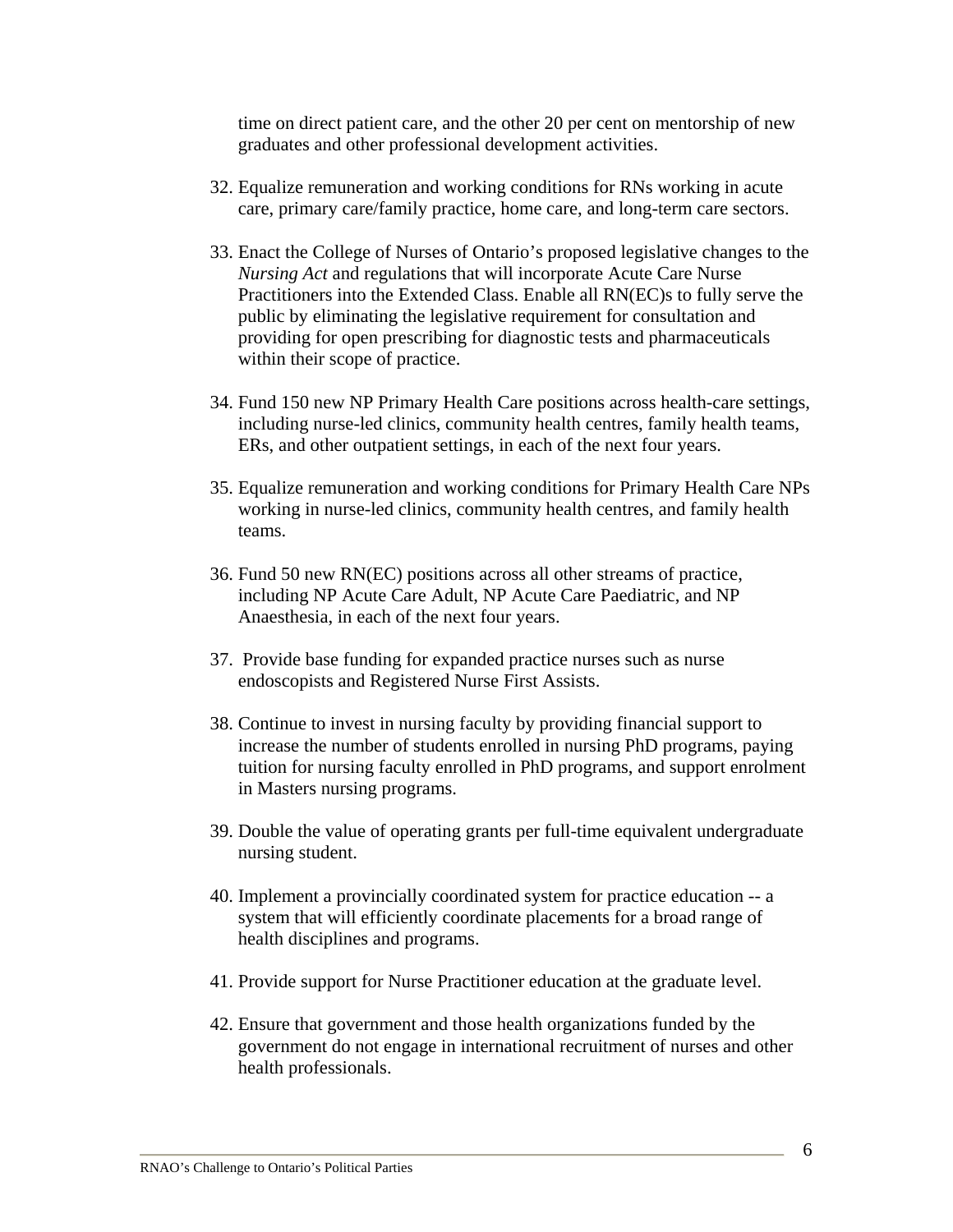time on direct patient care, and the other 20 per cent on mentorship of new graduates and other professional development activities.

32. Equalize remuneration and working conditions for RNs working in acute care, primary care/family practice, home care, and long-term care sectors.

33. Enact the College of Nurses of Ontario's proposed legislative changes to the *Nursing Act* and regulations that will incorporate Acute Care Nurse Practitioners into the Extended Class. Enable all RN(EC)s to fully serve the public by eliminating the legislative requirement for consultation and providing for open prescribing for diagnostic tests and pharmaceuticals within their scope of practice.

34. Fund 150 new NP Primary Health Care positions across health-care settings, including nurse-led clinics, community health centres, family health teams, ERs, and other outpatient settings, in each of the next four years.

35. Equalize remuneration and working conditions for Primary Health Care NPs working in nurse-led clinics, community health centres, and family health teams.

36. Fund 50 new RN(EC) positions across all other streams of practice, including NP Acute Care Adult, NP Acute Care Paediatric, and NP Anaesthesia, in each of the next four years.

37. Provide base funding for expanded practice nurses such as nurse endoscopists and Registered Nurse First Assists.

38. Continue to invest in nursing faculty by providing financial support to increase the number of students enrolled in nursing PhD programs, paying tuition for nursing faculty enrolled in PhD programs, and support enrolment in Masters nursing programs.

39. Double the value of operating grants per full-time equivalent undergraduate nursing student.

40. Implement a provincially coordinated system for practice education -- a system that will efficiently coordinate placements for a broad range of health disciplines and programs.

41. Provide support for Nurse Practitioner education at the graduate level.

42. Ensure that government and those health organizations funded by the government do not engage in international recruitment of nurses and other health professionals.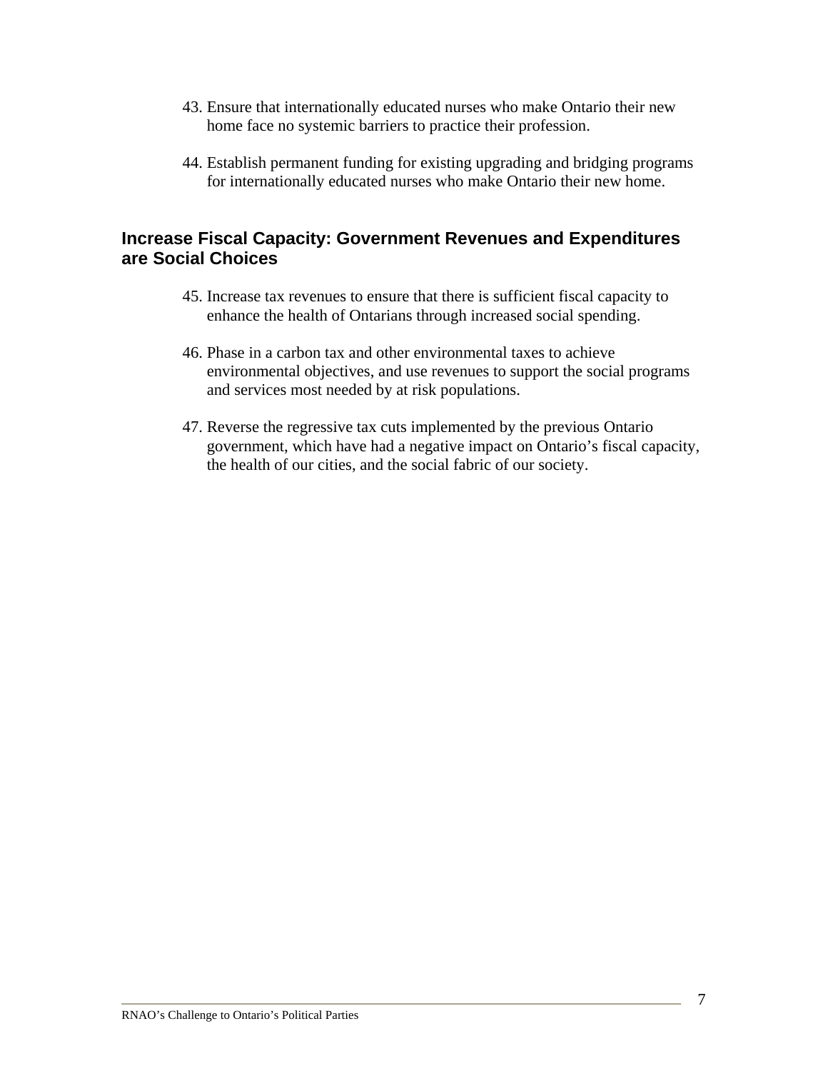43. Ensure that internationally educated nurses who make Ontario their new home face no systemic barriers to practice their profession.

44. Establish permanent funding for existing upgrading and bridging programs for internationally educated nurses who make Ontario their new home.

## Increase Fiscal Capacity: Government Revenues and Expenditures are Social Choices

45. Increase tax revenues to ensure that there is sufficient fiscal capacity to enhance the health of Ontarians through increased social spending.

46. Phase in a carbon tax and other environmental taxes to achieve environmental objectives, and use revenues to support the social programs and services most needed by at risk populations.

47. Reverse the regressive tax cuts implemented by the previous Ontario government, which have had a negative impact on Ontario's fiscal capacity, the health of our cities, and the social fabric of our society.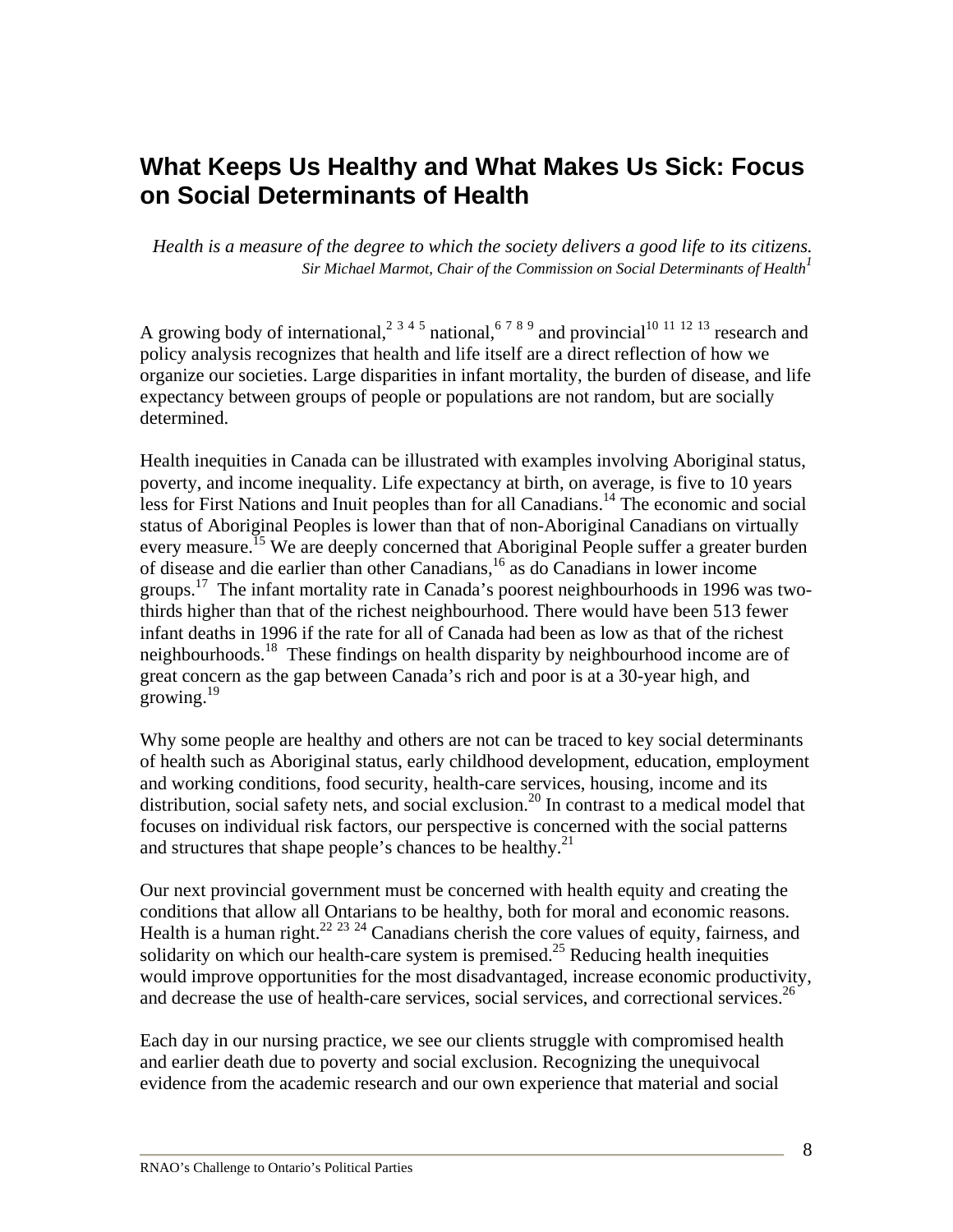# What Keeps Us Healthy and What Makes Us Sick: Focus on Social Determinants of Health

*Health is a measure of the degree to which the society delivers a good life to its citizens.*
*Sir Michael Marmot, Chair of the Commission on Social Determinants of Health*[1]

A growing body of international,[2 3 4 5] national,[6 7 8 9] and provincial[10 11 12 13] research and policy analysis recognizes that health and life itself are a direct reflection of how we organize our societies. Large disparities in infant mortality, the burden of disease, and life expectancy between groups of people or populations are not random, but are socially determined.

Health inequities in Canada can be illustrated with examples involving Aboriginal status, poverty, and income inequality. Life expectancy at birth, on average, is five to 10 years less for First Nations and Inuit peoples than for all Canadians.[14] The economic and social status of Aboriginal Peoples is lower than that of non-Aboriginal Canadians on virtually every measure.[15] We are deeply concerned that Aboriginal People suffer a greater burden of disease and die earlier than other Canadians,[16] as do Canadians in lower income groups.[17] The infant mortality rate in Canada's poorest neighbourhoods in 1996 was two-thirds higher than that of the richest neighbourhood. There would have been 513 fewer infant deaths in 1996 if the rate for all of Canada had been as low as that of the richest neighbourhoods.[18] These findings on health disparity by neighbourhood income are of great concern as the gap between Canada's rich and poor is at a 30-year high, and growing.[19]

Why some people are healthy and others are not can be traced to key social determinants of health such as Aboriginal status, early childhood development, education, employment and working conditions, food security, health-care services, housing, income and its distribution, social safety nets, and social exclusion.[20] In contrast to a medical model that focuses on individual risk factors, our perspective is concerned with the social patterns and structures that shape people's chances to be healthy.[21]

Our next provincial government must be concerned with health equity and creating the conditions that allow all Ontarians to be healthy, both for moral and economic reasons. Health is a human right.[22 23 24] Canadians cherish the core values of equity, fairness, and solidarity on which our health-care system is premised.[25] Reducing health inequities would improve opportunities for the most disadvantaged, increase economic productivity, and decrease the use of health-care services, social services, and correctional services.[26]

Each day in our nursing practice, we see our clients struggle with compromised health and earlier death due to poverty and social exclusion. Recognizing the unequivocal evidence from the academic research and our own experience that material and social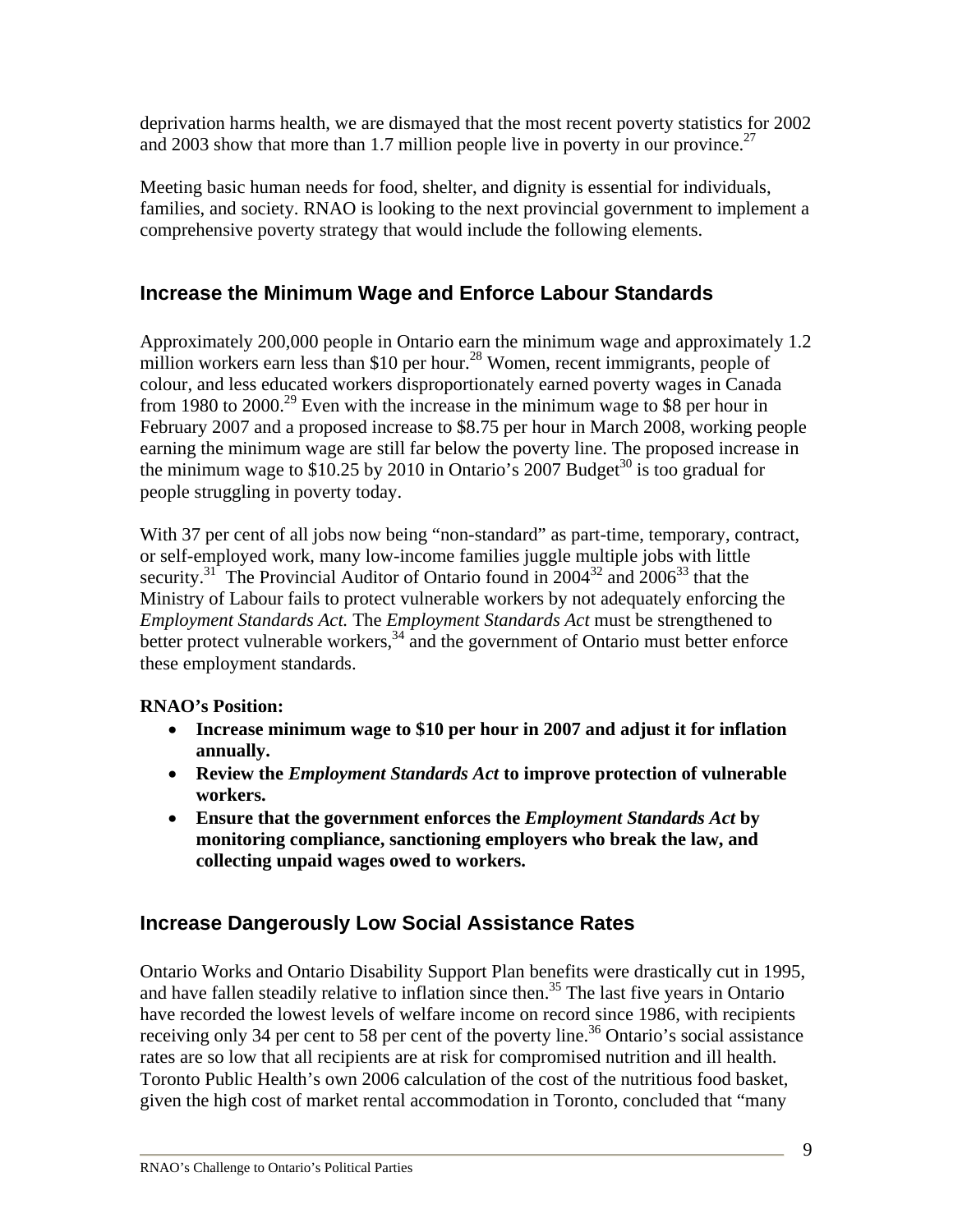deprivation harms health, we are dismayed that the most recent poverty statistics for 2002 and 2003 show that more than 1.7 million people live in poverty in our province.[27]

Meeting basic human needs for food, shelter, and dignity is essential for individuals, families, and society. RNAO is looking to the next provincial government to implement a comprehensive poverty strategy that would include the following elements.

## Increase the Minimum Wage and Enforce Labour Standards

Approximately 200,000 people in Ontario earn the minimum wage and approximately 1.2 million workers earn less than $10 per hour.[28] Women, recent immigrants, people of colour, and less educated workers disproportionately earned poverty wages in Canada from 1980 to 2000.[29] Even with the increase in the minimum wage to $8 per hour in February 2007 and a proposed increase to $8.75 per hour in March 2008, working people earning the minimum wage are still far below the poverty line. The proposed increase in the minimum wage to $10.25 by 2010 in Ontario's 2007 Budget[30] is too gradual for people struggling in poverty today.

With 37 per cent of all jobs now being "non-standard" as part-time, temporary, contract, or self-employed work, many low-income families juggle multiple jobs with little security.[31] The Provincial Auditor of Ontario found in 2004[32] and 2006[33] that the Ministry of Labour fails to protect vulnerable workers by not adequately enforcing the *Employment Standards Act.* The *Employment Standards Act* must be strengthened to better protect vulnerable workers,[34] and the government of Ontario must better enforce these employment standards.

**RNAO's Position:**

- **Increase minimum wage to $10 per hour in 2007 and adjust it for inflation annually.**
- **Review the *Employment Standards Act* to improve protection of vulnerable workers.**
- **Ensure that the government enforces the *Employment Standards Act* by monitoring compliance, sanctioning employers who break the law, and collecting unpaid wages owed to workers.**

## Increase Dangerously Low Social Assistance Rates

Ontario Works and Ontario Disability Support Plan benefits were drastically cut in 1995, and have fallen steadily relative to inflation since then.[35] The last five years in Ontario have recorded the lowest levels of welfare income on record since 1986, with recipients receiving only 34 per cent to 58 per cent of the poverty line.[36] Ontario's social assistance rates are so low that all recipients are at risk for compromised nutrition and ill health. Toronto Public Health's own 2006 calculation of the cost of the nutritious food basket, given the high cost of market rental accommodation in Toronto, concluded that "many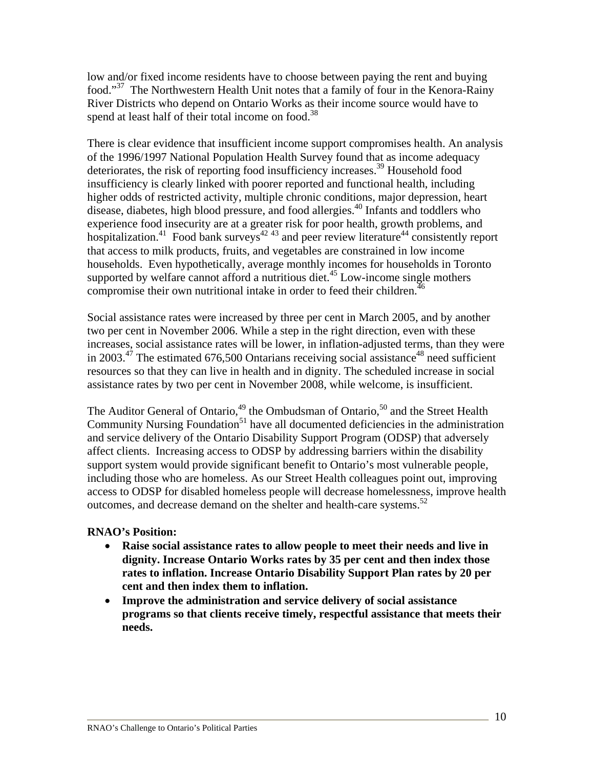low and/or fixed income residents have to choose between paying the rent and buying food."[37] The Northwestern Health Unit notes that a family of four in the Kenora-Rainy River Districts who depend on Ontario Works as their income source would have to spend at least half of their total income on food.[38]

There is clear evidence that insufficient income support compromises health. An analysis of the 1996/1997 National Population Health Survey found that as income adequacy deteriorates, the risk of reporting food insufficiency increases.[39] Household food insufficiency is clearly linked with poorer reported and functional health, including higher odds of restricted activity, multiple chronic conditions, major depression, heart disease, diabetes, high blood pressure, and food allergies.[40] Infants and toddlers who experience food insecurity are at a greater risk for poor health, growth problems, and hospitalization.[41] Food bank surveys[42 43] and peer review literature[44] consistently report that access to milk products, fruits, and vegetables are constrained in low income households. Even hypothetically, average monthly incomes for households in Toronto supported by welfare cannot afford a nutritious diet.[45] Low-income single mothers compromise their own nutritional intake in order to feed their children.[46]

Social assistance rates were increased by three per cent in March 2005, and by another two per cent in November 2006. While a step in the right direction, even with these increases, social assistance rates will be lower, in inflation-adjusted terms, than they were in 2003.[47] The estimated 676,500 Ontarians receiving social assistance[48] need sufficient resources so that they can live in health and in dignity. The scheduled increase in social assistance rates by two per cent in November 2008, while welcome, is insufficient.

The Auditor General of Ontario,[49] the Ombudsman of Ontario,[50] and the Street Health Community Nursing Foundation[51] have all documented deficiencies in the administration and service delivery of the Ontario Disability Support Program (ODSP) that adversely affect clients. Increasing access to ODSP by addressing barriers within the disability support system would provide significant benefit to Ontario's most vulnerable people, including those who are homeless. As our Street Health colleagues point out, improving access to ODSP for disabled homeless people will decrease homelessness, improve health outcomes, and decrease demand on the shelter and health-care systems.[52]

**RNAO's Position:**

- **Raise social assistance rates to allow people to meet their needs and live in dignity. Increase Ontario Works rates by 35 per cent and then index those rates to inflation. Increase Ontario Disability Support Plan rates by 20 per cent and then index them to inflation.**
- **Improve the administration and service delivery of social assistance programs so that clients receive timely, respectful assistance that meets their needs.**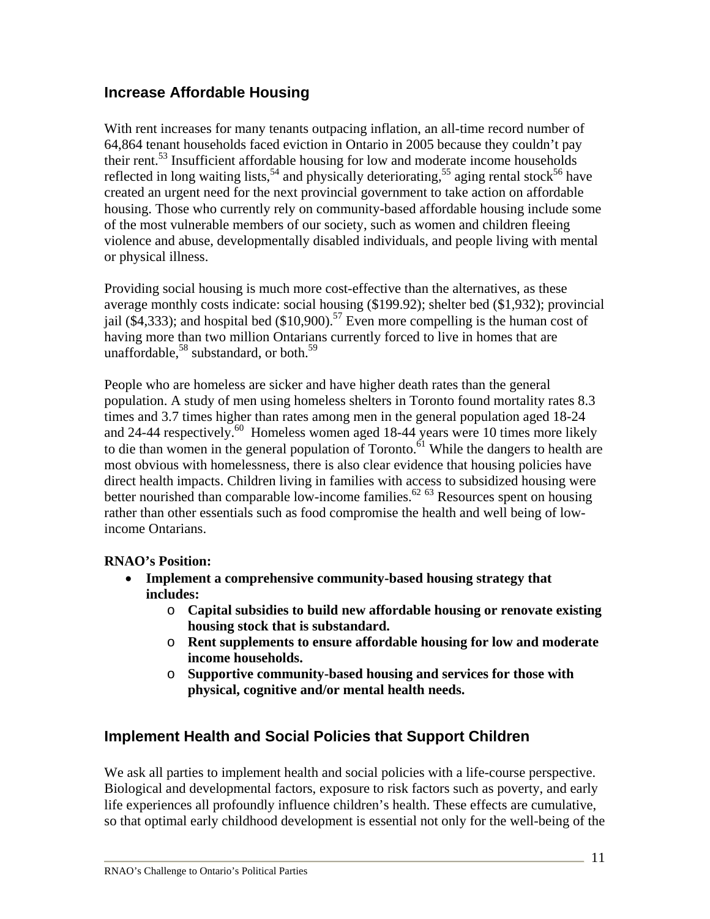## Increase Affordable Housing

With rent increases for many tenants outpacing inflation, an all-time record number of 64,864 tenant households faced eviction in Ontario in 2005 because they couldn't pay their rent.[53] Insufficient affordable housing for low and moderate income households reflected in long waiting lists,[54] and physically deteriorating,[55] aging rental stock[56] have created an urgent need for the next provincial government to take action on affordable housing. Those who currently rely on community-based affordable housing include some of the most vulnerable members of our society, such as women and children fleeing violence and abuse, developmentally disabled individuals, and people living with mental or physical illness.

Providing social housing is much more cost-effective than the alternatives, as these average monthly costs indicate: social housing ($199.92); shelter bed ($1,932); provincial jail ($4,333); and hospital bed ($10,900).[57] Even more compelling is the human cost of having more than two million Ontarians currently forced to live in homes that are unaffordable,[58] substandard, or both.[59]

People who are homeless are sicker and have higher death rates than the general population. A study of men using homeless shelters in Toronto found mortality rates 8.3 times and 3.7 times higher than rates among men in the general population aged 18-24 and 24-44 respectively.[60] Homeless women aged 18-44 years were 10 times more likely to die than women in the general population of Toronto.[61] While the dangers to health are most obvious with homelessness, there is also clear evidence that housing policies have direct health impacts. Children living in families with access to subsidized housing were better nourished than comparable low-income families.[62] [63] Resources spent on housing rather than other essentials such as food compromise the health and well being of low-income Ontarians.

**RNAO's Position:**

- **Implement a comprehensive community-based housing strategy that includes:**
  - **Capital subsidies to build new affordable housing or renovate existing housing stock that is substandard.**
  - **Rent supplements to ensure affordable housing for low and moderate income households.**
  - **Supportive community-based housing and services for those with physical, cognitive and/or mental health needs.**

## Implement Health and Social Policies that Support Children

We ask all parties to implement health and social policies with a life-course perspective. Biological and developmental factors, exposure to risk factors such as poverty, and early life experiences all profoundly influence children's health. These effects are cumulative, so that optimal early childhood development is essential not only for the well-being of the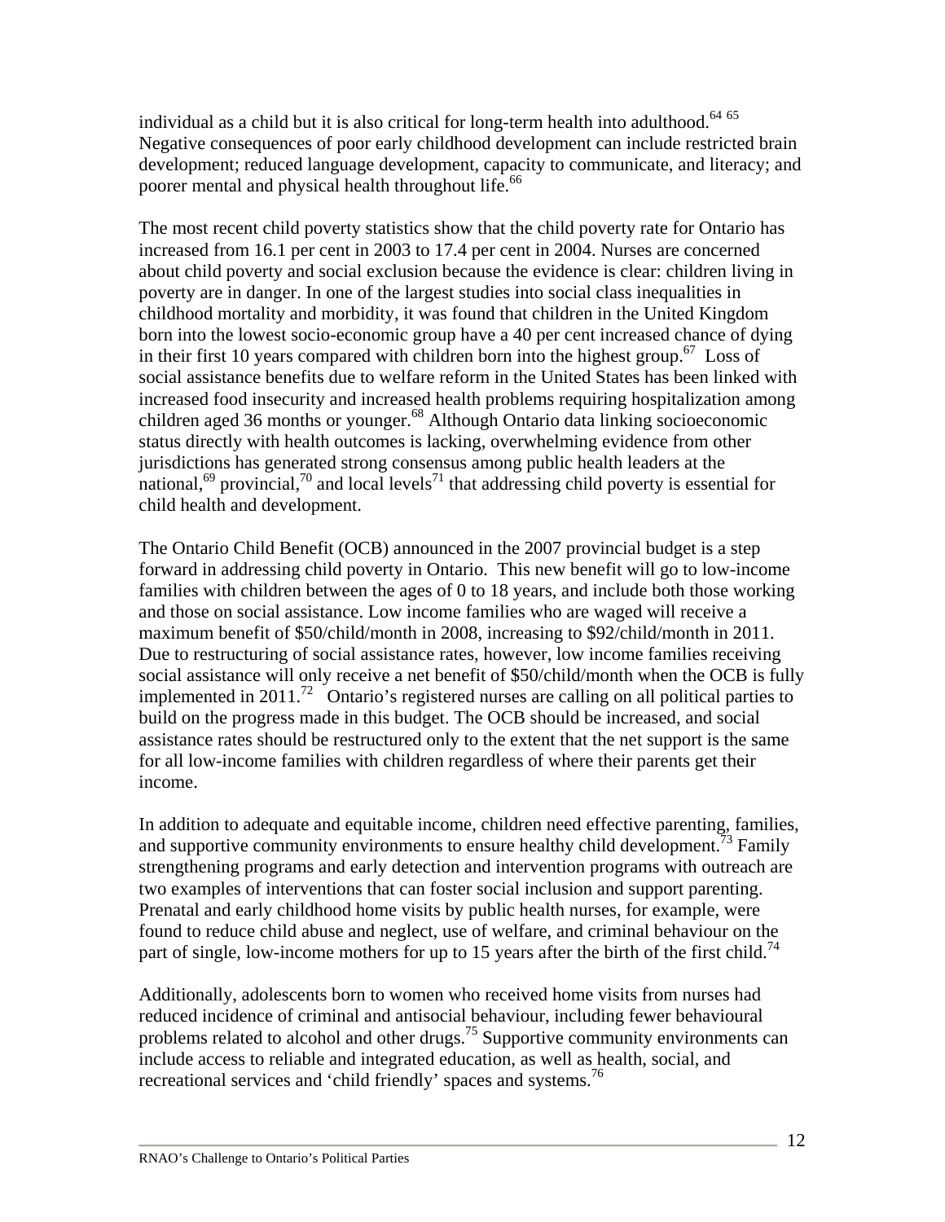individual as a child but it is also critical for long-term health into adulthood.[64 65] Negative consequences of poor early childhood development can include restricted brain development; reduced language development, capacity to communicate, and literacy; and poorer mental and physical health throughout life.[66]

The most recent child poverty statistics show that the child poverty rate for Ontario has increased from 16.1 per cent in 2003 to 17.4 per cent in 2004. Nurses are concerned about child poverty and social exclusion because the evidence is clear: children living in poverty are in danger. In one of the largest studies into social class inequalities in childhood mortality and morbidity, it was found that children in the United Kingdom born into the lowest socio-economic group have a 40 per cent increased chance of dying in their first 10 years compared with children born into the highest group.[67] Loss of social assistance benefits due to welfare reform in the United States has been linked with increased food insecurity and increased health problems requiring hospitalization among children aged 36 months or younger.[68] Although Ontario data linking socioeconomic status directly with health outcomes is lacking, overwhelming evidence from other jurisdictions has generated strong consensus among public health leaders at the national,[69] provincial,[70] and local levels[71] that addressing child poverty is essential for child health and development.

The Ontario Child Benefit (OCB) announced in the 2007 provincial budget is a step forward in addressing child poverty in Ontario. This new benefit will go to low-income families with children between the ages of 0 to 18 years, and include both those working and those on social assistance. Low income families who are waged will receive a maximum benefit of $50/child/month in 2008, increasing to $92/child/month in 2011. Due to restructuring of social assistance rates, however, low income families receiving social assistance will only receive a net benefit of $50/child/month when the OCB is fully implemented in 2011.[72] Ontario's registered nurses are calling on all political parties to build on the progress made in this budget. The OCB should be increased, and social assistance rates should be restructured only to the extent that the net support is the same for all low-income families with children regardless of where their parents get their income.

In addition to adequate and equitable income, children need effective parenting, families, and supportive community environments to ensure healthy child development.[73] Family strengthening programs and early detection and intervention programs with outreach are two examples of interventions that can foster social inclusion and support parenting. Prenatal and early childhood home visits by public health nurses, for example, were found to reduce child abuse and neglect, use of welfare, and criminal behaviour on the part of single, low-income mothers for up to 15 years after the birth of the first child.[74]

Additionally, adolescents born to women who received home visits from nurses had reduced incidence of criminal and antisocial behaviour, including fewer behavioural problems related to alcohol and other drugs.[75] Supportive community environments can include access to reliable and integrated education, as well as health, social, and recreational services and 'child friendly' spaces and systems.[76]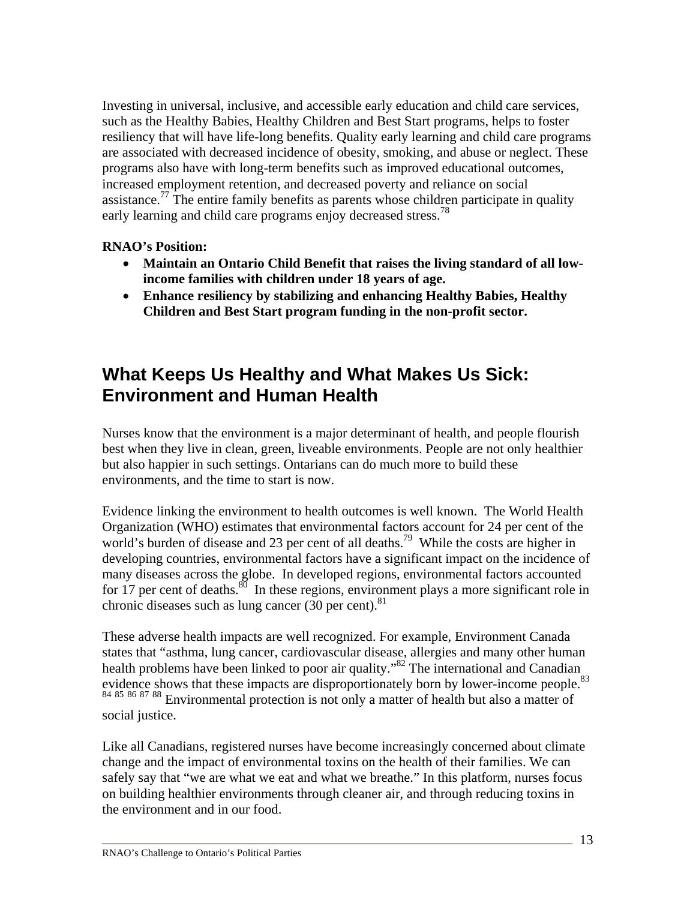Investing in universal, inclusive, and accessible early education and child care services, such as the Healthy Babies, Healthy Children and Best Start programs, helps to foster resiliency that will have life-long benefits. Quality early learning and child care programs are associated with decreased incidence of obesity, smoking, and abuse or neglect. These programs also have with long-term benefits such as improved educational outcomes, increased employment retention, and decreased poverty and reliance on social assistance.[77] The entire family benefits as parents whose children participate in quality early learning and child care programs enjoy decreased stress.[78]

**RNAO's Position:**

- **Maintain an Ontario Child Benefit that raises the living standard of all low-income families with children under 18 years of age.**
- **Enhance resiliency by stabilizing and enhancing Healthy Babies, Healthy Children and Best Start program funding in the non-profit sector.**

## What Keeps Us Healthy and What Makes Us Sick: Environment and Human Health

Nurses know that the environment is a major determinant of health, and people flourish best when they live in clean, green, liveable environments. People are not only healthier but also happier in such settings. Ontarians can do much more to build these environments, and the time to start is now.

Evidence linking the environment to health outcomes is well known. The World Health Organization (WHO) estimates that environmental factors account for 24 per cent of the world's burden of disease and 23 per cent of all deaths.[79] While the costs are higher in developing countries, environmental factors have a significant impact on the incidence of many diseases across the globe. In developed regions, environmental factors accounted for 17 per cent of deaths.[80] In these regions, environment plays a more significant role in chronic diseases such as lung cancer (30 per cent).[81]

These adverse health impacts are well recognized. For example, Environment Canada states that "asthma, lung cancer, cardiovascular disease, allergies and many other human health problems have been linked to poor air quality."[82] The international and Canadian evidence shows that these impacts are disproportionately born by lower-income people.[83] [84] [85] [86] [87] [88] Environmental protection is not only a matter of health but also a matter of social justice.

Like all Canadians, registered nurses have become increasingly concerned about climate change and the impact of environmental toxins on the health of their families. We can safely say that "we are what we eat and what we breathe." In this platform, nurses focus on building healthier environments through cleaner air, and through reducing toxins in the environment and in our food.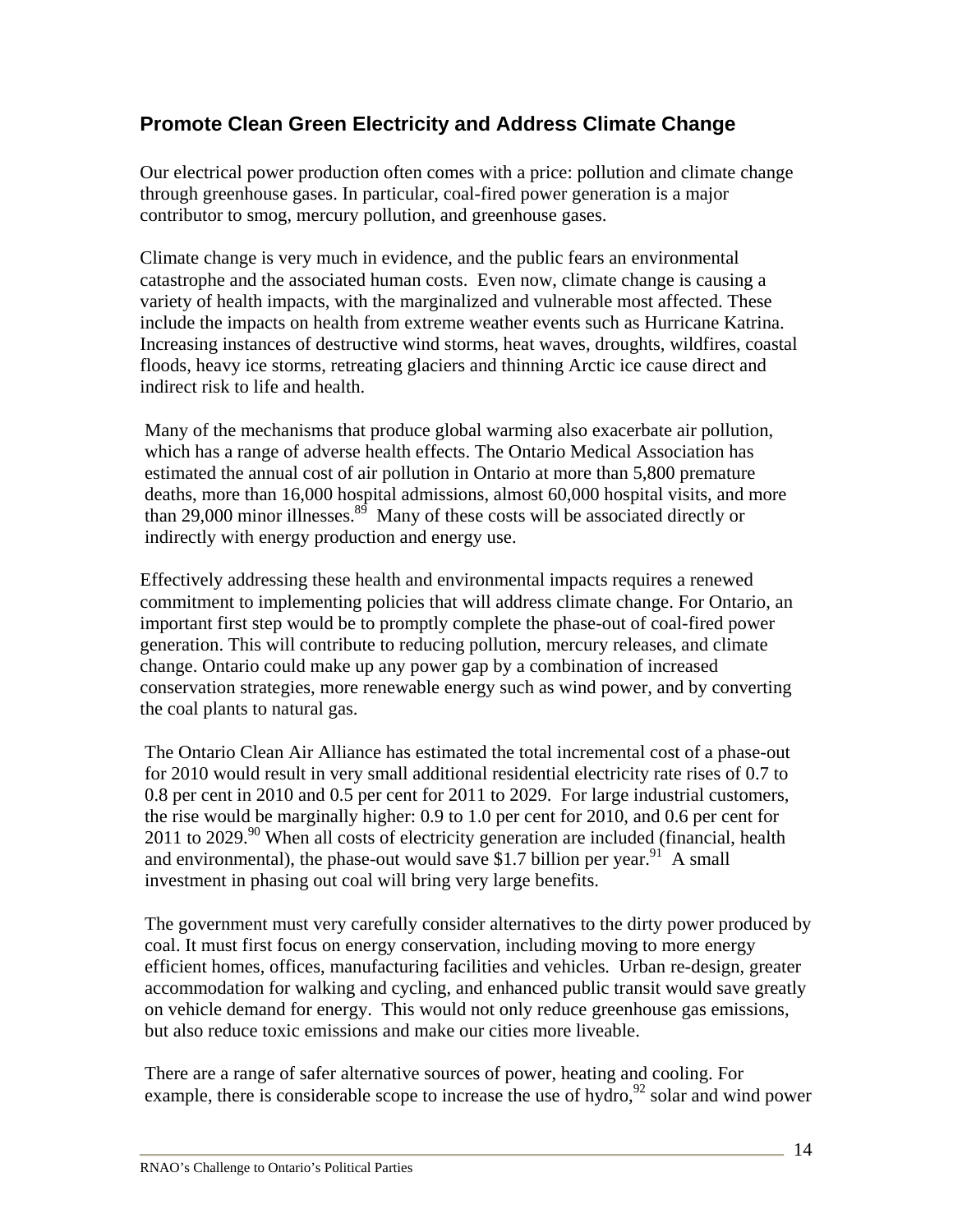## Promote Clean Green Electricity and Address Climate Change

Our electrical power production often comes with a price: pollution and climate change through greenhouse gases. In particular, coal-fired power generation is a major contributor to smog, mercury pollution, and greenhouse gases.

Climate change is very much in evidence, and the public fears an environmental catastrophe and the associated human costs. Even now, climate change is causing a variety of health impacts, with the marginalized and vulnerable most affected. These include the impacts on health from extreme weather events such as Hurricane Katrina. Increasing instances of destructive wind storms, heat waves, droughts, wildfires, coastal floods, heavy ice storms, retreating glaciers and thinning Arctic ice cause direct and indirect risk to life and health.

Many of the mechanisms that produce global warming also exacerbate air pollution, which has a range of adverse health effects. The Ontario Medical Association has estimated the annual cost of air pollution in Ontario at more than 5,800 premature deaths, more than 16,000 hospital admissions, almost 60,000 hospital visits, and more than 29,000 minor illnesses.[89] Many of these costs will be associated directly or indirectly with energy production and energy use.

Effectively addressing these health and environmental impacts requires a renewed commitment to implementing policies that will address climate change. For Ontario, an important first step would be to promptly complete the phase-out of coal-fired power generation. This will contribute to reducing pollution, mercury releases, and climate change. Ontario could make up any power gap by a combination of increased conservation strategies, more renewable energy such as wind power, and by converting the coal plants to natural gas.

The Ontario Clean Air Alliance has estimated the total incremental cost of a phase-out for 2010 would result in very small additional residential electricity rate rises of 0.7 to 0.8 per cent in 2010 and 0.5 per cent for 2011 to 2029. For large industrial customers, the rise would be marginally higher: 0.9 to 1.0 per cent for 2010, and 0.6 per cent for 2011 to 2029.[90] When all costs of electricity generation are included (financial, health and environmental), the phase-out would save $1.7 billion per year.[91] A small investment in phasing out coal will bring very large benefits.

The government must very carefully consider alternatives to the dirty power produced by coal. It must first focus on energy conservation, including moving to more energy efficient homes, offices, manufacturing facilities and vehicles. Urban re-design, greater accommodation for walking and cycling, and enhanced public transit would save greatly on vehicle demand for energy. This would not only reduce greenhouse gas emissions, but also reduce toxic emissions and make our cities more liveable.

There are a range of safer alternative sources of power, heating and cooling. For example, there is considerable scope to increase the use of hydro,[92] solar and wind power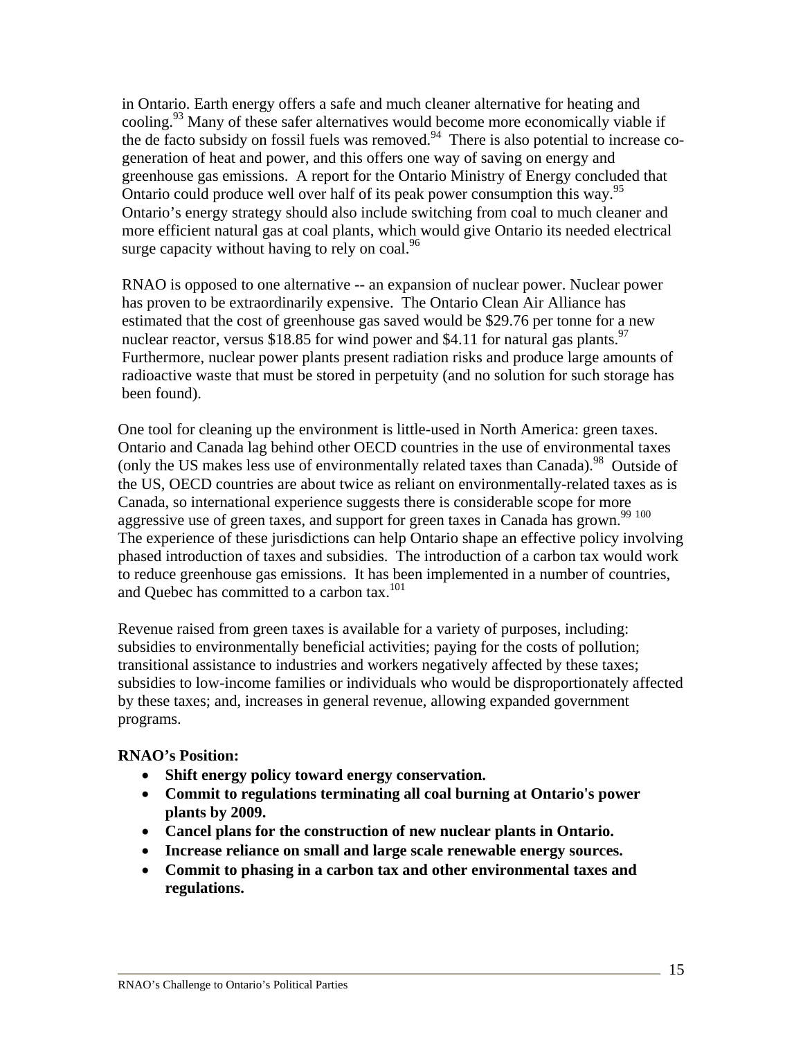in Ontario. Earth energy offers a safe and much cleaner alternative for heating and cooling.[93] Many of these safer alternatives would become more economically viable if the de facto subsidy on fossil fuels was removed.[94] There is also potential to increase co-generation of heat and power, and this offers one way of saving on energy and greenhouse gas emissions. A report for the Ontario Ministry of Energy concluded that Ontario could produce well over half of its peak power consumption this way.[95] Ontario's energy strategy should also include switching from coal to much cleaner and more efficient natural gas at coal plants, which would give Ontario its needed electrical surge capacity without having to rely on coal.[96]

RNAO is opposed to one alternative -- an expansion of nuclear power. Nuclear power has proven to be extraordinarily expensive. The Ontario Clean Air Alliance has estimated that the cost of greenhouse gas saved would be $29.76 per tonne for a new nuclear reactor, versus $18.85 for wind power and $4.11 for natural gas plants.[97] Furthermore, nuclear power plants present radiation risks and produce large amounts of radioactive waste that must be stored in perpetuity (and no solution for such storage has been found).

One tool for cleaning up the environment is little-used in North America: green taxes. Ontario and Canada lag behind other OECD countries in the use of environmental taxes (only the US makes less use of environmentally related taxes than Canada).[98] Outside of the US, OECD countries are about twice as reliant on environmentally-related taxes as is Canada, so international experience suggests there is considerable scope for more aggressive use of green taxes, and support for green taxes in Canada has grown.[99] [100] The experience of these jurisdictions can help Ontario shape an effective policy involving phased introduction of taxes and subsidies. The introduction of a carbon tax would work to reduce greenhouse gas emissions. It has been implemented in a number of countries, and Quebec has committed to a carbon tax.[101]

Revenue raised from green taxes is available for a variety of purposes, including: subsidies to environmentally beneficial activities; paying for the costs of pollution; transitional assistance to industries and workers negatively affected by these taxes; subsidies to low-income families or individuals who would be disproportionately affected by these taxes; and, increases in general revenue, allowing expanded government programs.

**RNAO's Position:**

- **Shift energy policy toward energy conservation.**
- **Commit to regulations terminating all coal burning at Ontario's power plants by 2009.**
- **Cancel plans for the construction of new nuclear plants in Ontario.**
- **Increase reliance on small and large scale renewable energy sources.**
- **Commit to phasing in a carbon tax and other environmental taxes and regulations.**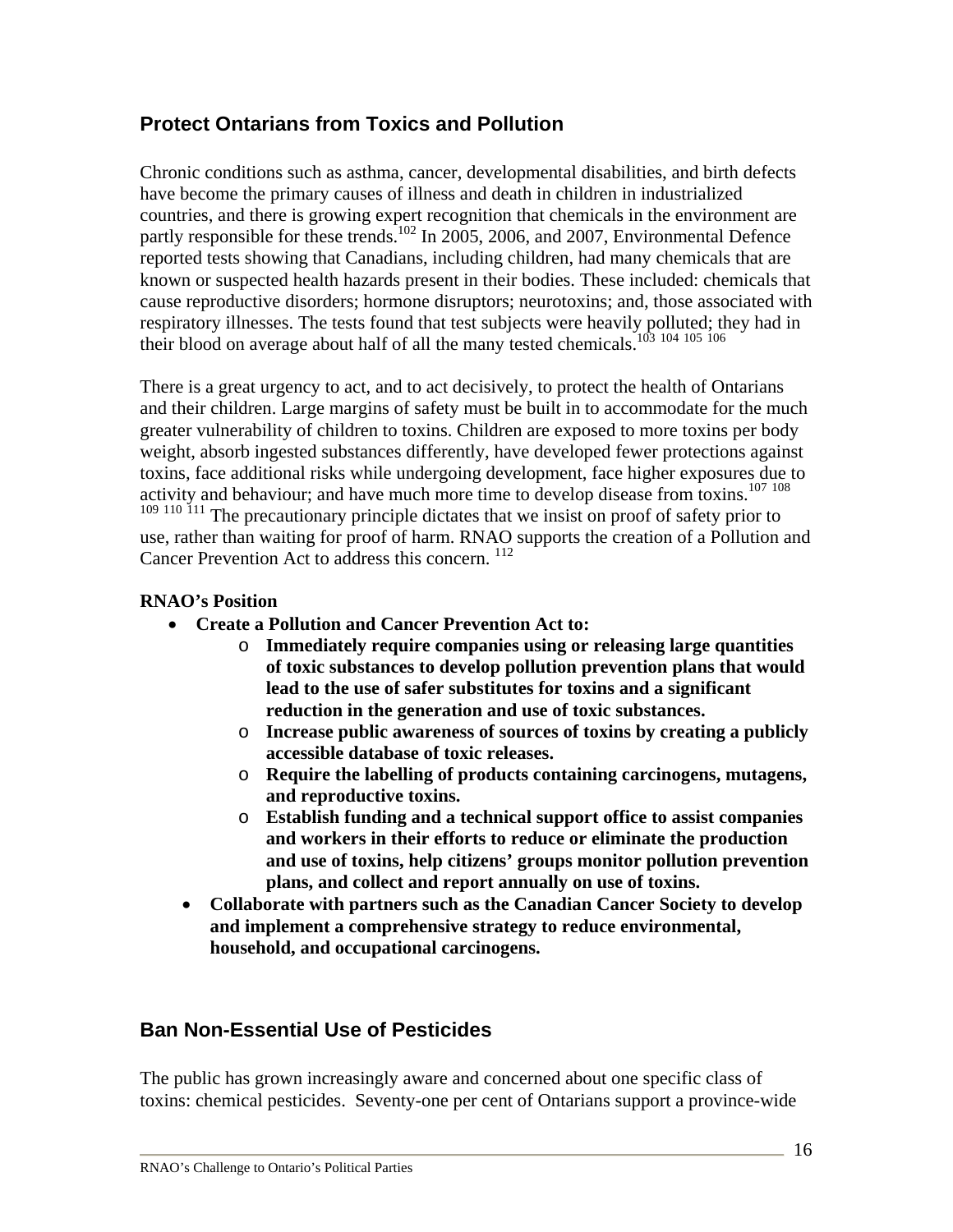## Protect Ontarians from Toxics and Pollution

Chronic conditions such as asthma, cancer, developmental disabilities, and birth defects have become the primary causes of illness and death in children in industrialized countries, and there is growing expert recognition that chemicals in the environment are partly responsible for these trends.[102] In 2005, 2006, and 2007, Environmental Defence reported tests showing that Canadians, including children, had many chemicals that are known or suspected health hazards present in their bodies. These included: chemicals that cause reproductive disorders; hormone disruptors; neurotoxins; and, those associated with respiratory illnesses. The tests found that test subjects were heavily polluted; they had in their blood on average about half of all the many tested chemicals.[103] [104] [105] [106]

There is a great urgency to act, and to act decisively, to protect the health of Ontarians and their children. Large margins of safety must be built in to accommodate for the much greater vulnerability of children to toxins. Children are exposed to more toxins per body weight, absorb ingested substances differently, have developed fewer protections against toxins, face additional risks while undergoing development, face higher exposures due to activity and behaviour; and have much more time to develop disease from toxins.[107] [108] [109] [110] [111] The precautionary principle dictates that we insist on proof of safety prior to use, rather than waiting for proof of harm. RNAO supports the creation of a Pollution and Cancer Prevention Act to address this concern. [112]

**RNAO's Position**

- **Create a Pollution and Cancer Prevention Act to:**
  - **Immediately require companies using or releasing large quantities of toxic substances to develop pollution prevention plans that would lead to the use of safer substitutes for toxins and a significant reduction in the generation and use of toxic substances.**
  - **Increase public awareness of sources of toxins by creating a publicly accessible database of toxic releases.**
  - **Require the labelling of products containing carcinogens, mutagens, and reproductive toxins.**
  - **Establish funding and a technical support office to assist companies and workers in their efforts to reduce or eliminate the production and use of toxins, help citizens' groups monitor pollution prevention plans, and collect and report annually on use of toxins.**
- **Collaborate with partners such as the Canadian Cancer Society to develop and implement a comprehensive strategy to reduce environmental, household, and occupational carcinogens.**

## Ban Non-Essential Use of Pesticides

The public has grown increasingly aware and concerned about one specific class of toxins: chemical pesticides. Seventy-one per cent of Ontarians support a province-wide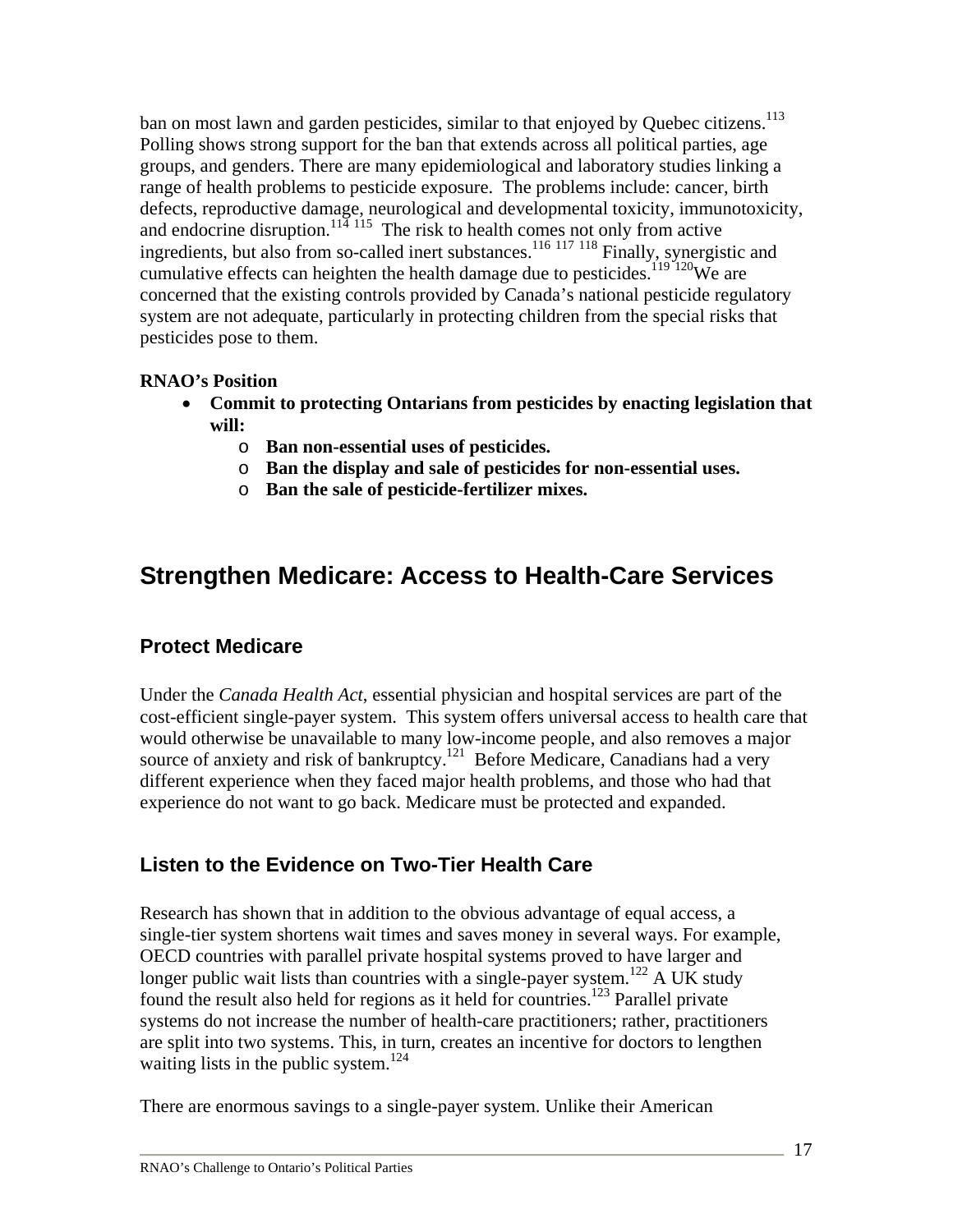ban on most lawn and garden pesticides, similar to that enjoyed by Quebec citizens.[113] Polling shows strong support for the ban that extends across all political parties, age groups, and genders. There are many epidemiological and laboratory studies linking a range of health problems to pesticide exposure. The problems include: cancer, birth defects, reproductive damage, neurological and developmental toxicity, immunotoxicity, and endocrine disruption.[114 115] The risk to health comes not only from active ingredients, but also from so-called inert substances.[116 117 118] Finally, synergistic and cumulative effects can heighten the health damage due to pesticides.[119 120] We are concerned that the existing controls provided by Canada's national pesticide regulatory system are not adequate, particularly in protecting children from the special risks that pesticides pose to them.

**RNAO's Position**

- **Commit to protecting Ontarians from pesticides by enacting legislation that will:**
  - **Ban non-essential uses of pesticides.**
  - **Ban the display and sale of pesticides for non-essential uses.**
  - **Ban the sale of pesticide-fertilizer mixes.**

# Strengthen Medicare: Access to Health-Care Services

## Protect Medicare

Under the *Canada Health Act*, essential physician and hospital services are part of the cost-efficient single-payer system. This system offers universal access to health care that would otherwise be unavailable to many low-income people, and also removes a major source of anxiety and risk of bankruptcy.[121] Before Medicare, Canadians had a very different experience when they faced major health problems, and those who had that experience do not want to go back. Medicare must be protected and expanded.

## Listen to the Evidence on Two-Tier Health Care

Research has shown that in addition to the obvious advantage of equal access, a single-tier system shortens wait times and saves money in several ways. For example, OECD countries with parallel private hospital systems proved to have larger and longer public wait lists than countries with a single-payer system.[122] A UK study found the result also held for regions as it held for countries.[123] Parallel private systems do not increase the number of health-care practitioners; rather, practitioners are split into two systems. This, in turn, creates an incentive for doctors to lengthen waiting lists in the public system.[124]

There are enormous savings to a single-payer system. Unlike their American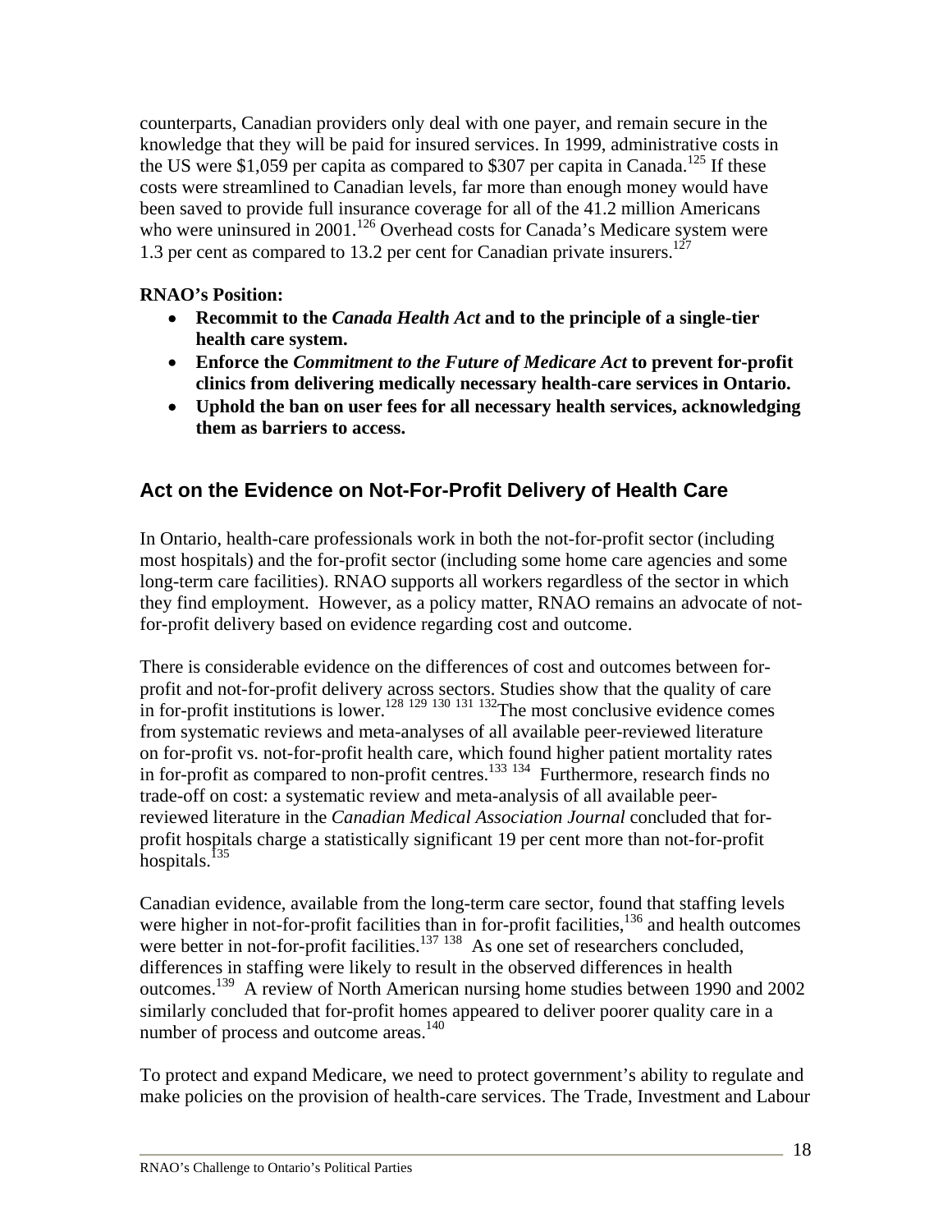counterparts, Canadian providers only deal with one payer, and remain secure in the knowledge that they will be paid for insured services. In 1999, administrative costs in the US were $1,059 per capita as compared to $307 per capita in Canada.[125] If these costs were streamlined to Canadian levels, far more than enough money would have been saved to provide full insurance coverage for all of the 41.2 million Americans who were uninsured in 2001.[126] Overhead costs for Canada's Medicare system were 1.3 per cent as compared to 13.2 per cent for Canadian private insurers.[127]

**RNAO's Position:**

- **Recommit to the *Canada Health Act* and to the principle of a single-tier health care system.**
- **Enforce the *Commitment to the Future of Medicare Act* to prevent for-profit clinics from delivering medically necessary health-care services in Ontario.**
- **Uphold the ban on user fees for all necessary health services, acknowledging them as barriers to access.**

## Act on the Evidence on Not-For-Profit Delivery of Health Care

In Ontario, health-care professionals work in both the not-for-profit sector (including most hospitals) and the for-profit sector (including some home care agencies and some long-term care facilities). RNAO supports all workers regardless of the sector in which they find employment. However, as a policy matter, RNAO remains an advocate of not-for-profit delivery based on evidence regarding cost and outcome.

There is considerable evidence on the differences of cost and outcomes between for-profit and not-for-profit delivery across sectors. Studies show that the quality of care in for-profit institutions is lower.[128] [129] [130] [131] [132] The most conclusive evidence comes from systematic reviews and meta-analyses of all available peer-reviewed literature on for-profit vs. not-for-profit health care, which found higher patient mortality rates in for-profit as compared to non-profit centres.[133] [134] Furthermore, research finds no trade-off on cost: a systematic review and meta-analysis of all available peer-reviewed literature in the *Canadian Medical Association Journal* concluded that for-profit hospitals charge a statistically significant 19 per cent more than not-for-profit hospitals.[135]

Canadian evidence, available from the long-term care sector, found that staffing levels were higher in not-for-profit facilities than in for-profit facilities,[136] and health outcomes were better in not-for-profit facilities.[137] [138] As one set of researchers concluded, differences in staffing were likely to result in the observed differences in health outcomes.[139] A review of North American nursing home studies between 1990 and 2002 similarly concluded that for-profit homes appeared to deliver poorer quality care in a number of process and outcome areas.[140]

To protect and expand Medicare, we need to protect government's ability to regulate and make policies on the provision of health-care services. The Trade, Investment and Labour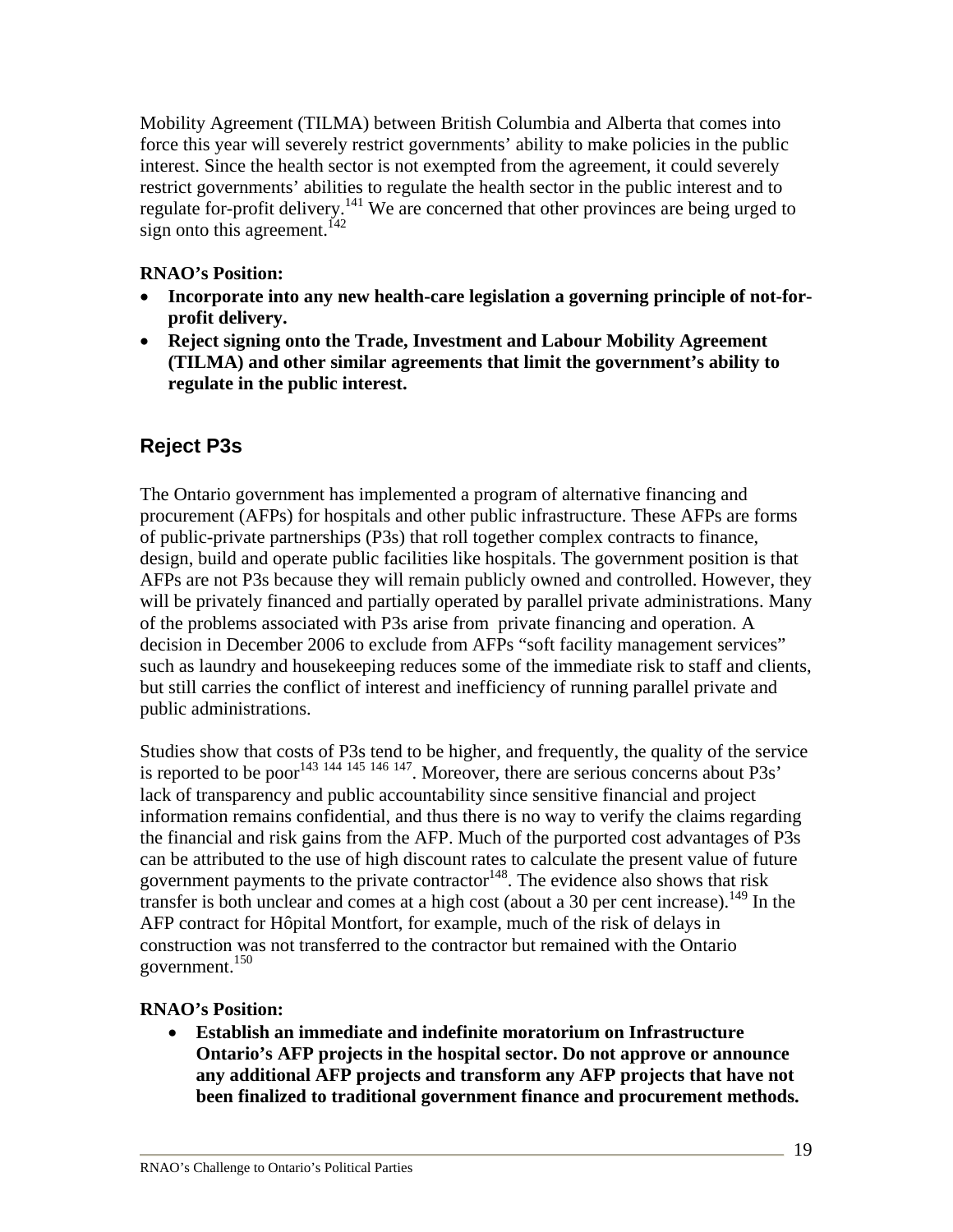Mobility Agreement (TILMA) between British Columbia and Alberta that comes into force this year will severely restrict governments' ability to make policies in the public interest. Since the health sector is not exempted from the agreement, it could severely restrict governments' abilities to regulate the health sector in the public interest and to regulate for-profit delivery.[141] We are concerned that other provinces are being urged to sign onto this agreement.[142]

**RNAO's Position:**

- **Incorporate into any new health-care legislation a governing principle of not-for-profit delivery.**
- **Reject signing onto the Trade, Investment and Labour Mobility Agreement (TILMA) and other similar agreements that limit the government's ability to regulate in the public interest.**

## Reject P3s

The Ontario government has implemented a program of alternative financing and procurement (AFPs) for hospitals and other public infrastructure. These AFPs are forms of public-private partnerships (P3s) that roll together complex contracts to finance, design, build and operate public facilities like hospitals. The government position is that AFPs are not P3s because they will remain publicly owned and controlled. However, they will be privately financed and partially operated by parallel private administrations. Many of the problems associated with P3s arise from private financing and operation. A decision in December 2006 to exclude from AFPs "soft facility management services" such as laundry and housekeeping reduces some of the immediate risk to staff and clients, but still carries the conflict of interest and inefficiency of running parallel private and public administrations.

Studies show that costs of P3s tend to be higher, and frequently, the quality of the service is reported to be poor[143, 144, 145, 146, 147]. Moreover, there are serious concerns about P3s' lack of transparency and public accountability since sensitive financial and project information remains confidential, and thus there is no way to verify the claims regarding the financial and risk gains from the AFP. Much of the purported cost advantages of P3s can be attributed to the use of high discount rates to calculate the present value of future government payments to the private contractor[148]. The evidence also shows that risk transfer is both unclear and comes at a high cost (about a 30 per cent increase).[149] In the AFP contract for Hôpital Montfort, for example, much of the risk of delays in construction was not transferred to the contractor but remained with the Ontario government.[150]

**RNAO's Position:**

- **Establish an immediate and indefinite moratorium on Infrastructure Ontario's AFP projects in the hospital sector. Do not approve or announce any additional AFP projects and transform any AFP projects that have not been finalized to traditional government finance and procurement methods.**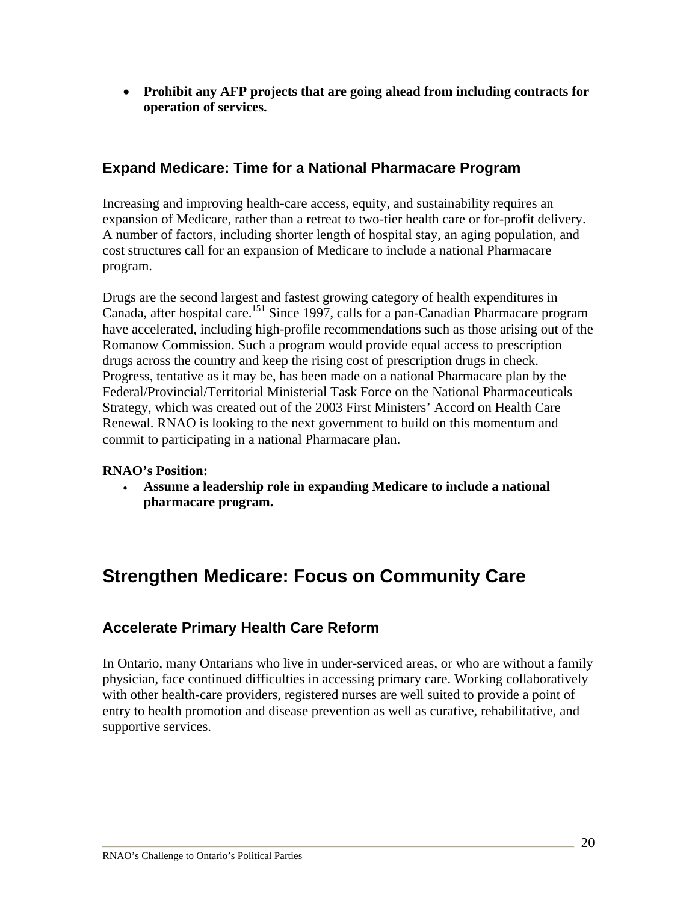- **Prohibit any AFP projects that are going ahead from including contracts for operation of services.**

### Expand Medicare: Time for a National Pharmacare Program

Increasing and improving health-care access, equity, and sustainability requires an expansion of Medicare, rather than a retreat to two-tier health care or for-profit delivery. A number of factors, including shorter length of hospital stay, an aging population, and cost structures call for an expansion of Medicare to include a national Pharmacare program.

Drugs are the second largest and fastest growing category of health expenditures in Canada, after hospital care.[151] Since 1997, calls for a pan-Canadian Pharmacare program have accelerated, including high-profile recommendations such as those arising out of the Romanow Commission. Such a program would provide equal access to prescription drugs across the country and keep the rising cost of prescription drugs in check. Progress, tentative as it may be, has been made on a national Pharmacare plan by the Federal/Provincial/Territorial Ministerial Task Force on the National Pharmaceuticals Strategy, which was created out of the 2003 First Ministers' Accord on Health Care Renewal. RNAO is looking to the next government to build on this momentum and commit to participating in a national Pharmacare plan.

**RNAO's Position:**

- **Assume a leadership role in expanding Medicare to include a national pharmacare program.**

## Strengthen Medicare: Focus on Community Care

### Accelerate Primary Health Care Reform

In Ontario, many Ontarians who live in under-serviced areas, or who are without a family physician, face continued difficulties in accessing primary care. Working collaboratively with other health-care providers, registered nurses are well suited to provide a point of entry to health promotion and disease prevention as well as curative, rehabilitative, and supportive services.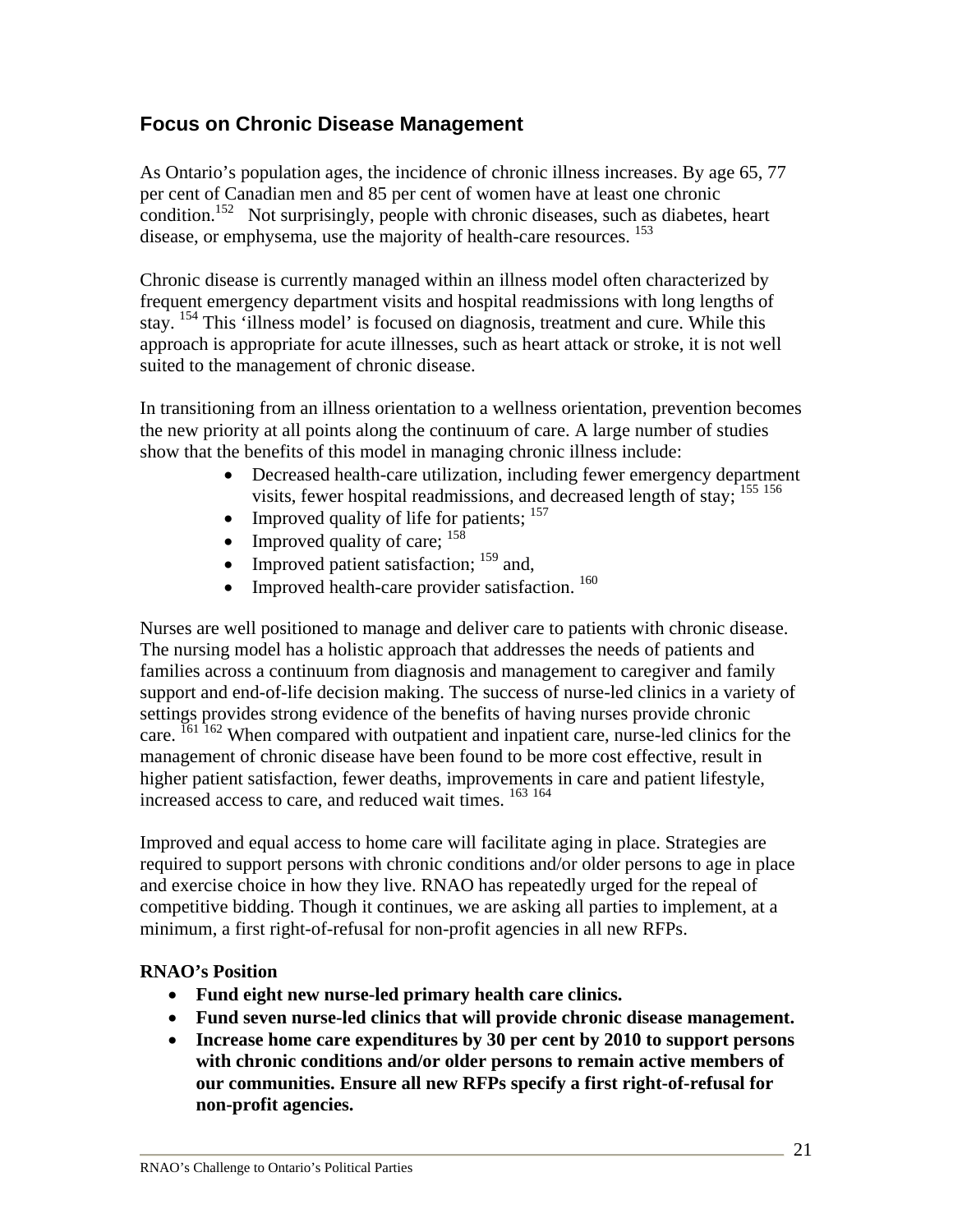## Focus on Chronic Disease Management

As Ontario's population ages, the incidence of chronic illness increases. By age 65, 77 per cent of Canadian men and 85 per cent of women have at least one chronic condition.[152] Not surprisingly, people with chronic diseases, such as diabetes, heart disease, or emphysema, use the majority of health-care resources. [153]

Chronic disease is currently managed within an illness model often characterized by frequent emergency department visits and hospital readmissions with long lengths of stay. [154] This 'illness model' is focused on diagnosis, treatment and cure. While this approach is appropriate for acute illnesses, such as heart attack or stroke, it is not well suited to the management of chronic disease.

In transitioning from an illness orientation to a wellness orientation, prevention becomes the new priority at all points along the continuum of care. A large number of studies show that the benefits of this model in managing chronic illness include:

- Decreased health-care utilization, including fewer emergency department visits, fewer hospital readmissions, and decreased length of stay; [155] [156]
- Improved quality of life for patients; [157]
- Improved quality of care; [158]
- Improved patient satisfaction; [159] and,
- Improved health-care provider satisfaction. [160]

Nurses are well positioned to manage and deliver care to patients with chronic disease. The nursing model has a holistic approach that addresses the needs of patients and families across a continuum from diagnosis and management to caregiver and family support and end-of-life decision making. The success of nurse-led clinics in a variety of settings provides strong evidence of the benefits of having nurses provide chronic care. [161] [162] When compared with outpatient and inpatient care, nurse-led clinics for the management of chronic disease have been found to be more cost effective, result in higher patient satisfaction, fewer deaths, improvements in care and patient lifestyle, increased access to care, and reduced wait times. [163] [164]

Improved and equal access to home care will facilitate aging in place. Strategies are required to support persons with chronic conditions and/or older persons to age in place and exercise choice in how they live. RNAO has repeatedly urged for the repeal of competitive bidding. Though it continues, we are asking all parties to implement, at a minimum, a first right-of-refusal for non-profit agencies in all new RFPs.

**RNAO's Position**

- **Fund eight new nurse-led primary health care clinics.**
- **Fund seven nurse-led clinics that will provide chronic disease management.**
- **Increase home care expenditures by 30 per cent by 2010 to support persons with chronic conditions and/or older persons to remain active members of our communities. Ensure all new RFPs specify a first right-of-refusal for non-profit agencies.**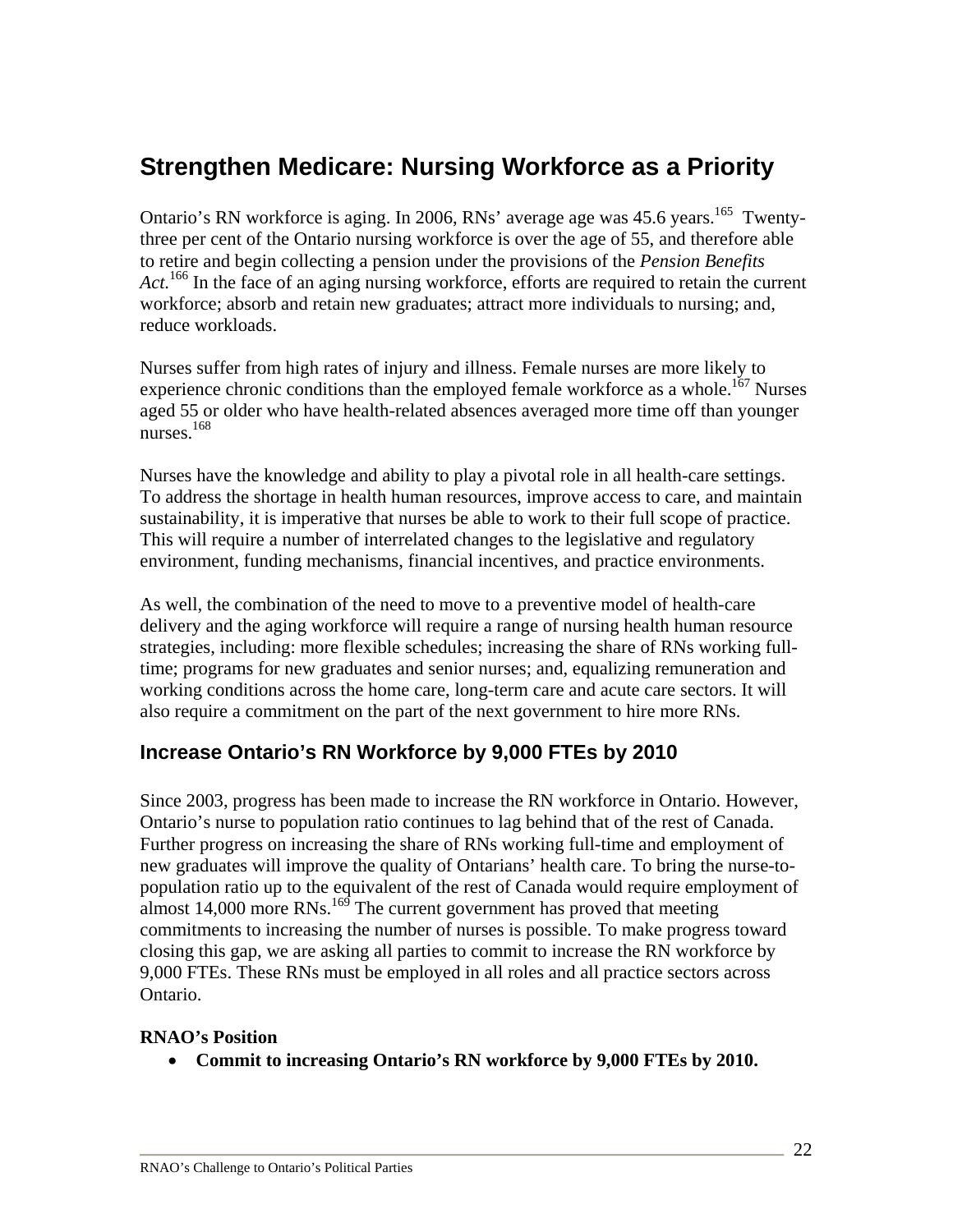## Strengthen Medicare: Nursing Workforce as a Priority

Ontario's RN workforce is aging. In 2006, RNs' average age was 45.6 years.[165] Twenty-three per cent of the Ontario nursing workforce is over the age of 55, and therefore able to retire and begin collecting a pension under the provisions of the *Pension Benefits Act*.[166] In the face of an aging nursing workforce, efforts are required to retain the current workforce; absorb and retain new graduates; attract more individuals to nursing; and, reduce workloads.

Nurses suffer from high rates of injury and illness. Female nurses are more likely to experience chronic conditions than the employed female workforce as a whole.[167] Nurses aged 55 or older who have health-related absences averaged more time off than younger nurses.[168]

Nurses have the knowledge and ability to play a pivotal role in all health-care settings. To address the shortage in health human resources, improve access to care, and maintain sustainability, it is imperative that nurses be able to work to their full scope of practice. This will require a number of interrelated changes to the legislative and regulatory environment, funding mechanisms, financial incentives, and practice environments.

As well, the combination of the need to move to a preventive model of health-care delivery and the aging workforce will require a range of nursing health human resource strategies, including: more flexible schedules; increasing the share of RNs working full-time; programs for new graduates and senior nurses; and, equalizing remuneration and working conditions across the home care, long-term care and acute care sectors. It will also require a commitment on the part of the next government to hire more RNs.

### Increase Ontario's RN Workforce by 9,000 FTEs by 2010

Since 2003, progress has been made to increase the RN workforce in Ontario. However, Ontario's nurse to population ratio continues to lag behind that of the rest of Canada. Further progress on increasing the share of RNs working full-time and employment of new graduates will improve the quality of Ontarians' health care. To bring the nurse-to-population ratio up to the equivalent of the rest of Canada would require employment of almost 14,000 more RNs.[169] The current government has proved that meeting commitments to increasing the number of nurses is possible. To make progress toward closing this gap, we are asking all parties to commit to increase the RN workforce by 9,000 FTEs. These RNs must be employed in all roles and all practice sectors across Ontario.

**RNAO's Position**

- **Commit to increasing Ontario's RN workforce by 9,000 FTEs by 2010.**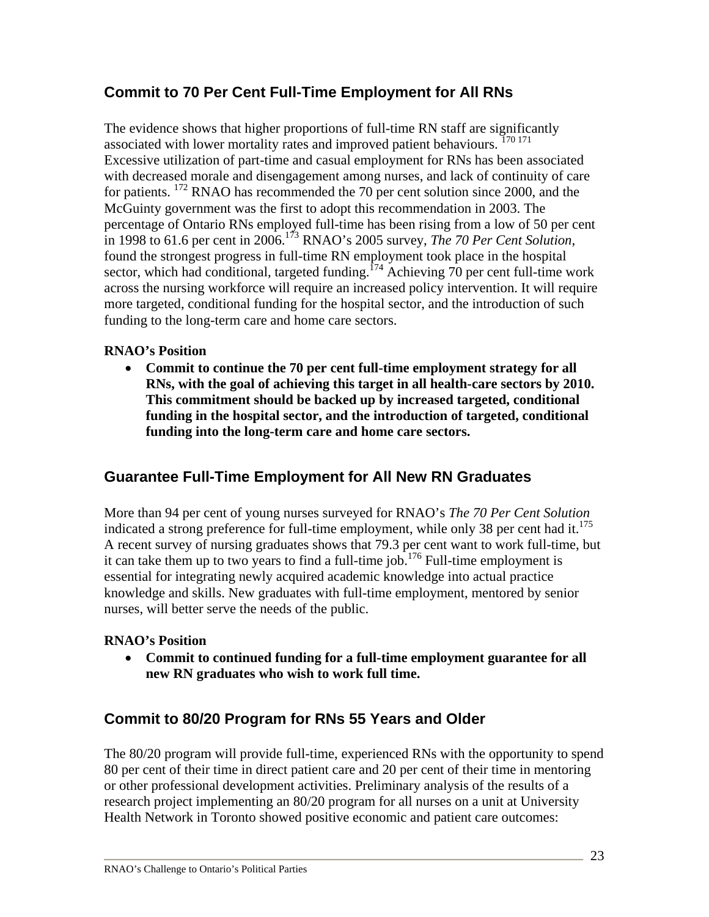## Commit to 70 Per Cent Full-Time Employment for All RNs

The evidence shows that higher proportions of full-time RN staff are significantly associated with lower mortality rates and improved patient behaviours. [170] [171] Excessive utilization of part-time and casual employment for RNs has been associated with decreased morale and disengagement among nurses, and lack of continuity of care for patients. [172] RNAO has recommended the 70 per cent solution since 2000, and the McGuinty government was the first to adopt this recommendation in 2003. The percentage of Ontario RNs employed full-time has been rising from a low of 50 per cent in 1998 to 61.6 per cent in 2006.[173] RNAO's 2005 survey, *The 70 Per Cent Solution*, found the strongest progress in full-time RN employment took place in the hospital sector, which had conditional, targeted funding.[174] Achieving 70 per cent full-time work across the nursing workforce will require an increased policy intervention. It will require more targeted, conditional funding for the hospital sector, and the introduction of such funding to the long-term care and home care sectors.

**RNAO's Position**

- **Commit to continue the 70 per cent full-time employment strategy for all RNs, with the goal of achieving this target in all health-care sectors by 2010. This commitment should be backed up by increased targeted, conditional funding in the hospital sector, and the introduction of targeted, conditional funding into the long-term care and home care sectors.**

## Guarantee Full-Time Employment for All New RN Graduates

More than 94 per cent of young nurses surveyed for RNAO's *The 70 Per Cent Solution* indicated a strong preference for full-time employment, while only 38 per cent had it.[175] A recent survey of nursing graduates shows that 79.3 per cent want to work full-time, but it can take them up to two years to find a full-time job.[176] Full-time employment is essential for integrating newly acquired academic knowledge into actual practice knowledge and skills. New graduates with full-time employment, mentored by senior nurses, will better serve the needs of the public.

**RNAO's Position**

- **Commit to continued funding for a full-time employment guarantee for all new RN graduates who wish to work full time.**

## Commit to 80/20 Program for RNs 55 Years and Older

The 80/20 program will provide full-time, experienced RNs with the opportunity to spend 80 per cent of their time in direct patient care and 20 per cent of their time in mentoring or other professional development activities. Preliminary analysis of the results of a research project implementing an 80/20 program for all nurses on a unit at University Health Network in Toronto showed positive economic and patient care outcomes: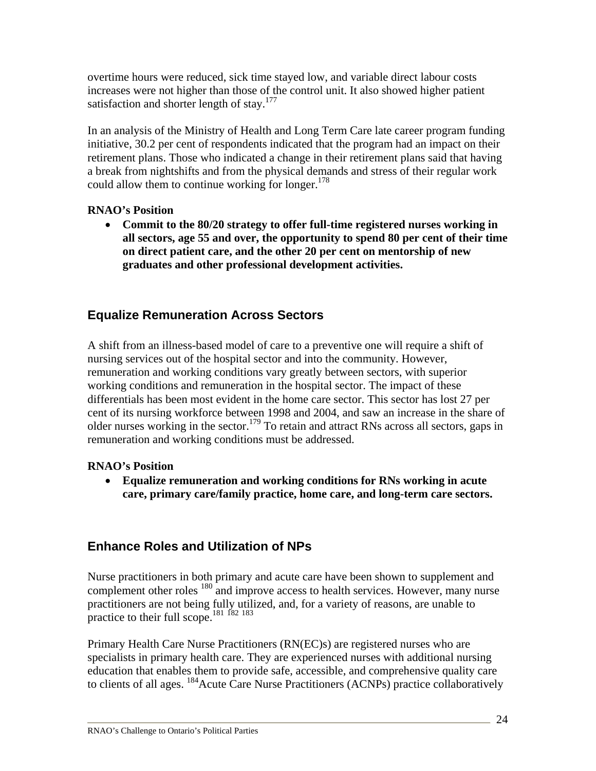overtime hours were reduced, sick time stayed low, and variable direct labour costs increases were not higher than those of the control unit. It also showed higher patient satisfaction and shorter length of stay.[177]

In an analysis of the Ministry of Health and Long Term Care late career program funding initiative, 30.2 per cent of respondents indicated that the program had an impact on their retirement plans. Those who indicated a change in their retirement plans said that having a break from nightshifts and from the physical demands and stress of their regular work could allow them to continue working for longer.[178]

**RNAO's Position**

- **Commit to the 80/20 strategy to offer full-time registered nurses working in all sectors, age 55 and over, the opportunity to spend 80 per cent of their time on direct patient care, and the other 20 per cent on mentorship of new graduates and other professional development activities.**

## Equalize Remuneration Across Sectors

A shift from an illness-based model of care to a preventive one will require a shift of nursing services out of the hospital sector and into the community. However, remuneration and working conditions vary greatly between sectors, with superior working conditions and remuneration in the hospital sector. The impact of these differentials has been most evident in the home care sector. This sector has lost 27 per cent of its nursing workforce between 1998 and 2004, and saw an increase in the share of older nurses working in the sector.[179] To retain and attract RNs across all sectors, gaps in remuneration and working conditions must be addressed.

**RNAO's Position**

- **Equalize remuneration and working conditions for RNs working in acute care, primary care/family practice, home care, and long-term care sectors.**

## Enhance Roles and Utilization of NPs

Nurse practitioners in both primary and acute care have been shown to supplement and complement other roles [180] and improve access to health services. However, many nurse practitioners are not being fully utilized, and, for a variety of reasons, are unable to practice to their full scope.[181] [182] [183]

Primary Health Care Nurse Practitioners (RN(EC)s) are registered nurses who are specialists in primary health care. They are experienced nurses with additional nursing education that enables them to provide safe, accessible, and comprehensive quality care to clients of all ages. [184]Acute Care Nurse Practitioners (ACNPs) practice collaboratively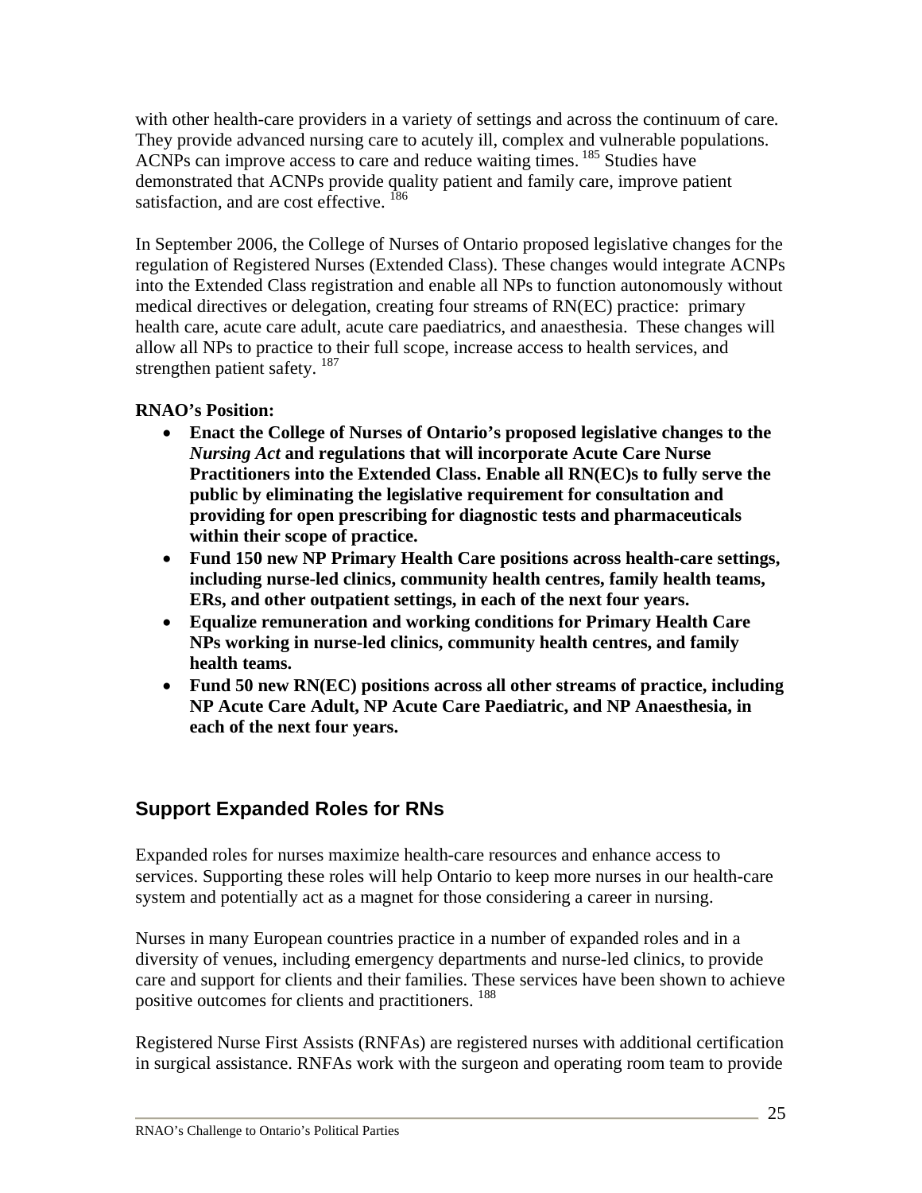with other health-care providers in a variety of settings and across the continuum of care. They provide advanced nursing care to acutely ill, complex and vulnerable populations. ACNPs can improve access to care and reduce waiting times. [185] Studies have demonstrated that ACNPs provide quality patient and family care, improve patient satisfaction, and are cost effective. [186]

In September 2006, the College of Nurses of Ontario proposed legislative changes for the regulation of Registered Nurses (Extended Class). These changes would integrate ACNPs into the Extended Class registration and enable all NPs to function autonomously without medical directives or delegation, creating four streams of RN(EC) practice: primary health care, acute care adult, acute care paediatrics, and anaesthesia. These changes will allow all NPs to practice to their full scope, increase access to health services, and strengthen patient safety. [187]

**RNAO's Position:**

- **Enact the College of Nurses of Ontario's proposed legislative changes to the *Nursing Act* and regulations that will incorporate Acute Care Nurse Practitioners into the Extended Class. Enable all RN(EC)s to fully serve the public by eliminating the legislative requirement for consultation and providing for open prescribing for diagnostic tests and pharmaceuticals within their scope of practice.**
- **Fund 150 new NP Primary Health Care positions across health-care settings, including nurse-led clinics, community health centres, family health teams, ERs, and other outpatient settings, in each of the next four years.**
- **Equalize remuneration and working conditions for Primary Health Care NPs working in nurse-led clinics, community health centres, and family health teams.**
- **Fund 50 new RN(EC) positions across all other streams of practice, including NP Acute Care Adult, NP Acute Care Paediatric, and NP Anaesthesia, in each of the next four years.**

## Support Expanded Roles for RNs

Expanded roles for nurses maximize health-care resources and enhance access to services. Supporting these roles will help Ontario to keep more nurses in our health-care system and potentially act as a magnet for those considering a career in nursing.

Nurses in many European countries practice in a number of expanded roles and in a diversity of venues, including emergency departments and nurse-led clinics, to provide care and support for clients and their families. These services have been shown to achieve positive outcomes for clients and practitioners. [188]

Registered Nurse First Assists (RNFAs) are registered nurses with additional certification in surgical assistance. RNFAs work with the surgeon and operating room team to provide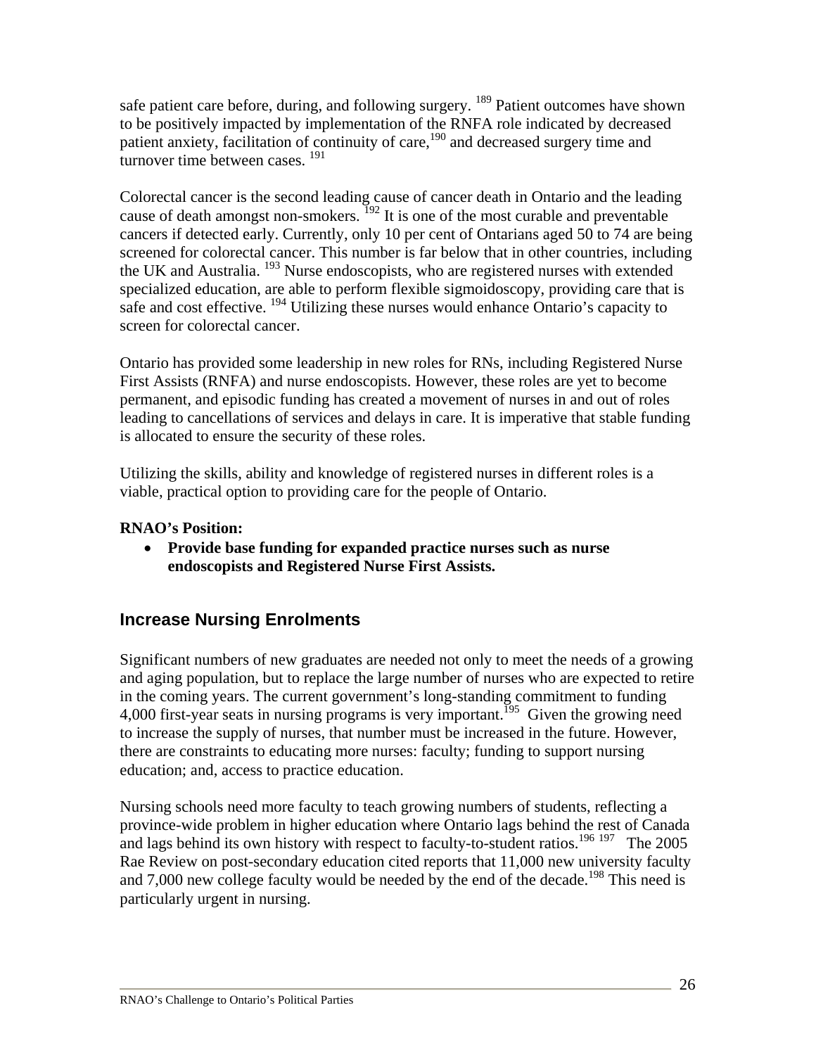safe patient care before, during, and following surgery. [189] Patient outcomes have shown to be positively impacted by implementation of the RNFA role indicated by decreased patient anxiety, facilitation of continuity of care,[190] and decreased surgery time and turnover time between cases. [191]

Colorectal cancer is the second leading cause of cancer death in Ontario and the leading cause of death amongst non-smokers. [192] It is one of the most curable and preventable cancers if detected early. Currently, only 10 per cent of Ontarians aged 50 to 74 are being screened for colorectal cancer. This number is far below that in other countries, including the UK and Australia. [193] Nurse endoscopists, who are registered nurses with extended specialized education, are able to perform flexible sigmoidoscopy, providing care that is safe and cost effective. [194] Utilizing these nurses would enhance Ontario's capacity to screen for colorectal cancer.

Ontario has provided some leadership in new roles for RNs, including Registered Nurse First Assists (RNFA) and nurse endoscopists. However, these roles are yet to become permanent, and episodic funding has created a movement of nurses in and out of roles leading to cancellations of services and delays in care. It is imperative that stable funding is allocated to ensure the security of these roles.

Utilizing the skills, ability and knowledge of registered nurses in different roles is a viable, practical option to providing care for the people of Ontario.

**RNAO's Position:**

- **Provide base funding for expanded practice nurses such as nurse endoscopists and Registered Nurse First Assists.**

## Increase Nursing Enrolments

Significant numbers of new graduates are needed not only to meet the needs of a growing and aging population, but to replace the large number of nurses who are expected to retire in the coming years. The current government's long-standing commitment to funding 4,000 first-year seats in nursing programs is very important.[195] Given the growing need to increase the supply of nurses, that number must be increased in the future. However, there are constraints to educating more nurses: faculty; funding to support nursing education; and, access to practice education.

Nursing schools need more faculty to teach growing numbers of students, reflecting a province-wide problem in higher education where Ontario lags behind the rest of Canada and lags behind its own history with respect to faculty-to-student ratios.[196] [197] The 2005 Rae Review on post-secondary education cited reports that 11,000 new university faculty and 7,000 new college faculty would be needed by the end of the decade.[198] This need is particularly urgent in nursing.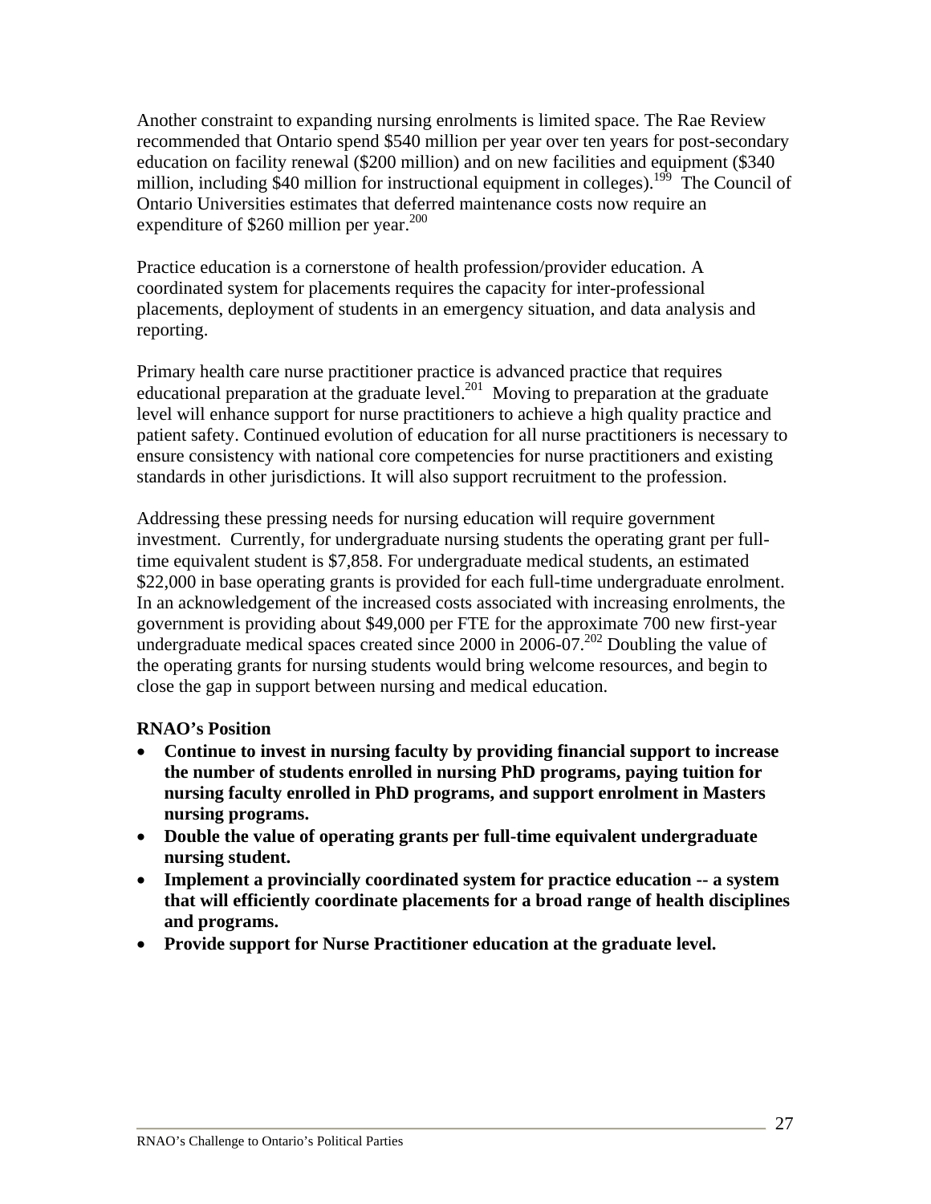Another constraint to expanding nursing enrolments is limited space. The Rae Review recommended that Ontario spend $540 million per year over ten years for post-secondary education on facility renewal ($200 million) and on new facilities and equipment ($340 million, including $40 million for instructional equipment in colleges).[199] The Council of Ontario Universities estimates that deferred maintenance costs now require an expenditure of $260 million per year.[200]

Practice education is a cornerstone of health profession/provider education. A coordinated system for placements requires the capacity for inter-professional placements, deployment of students in an emergency situation, and data analysis and reporting.

Primary health care nurse practitioner practice is advanced practice that requires educational preparation at the graduate level.[201] Moving to preparation at the graduate level will enhance support for nurse practitioners to achieve a high quality practice and patient safety. Continued evolution of education for all nurse practitioners is necessary to ensure consistency with national core competencies for nurse practitioners and existing standards in other jurisdictions. It will also support recruitment to the profession.

Addressing these pressing needs for nursing education will require government investment. Currently, for undergraduate nursing students the operating grant per full-time equivalent student is $7,858. For undergraduate medical students, an estimated $22,000 in base operating grants is provided for each full-time undergraduate enrolment. In an acknowledgement of the increased costs associated with increasing enrolments, the government is providing about $49,000 per FTE for the approximate 700 new first-year undergraduate medical spaces created since 2000 in 2006-07.[202] Doubling the value of the operating grants for nursing students would bring welcome resources, and begin to close the gap in support between nursing and medical education.

**RNAO's Position**

- **Continue to invest in nursing faculty by providing financial support to increase the number of students enrolled in nursing PhD programs, paying tuition for nursing faculty enrolled in PhD programs, and support enrolment in Masters nursing programs.**
- **Double the value of operating grants per full-time equivalent undergraduate nursing student.**
- **Implement a provincially coordinated system for practice education -- a system that will efficiently coordinate placements for a broad range of health disciplines and programs.**
- **Provide support for Nurse Practitioner education at the graduate level.**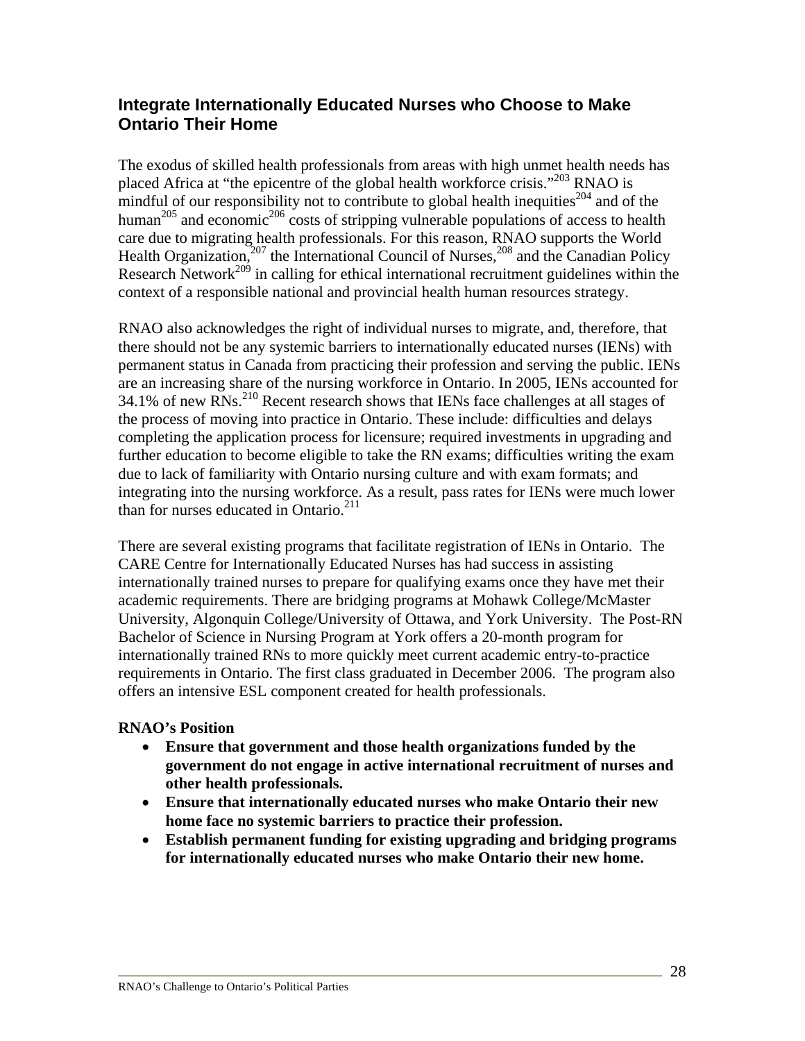## Integrate Internationally Educated Nurses who Choose to Make Ontario Their Home

The exodus of skilled health professionals from areas with high unmet health needs has placed Africa at "the epicentre of the global health workforce crisis."[203] RNAO is mindful of our responsibility not to contribute to global health inequities[204] and of the human[205] and economic[206] costs of stripping vulnerable populations of access to health care due to migrating health professionals. For this reason, RNAO supports the World Health Organization,[207] the International Council of Nurses,[208] and the Canadian Policy Research Network[209] in calling for ethical international recruitment guidelines within the context of a responsible national and provincial health human resources strategy.

RNAO also acknowledges the right of individual nurses to migrate, and, therefore, that there should not be any systemic barriers to internationally educated nurses (IENs) with permanent status in Canada from practicing their profession and serving the public. IENs are an increasing share of the nursing workforce in Ontario. In 2005, IENs accounted for 34.1% of new RNs.[210] Recent research shows that IENs face challenges at all stages of the process of moving into practice in Ontario. These include: difficulties and delays completing the application process for licensure; required investments in upgrading and further education to become eligible to take the RN exams; difficulties writing the exam due to lack of familiarity with Ontario nursing culture and with exam formats; and integrating into the nursing workforce. As a result, pass rates for IENs were much lower than for nurses educated in Ontario.[211]

There are several existing programs that facilitate registration of IENs in Ontario. The CARE Centre for Internationally Educated Nurses has had success in assisting internationally trained nurses to prepare for qualifying exams once they have met their academic requirements. There are bridging programs at Mohawk College/McMaster University, Algonquin College/University of Ottawa, and York University. The Post-RN Bachelor of Science in Nursing Program at York offers a 20-month program for internationally trained RNs to more quickly meet current academic entry-to-practice requirements in Ontario. The first class graduated in December 2006. The program also offers an intensive ESL component created for health professionals.

**RNAO's Position**

- **Ensure that government and those health organizations funded by the government do not engage in active international recruitment of nurses and other health professionals.**
- **Ensure that internationally educated nurses who make Ontario their new home face no systemic barriers to practice their profession.**
- **Establish permanent funding for existing upgrading and bridging programs for internationally educated nurses who make Ontario their new home.**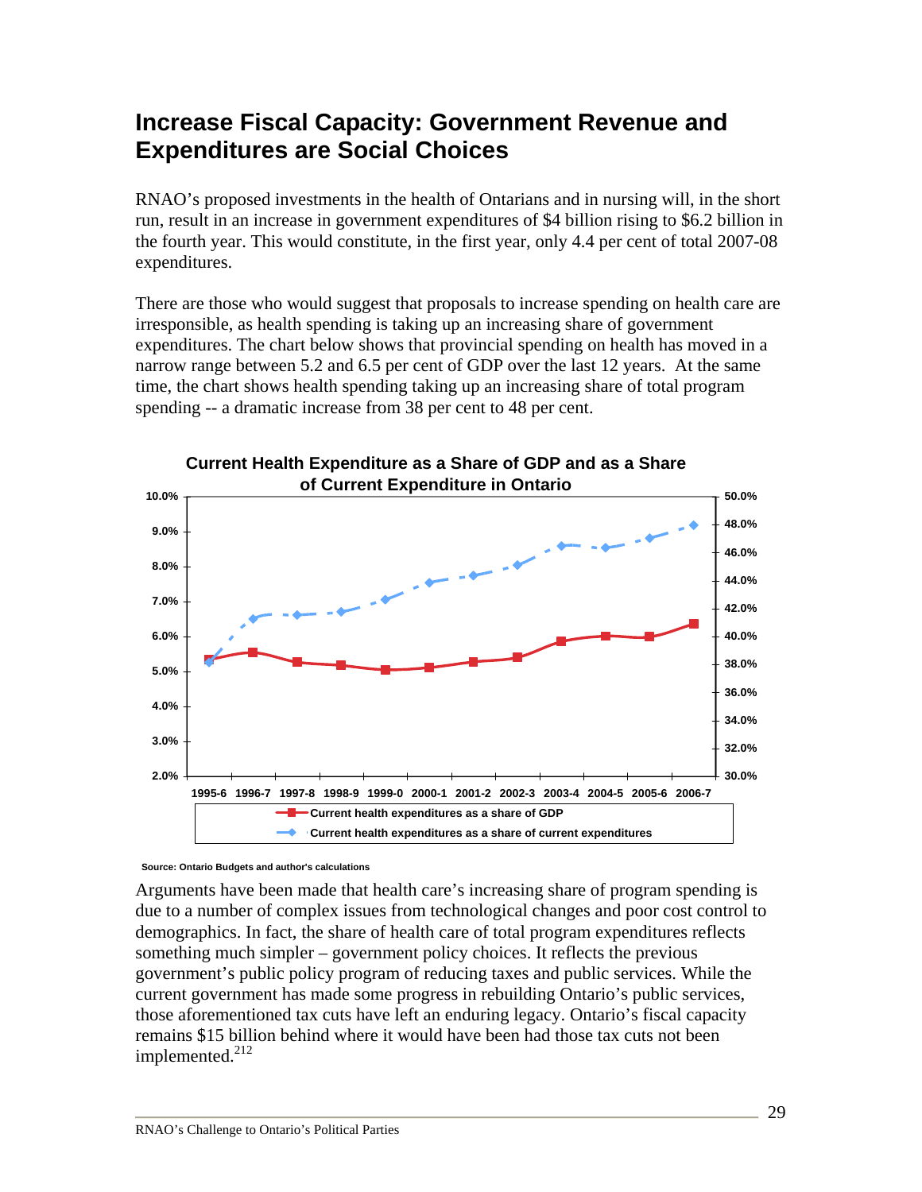## Increase Fiscal Capacity: Government Revenue and Expenditures are Social Choices

RNAO's proposed investments in the health of Ontarians and in nursing will, in the short run, result in an increase in government expenditures of $4 billion rising to $6.2 billion in the fourth year. This would constitute, in the first year, only 4.4 per cent of total 2007-08 expenditures.

There are those who would suggest that proposals to increase spending on health care are irresponsible, as health spending is taking up an increasing share of government expenditures. The chart below shows that provincial spending on health has moved in a narrow range between 5.2 and 6.5 per cent of GDP over the last 12 years. At the same time, the chart shows health spending taking up an increasing share of total program spending -- a dramatic increase from 38 per cent to 48 per cent.

**Current Health Expenditure as a Share of GDP and as a Share of Current Expenditure in Ontario**

Legend: Current health expenditures as a share of GDP; Current health expenditures as a share of current expenditures

Source: Ontario Budgets and author's calculations

Arguments have been made that health care's increasing share of program spending is due to a number of complex issues from technological changes and poor cost control to demographics. In fact, the share of health care of total program expenditures reflects something much simpler – government policy choices. It reflects the previous government's public policy program of reducing taxes and public services. While the current government has made some progress in rebuilding Ontario's public services, those aforementioned tax cuts have left an enduring legacy. Ontario's fiscal capacity remains $15 billion behind where it would have been had those tax cuts not been implemented.[212]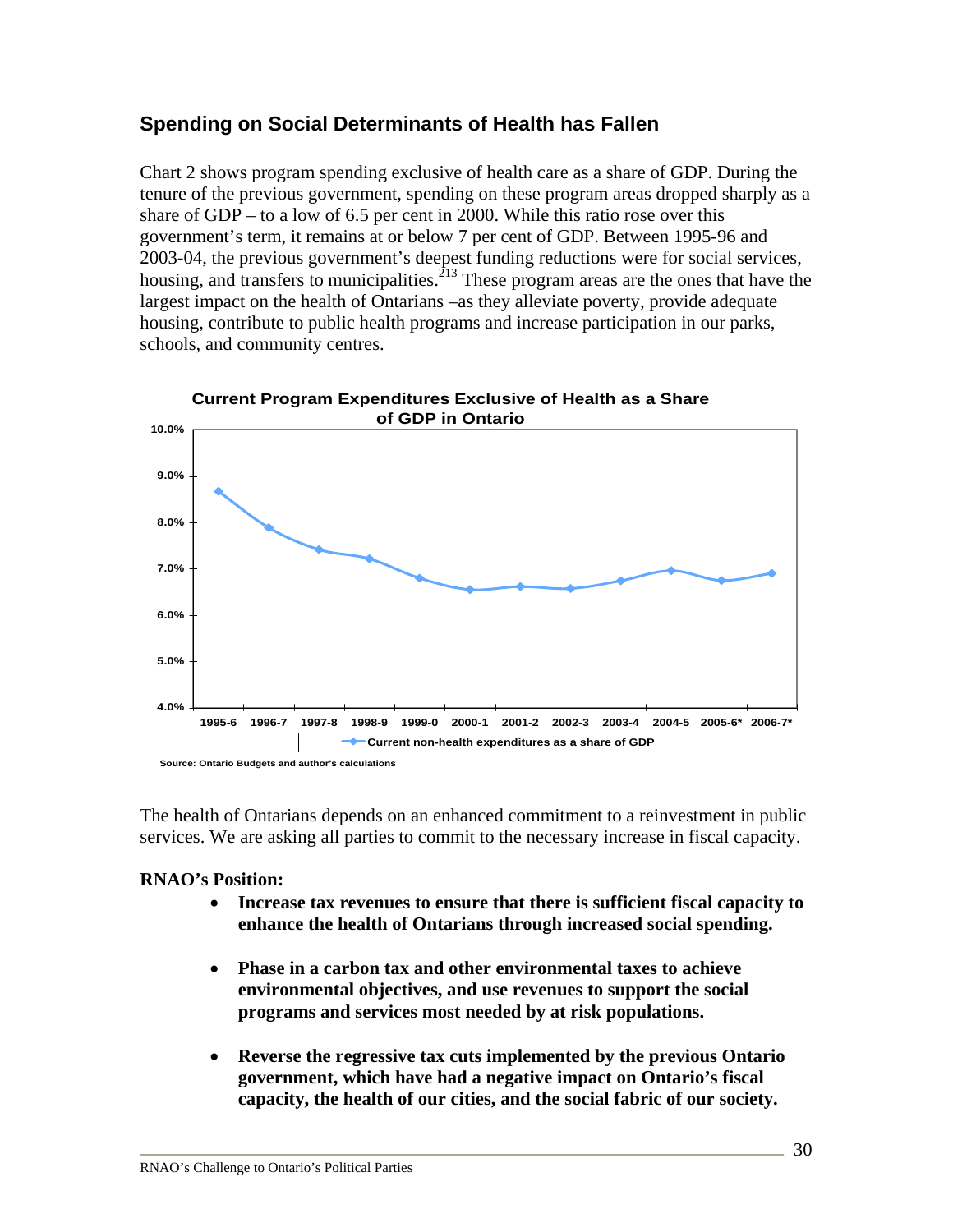## Spending on Social Determinants of Health has Fallen

Chart 2 shows program spending exclusive of health care as a share of GDP. During the tenure of the previous government, spending on these program areas dropped sharply as a share of GDP – to a low of 6.5 per cent in 2000. While this ratio rose over this government's term, it remains at or below 7 per cent of GDP. Between 1995-96 and 2003-04, the previous government's deepest funding reductions were for social services, housing, and transfers to municipalities.[213] These program areas are the ones that have the largest impact on the health of Ontarians –as they alleviate poverty, provide adequate housing, contribute to public health programs and increase participation in our parks, schools, and community centres.

**Current Program Expenditures Exclusive of Health as a Share of GDP in Ontario**

Source: Ontario Budgets and author's calculations

The health of Ontarians depends on an enhanced commitment to a reinvestment in public services. We are asking all parties to commit to the necessary increase in fiscal capacity.

**RNAO's Position:**

- **Increase tax revenues to ensure that there is sufficient fiscal capacity to enhance the health of Ontarians through increased social spending.**
- **Phase in a carbon tax and other environmental taxes to achieve environmental objectives, and use revenues to support the social programs and services most needed by at risk populations.**
- **Reverse the regressive tax cuts implemented by the previous Ontario government, which have had a negative impact on Ontario's fiscal capacity, the health of our cities, and the social fabric of our society.**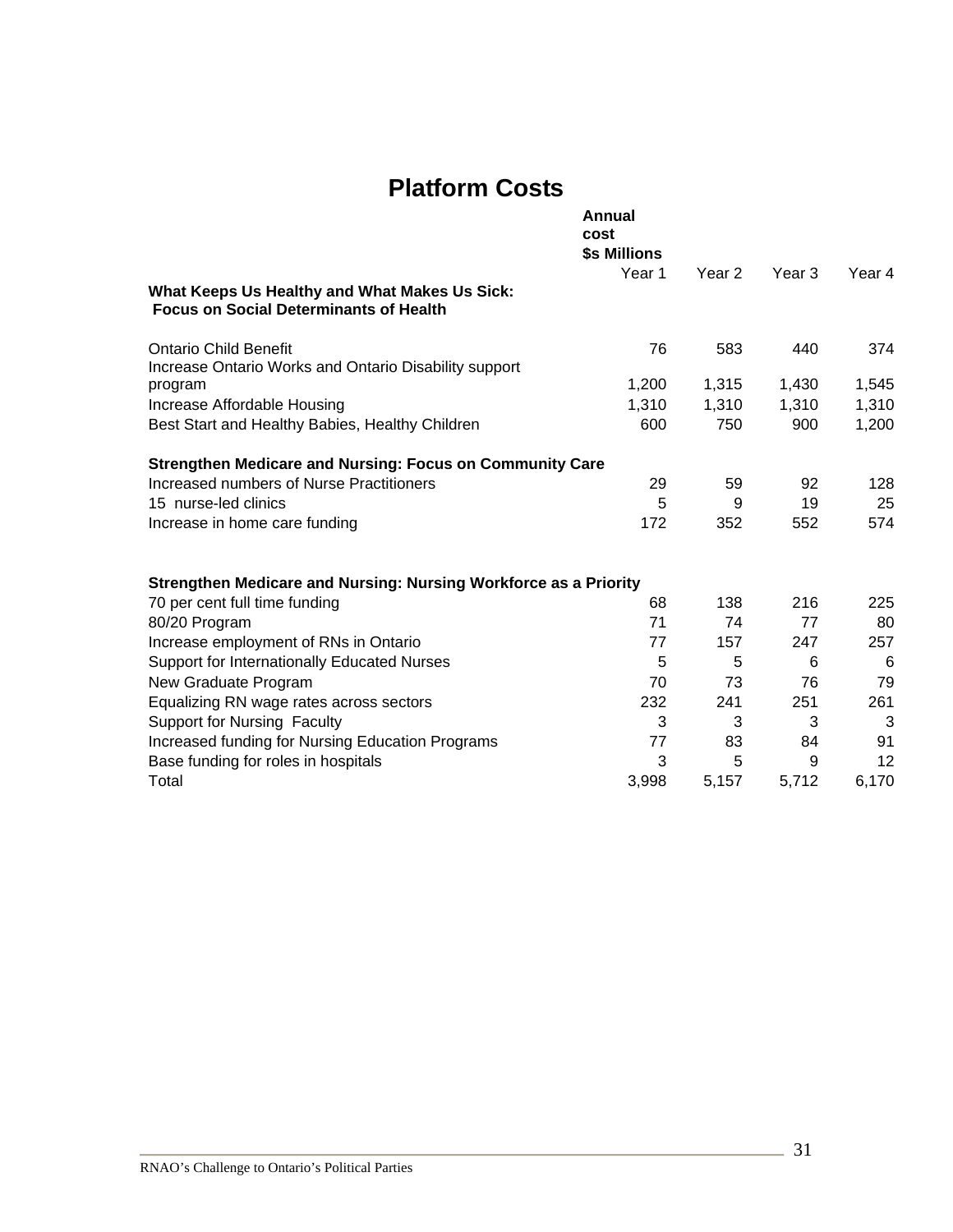# Platform Costs

| | Annual cost $s Millions Year 1 | Year 2 | Year 3 | Year 4 |
|---|---|---|---|---|
| **What Keeps Us Healthy and What Makes Us Sick: Focus on Social Determinants of Health** | | | | |
| Ontario Child Benefit | 76 | 583 | 440 | 374 |
| Increase Ontario Works and Ontario Disability support program | 1,200 | 1,315 | 1,430 | 1,545 |
| Increase Affordable Housing | 1,310 | 1,310 | 1,310 | 1,310 |
| Best Start and Healthy Babies, Healthy Children | 600 | 750 | 900 | 1,200 |
| **Strengthen Medicare and Nursing: Focus on Community Care** | | | | |
| Increased numbers of Nurse Practitioners | 29 | 59 | 92 | 128 |
| 15 nurse-led clinics | 5 | 9 | 19 | 25 |
| Increase in home care funding | 172 | 352 | 552 | 574 |
| **Strengthen Medicare and Nursing: Nursing Workforce as a Priority** | | | | |
| 70 per cent full time funding | 68 | 138 | 216 | 225 |
| 80/20 Program | 71 | 74 | 77 | 80 |
| Increase employment of RNs in Ontario | 77 | 157 | 247 | 257 |
| Support for Internationally Educated Nurses | 5 | 5 | 6 | 6 |
| New Graduate Program | 70 | 73 | 76 | 79 |
| Equalizing RN wage rates across sectors | 232 | 241 | 251 | 261 |
| Support for Nursing Faculty | 3 | 3 | 3 | 3 |
| Increased funding for Nursing Education Programs | 77 | 83 | 84 | 91 |
| Base funding for roles in hospitals | 3 | 5 | 9 | 12 |
| Total | 3,998 | 5,157 | 5,712 | 6,170 |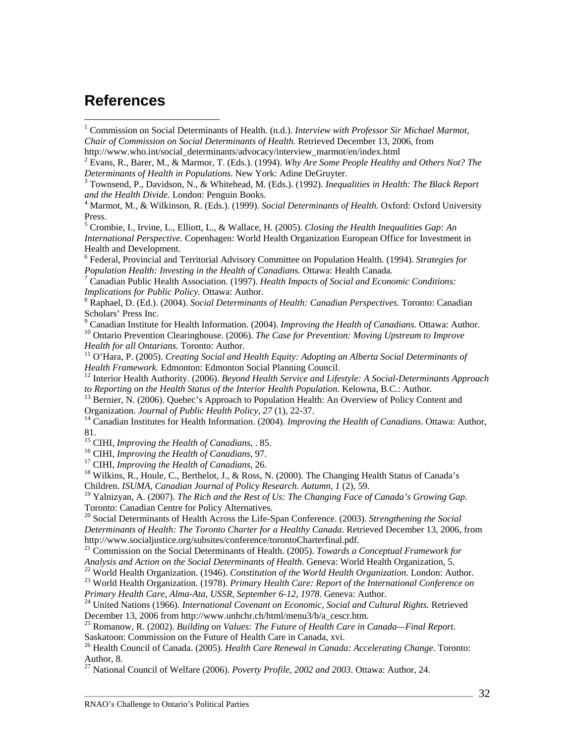## References

[1] Commission on Social Determinants of Health. (n.d.). *Interview with Professor Sir Michael Marmot, Chair of Commission on Social Determinants of Health.* Retrieved December 13, 2006, from http://www.who.int/social_determinants/advocacy/interview_marmot/en/index.html

[2] Evans, R., Barer, M., & Marmor, T. (Eds.). (1994). *Why Are Some People Healthy and Others Not? The Determinants of Health in Populations*. New York: Adine DeGruyter.

[3] Townsend, P., Davidson, N., & Whitehead, M. (Eds.). (1992). *Inequalities in Health: The Black Report and the Health Divide.* London: Penguin Books.

[4] Marmot, M., & Wilkinson, R. (Eds.). (1999). *Social Determinants of Health.* Oxford: Oxford University Press.

[5] Crombie, I., Irvine, L., Elliott, L., & Wallace, H. (2005). *Closing the Health Inequalities Gap: An International Perspective.* Copenhagen: World Health Organization European Office for Investment in Health and Development.

[6] Federal, Provincial and Territorial Advisory Committee on Population Health. (1994). *Strategies for Population Health: Investing in the Health of Canadians.* Ottawa: Health Canada.

[7] Canadian Public Health Association. (1997). *Health Impacts of Social and Economic Conditions: Implications for Public Policy.* Ottawa: Author.

[8] Raphael, D. (Ed.). (2004). *Social Determinants of Health: Canadian Perspectives.* Toronto: Canadian Scholars' Press Inc.

[9] Canadian Institute for Health Information. (2004). *Improving the Health of Canadians.* Ottawa: Author.

[10] Ontario Prevention Clearinghouse. (2006). *The Case for Prevention: Moving Upstream to Improve Health for all Ontarians.* Toronto: Author.

[11] O'Hara, P. (2005). *Creating Social and Health Equity: Adopting an Alberta Social Determinants of Health Framework.* Edmonton: Edmonton Social Planning Council.

[12] Interior Health Authority. (2006). *Beyond Health Service and Lifestyle: A Social-Determinants Approach to Reporting on the Health Status of the Interior Health Population*. Kelowna, B.C.: Author.

[13] Bernier, N. (2006). Quebec's Approach to Population Health: An Overview of Policy Content and Organization. *Journal of Public Health Policy, 27* (1), 22-37.

[14] Canadian Institutes for Health Information. (2004). *Improving the Health of Canadians*. Ottawa: Author, 81.

[15] CIHI, *Improving the Health of Canadians*, . 85.

[16] CIHI, *Improving the Health of Canadians*, 97.

[17] CIHI, *Improving the Health of Canadians*, 26.

[18] Wilkins, R., Houle, C., Berthelot, J., & Ross, N. (2000). The Changing Health Status of Canada's Children. *ISUMA, Canadian Journal of Policy Research. Autumn*, *1* (2), 59.

[19] Yalnizyan, A. (2007). *The Rich and the Rest of Us: The Changing Face of Canada's Growing Gap*. Toronto: Canadian Centre for Policy Alternatives.

[20] Social Determinants of Health Across the Life-Span Conference. (2003). *Strengthening the Social Determinants of Health: The Toronto Charter for a Healthy Canada*. Retrieved December 13, 2006, from http://www.socialjustice.org/subsites/conference/torontoCharterfinal.pdf.

[21] Commission on the Social Determinants of Health. (2005). *Towards a Conceptual Framework for Analysis and Action on the Social Determinants of Health.* Geneva: World Health Organization, 5.

[22] World Health Organization. (1946). *Constitution of the World Health Organization*. London: Author.

[23] World Health Organization. (1978). *Primary Health Care: Report of the International Conference on Primary Health Care, Alma-Ata, USSR, September 6-12, 1978*. Geneva: Author.

[24] United Nations (1966). *International Covenant on Economic, Social and Cultural Rights.* Retrieved December 13, 2006 from http://www.unhchr.ch/html/menu3/b/a_cescr.htm.

[25] Romanow, R. (2002). *Building on Values: The Future of Health Care in Canada—Final Report*. Saskatoon: Commission on the Future of Health Care in Canada, xvi.

[26] Health Council of Canada. (2005). *Health Care Renewal in Canada: Accelerating Change*. Toronto: Author, 8.

[27] National Council of Welfare (2006). *Poverty Profile, 2002 and 2003*. Ottawa: Author, 24.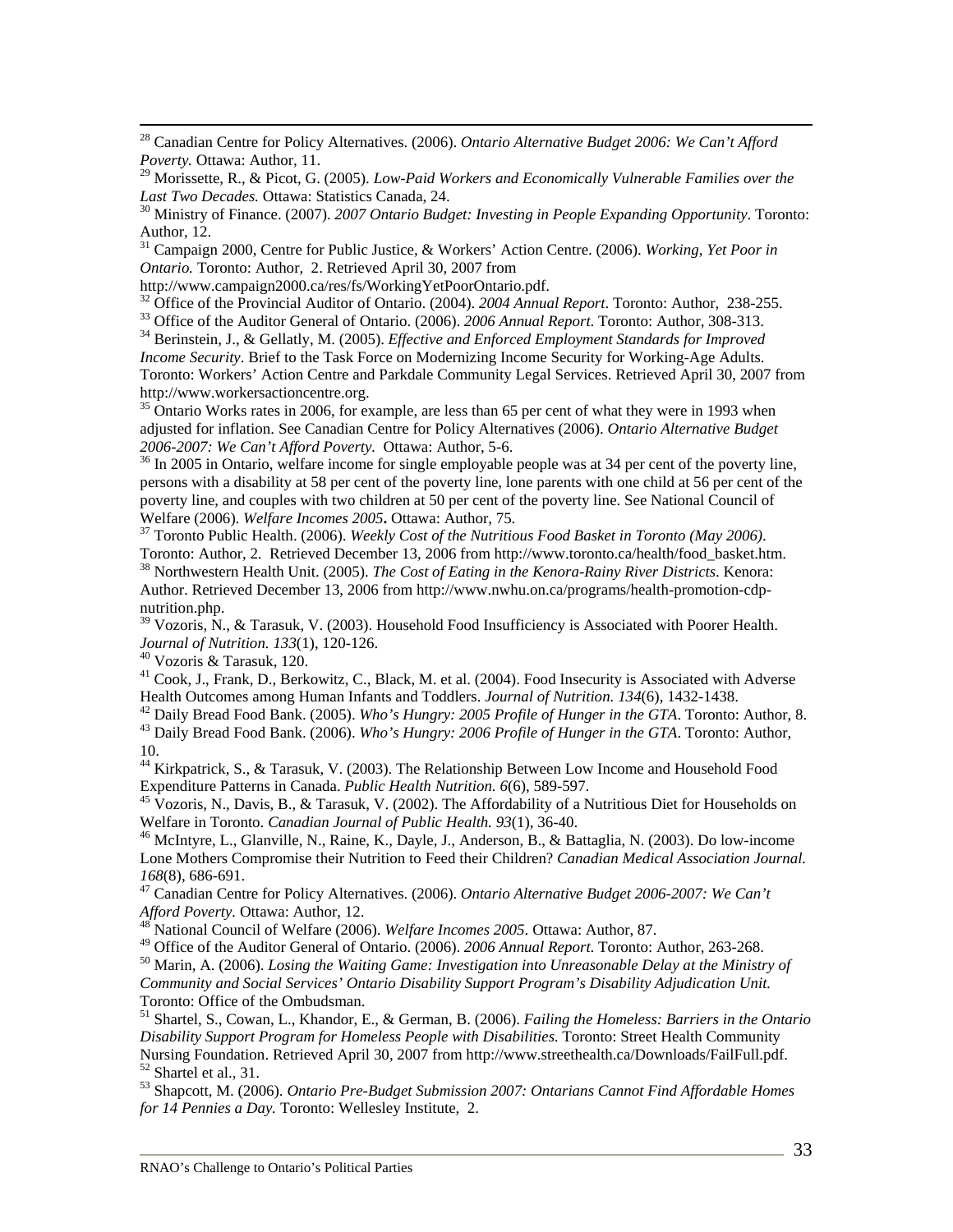[28] Canadian Centre for Policy Alternatives. (2006). *Ontario Alternative Budget 2006: We Can't Afford Poverty.* Ottawa: Author, 11.

[29] Morissette, R., & Picot, G. (2005). *Low-Paid Workers and Economically Vulnerable Families over the Last Two Decades.* Ottawa: Statistics Canada, 24.

[30] Ministry of Finance. (2007). *2007 Ontario Budget: Investing in People Expanding Opportunity*. Toronto: Author, 12.

[31] Campaign 2000, Centre for Public Justice, & Workers' Action Centre. (2006). *Working, Yet Poor in Ontario.* Toronto: Author, 2. Retrieved April 30, 2007 from http://www.campaign2000.ca/res/fs/WorkingYetPoorOntario.pdf.

[32] Office of the Provincial Auditor of Ontario. (2004). *2004 Annual Report*. Toronto: Author, 238-255.

[33] Office of the Auditor General of Ontario. (2006). *2006 Annual Report.* Toronto: Author, 308-313.

[34] Berinstein, J., & Gellatly, M. (2005). *Effective and Enforced Employment Standards for Improved Income Security*. Brief to the Task Force on Modernizing Income Security for Working-Age Adults. Toronto: Workers' Action Centre and Parkdale Community Legal Services. Retrieved April 30, 2007 from http://www.workersactioncentre.org.

[35] Ontario Works rates in 2006, for example, are less than 65 per cent of what they were in 1993 when adjusted for inflation. See Canadian Centre for Policy Alternatives (2006). *Ontario Alternative Budget 2006-2007: We Can't Afford Poverty*. Ottawa: Author, 5-6.

[36] In 2005 in Ontario, welfare income for single employable people was at 34 per cent of the poverty line, persons with a disability at 58 per cent of the poverty line, lone parents with one child at 56 per cent of the poverty line, and couples with two children at 50 per cent of the poverty line. See National Council of Welfare (2006). *Welfare Incomes 2005***.** Ottawa: Author, 75.

[37] Toronto Public Health. (2006). *Weekly Cost of the Nutritious Food Basket in Toronto (May 2006)*. Toronto: Author, 2. Retrieved December 13, 2006 from http://www.toronto.ca/health/food_basket.htm.

[38] Northwestern Health Unit. (2005). *The Cost of Eating in the Kenora-Rainy River Districts*. Kenora: Author. Retrieved December 13, 2006 from http://www.nwhu.on.ca/programs/health-promotion-cdp-nutrition.php.

[39] Vozoris, N., & Tarasuk, V. (2003). Household Food Insufficiency is Associated with Poorer Health. *Journal of Nutrition. 133*(1), 120-126.

[40] Vozoris & Tarasuk, 120.

[41] Cook, J., Frank, D., Berkowitz, C., Black, M. et al. (2004). Food Insecurity is Associated with Adverse Health Outcomes among Human Infants and Toddlers. *Journal of Nutrition. 134*(6), 1432-1438.

[42] Daily Bread Food Bank. (2005). *Who's Hungry: 2005 Profile of Hunger in the GTA*. Toronto: Author, 8.

[43] Daily Bread Food Bank. (2006). *Who's Hungry: 2006 Profile of Hunger in the GTA*. Toronto: Author, 10.

[44] Kirkpatrick, S., & Tarasuk, V. (2003). The Relationship Between Low Income and Household Food Expenditure Patterns in Canada. *Public Health Nutrition. 6*(6), 589-597.

[45] Vozoris, N., Davis, B., & Tarasuk, V. (2002). The Affordability of a Nutritious Diet for Households on Welfare in Toronto. *Canadian Journal of Public Health. 93*(1), 36-40.

[46] McIntyre, L., Glanville, N., Raine, K., Dayle, J., Anderson, B., & Battaglia, N. (2003). Do low-income Lone Mothers Compromise their Nutrition to Feed their Children? *Canadian Medical Association Journal. 168*(8), 686-691.

[47] Canadian Centre for Policy Alternatives. (2006). *Ontario Alternative Budget 2006-2007: We Can't Afford Poverty.* Ottawa: Author, 12.

[48] National Council of Welfare (2006). *Welfare Incomes 2005*. Ottawa: Author, 87.

[49] Office of the Auditor General of Ontario. (2006). *2006 Annual Report.* Toronto: Author, 263-268.

[50] Marin, A. (2006). *Losing the Waiting Game: Investigation into Unreasonable Delay at the Ministry of Community and Social Services' Ontario Disability Support Program's Disability Adjudication Unit.* Toronto: Office of the Ombudsman.

[51] Shartel, S., Cowan, L., Khandor, E., & German, B. (2006). *Failing the Homeless: Barriers in the Ontario Disability Support Program for Homeless People with Disabilities.* Toronto: Street Health Community Nursing Foundation. Retrieved April 30, 2007 from http://www.streethealth.ca/Downloads/FailFull.pdf.

[52] Shartel et al., 31.

[53] Shapcott, M. (2006). *Ontario Pre-Budget Submission 2007: Ontarians Cannot Find Affordable Homes for 14 Pennies a Day.* Toronto: Wellesley Institute, 2.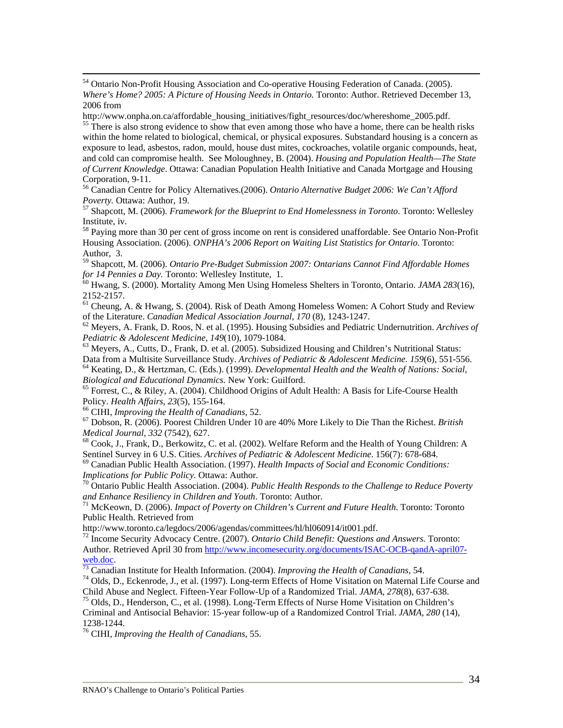[54] Ontario Non-Profit Housing Association and Co-operative Housing Federation of Canada. (2005). *Where's Home? 2005: A Picture of Housing Needs in Ontario.* Toronto: Author. Retrieved December 13, 2006 from http://www.onpha.on.ca/affordable_housing_initiatives/fight_resources/doc/whereshome_2005.pdf.

[55] There is also strong evidence to show that even among those who have a home, there can be health risks within the home related to biological, chemical, or physical exposures. Substandard housing is a concern as exposure to lead, asbestos, radon, mould, house dust mites, cockroaches, volatile organic compounds, heat, and cold can compromise health. See Moloughney, B. (2004). *Housing and Population Health—The State of Current Knowledge*. Ottawa: Canadian Population Health Initiative and Canada Mortgage and Housing Corporation, 9-11.

[56] Canadian Centre for Policy Alternatives.(2006). *Ontario Alternative Budget 2006: We Can't Afford Poverty.* Ottawa: Author, 19.

[57] Shapcott, M. (2006). *Framework for the Blueprint to End Homelessness in Toronto*. Toronto: Wellesley Institute, iv.

[58] Paying more than 30 per cent of gross income on rent is considered unaffordable. See Ontario Non-Profit Housing Association. (2006). *ONPHA's 2006 Report on Waiting List Statistics for Ontario.* Toronto: Author, 3.

[59] Shapcott, M. (2006). *Ontario Pre-Budget Submission 2007: Ontarians Cannot Find Affordable Homes for 14 Pennies a Day.* Toronto: Wellesley Institute, 1.

[60] Hwang, S. (2000). Mortality Among Men Using Homeless Shelters in Toronto, Ontario. *JAMA 283*(16), 2152-2157.

[61] Cheung, A. & Hwang, S. (2004). Risk of Death Among Homeless Women: A Cohort Study and Review of the Literature. *Canadian Medical Association Journal, 170* (8), 1243-1247.

[62] Meyers, A. Frank, D. Roos, N. et al. (1995). Housing Subsidies and Pediatric Undernutrition. *Archives of Pediatric & Adolescent Medicine, 149*(10), 1079-1084.

[63] Meyers, A., Cutts, D., Frank, D. et al. (2005). Subsidized Housing and Children's Nutritional Status: Data from a Multisite Surveillance Study. *Archives of Pediatric & Adolescent Medicine. 159*(6), 551-556.

[64] Keating, D., & Hertzman, C. (Eds.). (1999). *Developmental Health and the Wealth of Nations: Social, Biological and Educational Dynamics.* New York: Guilford.

[65] Forrest, C., & Riley, A. (2004). Childhood Origins of Adult Health: A Basis for Life-Course Health Policy. *Health Affairs, 23*(5), 155-164.

[66] CIHI, *Improving the Health of Canadians*, 52.

[67] Dobson, R. (2006). Poorest Children Under 10 are 40% More Likely to Die Than the Richest. *British Medical Journal, 332* (7542), 627.

[68] Cook, J., Frank, D., Berkowitz, C. et al. (2002). Welfare Reform and the Health of Young Children: A Sentinel Survey in 6 U.S. Cities. *Archives of Pediatric & Adolescent Medicine*. 156(7): 678-684.

[69] Canadian Public Health Association. (1997). *Health Impacts of Social and Economic Conditions: Implications for Public Policy.* Ottawa: Author.

[70] Ontario Public Health Association. (2004). *Public Health Responds to the Challenge to Reduce Poverty and Enhance Resiliency in Children and Youth*. Toronto: Author.

[71] McKeown, D. (2006). *Impact of Poverty on Children's Current and Future Health.* Toronto: Toronto Public Health. Retrieved from http://www.toronto.ca/legdocs/2006/agendas/committees/hl/hl060914/it001.pdf.

[72] Income Security Advocacy Centre. (2007). *Ontario Child Benefit: Questions and Answers.* Toronto: Author. Retrieved April 30 from http://www.incomesecurity.org/documents/ISAC-OCB-qandA-april07-web.doc.

[73] Canadian Institute for Health Information. (2004). *Improving the Health of Canadians*, 54.

[74] Olds, D., Eckenrode, J., et al. (1997). Long-term Effects of Home Visitation on Maternal Life Course and Child Abuse and Neglect. Fifteen-Year Follow-Up of a Randomized Trial. *JAMA, 278*(8), 637-638.

[75] Olds, D., Henderson, C., et al. (1998). Long-Term Effects of Nurse Home Visitation on Children's Criminal and Antisocial Behavior: 15-year follow-up of a Randomized Control Trial. *JAMA, 280* (14), 1238-1244.

[76] CIHI, *Improving the Health of Canadians*, 55.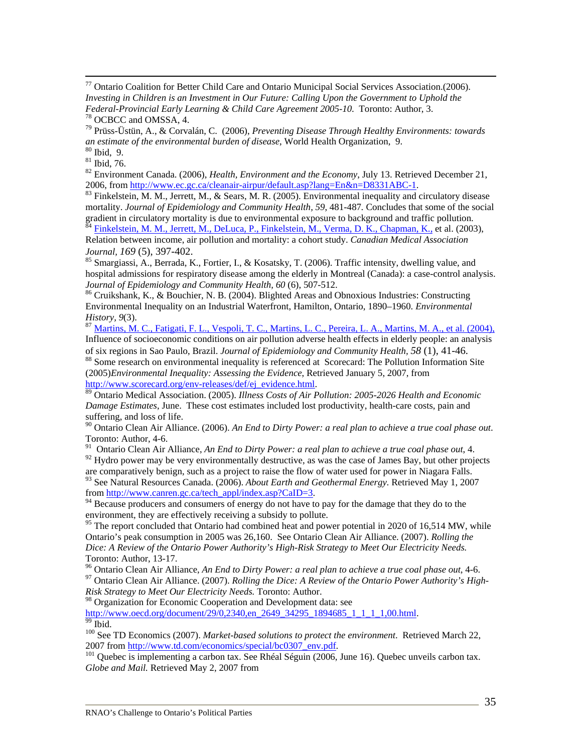[77] Ontario Coalition for Better Child Care and Ontario Municipal Social Services Association.(2006). *Investing in Children is an Investment in Our Future: Calling Upon the Government to Uphold the Federal-Provincial Early Learning & Child Care Agreement 2005-10.* Toronto: Author, 3.

[78] OCBCC and OMSSA, 4.

[79] Prüss-Üstün, A., & Corvalán, C. (2006), *Preventing Disease Through Healthy Environments: towards an estimate of the environmental burden of disease*, World Health Organization, 9.

[80] Ibid, 9.

[81] Ibid, 76.

[82] Environment Canada. (2006), *Health, Environment and the Economy*, July 13. Retrieved December 21, 2006, from http://www.ec.gc.ca/cleanair-airpur/default.asp?lang=En&n=D8331ABC-1.

[83] Finkelstein, M. M., Jerrett, M., & Sears, M. R. (2005). Environmental inequality and circulatory disease mortality. *Journal of Epidemiology and Community Health, 59*, 481-487. Concludes that some of the social gradient in circulatory mortality is due to environmental exposure to background and traffic pollution.

[84] Finkelstein, M. M., Jerrett, M., DeLuca, P., Finkelstein, M., Verma, D. K., Chapman, K., et al. (2003), Relation between income, air pollution and mortality: a cohort study. *Canadian Medical Association Journal, 169* (5), 397-402.

[85] Smargiassi, A., Berrada, K., Fortier, I., & Kosatsky, T. (2006). Traffic intensity, dwelling value, and hospital admissions for respiratory disease among the elderly in Montreal (Canada): a case-control analysis. *Journal of Epidemiology and Community Health, 60* (6), 507-512.

[86] Cruikshank, K., & Bouchier, N. B. (2004). Blighted Areas and Obnoxious Industries: Constructing Environmental Inequality on an Industrial Waterfront, Hamilton, Ontario, 1890–1960. *Environmental History, 9*(3).

[87] Martins, M. C., Fatigati, F. L., Vespoli, T. C., Martins, L. C., Pereira, L. A., Martins, M. A., et al. (2004), Influence of socioeconomic conditions on air pollution adverse health effects in elderly people: an analysis of six regions in Sao Paulo, Brazil. *Journal of Epidemiology and Community Health, 58* (1), 41-46.

[88] Some research on environmental inequality is referenced at Scorecard: The Pollution Information Site (2005)*Environmental Inequality: Assessing the Evidence*, Retrieved January 5, 2007, from http://www.scorecard.org/env-releases/def/ej_evidence.html.

[89] Ontario Medical Association. (2005). *Illness Costs of Air Pollution: 2005-2026 Health and Economic Damage Estimates*, June. These cost estimates included lost productivity, health-care costs, pain and suffering, and loss of life.

[90] Ontario Clean Air Alliance. (2006). *An End to Dirty Power: a real plan to achieve a true coal phase out*. Toronto: Author, 4-6.

[91] Ontario Clean Air Alliance, *An End to Dirty Power: a real plan to achieve a true coal phase out,* 4.

[92] Hydro power may be very environmentally destructive, as was the case of James Bay, but other projects are comparatively benign, such as a project to raise the flow of water used for power in Niagara Falls.

[93] See Natural Resources Canada. (2006). *About Earth and Geothermal Energy.* Retrieved May 1, 2007 from http://www.canren.gc.ca/tech_appl/index.asp?CaID=3.

[94] Because producers and consumers of energy do not have to pay for the damage that they do to the environment, they are effectively receiving a subsidy to pollute.

[95] The report concluded that Ontario had combined heat and power potential in 2020 of 16,514 MW, while Ontario's peak consumption in 2005 was 26,160. See Ontario Clean Air Alliance. (2007). *Rolling the Dice: A Review of the Ontario Power Authority's High-Risk Strategy to Meet Our Electricity Needs.* Toronto: Author, 13-17.

[96] Ontario Clean Air Alliance, *An End to Dirty Power: a real plan to achieve a true coal phase out*, 4-6.

[97] Ontario Clean Air Alliance. (2007). *Rolling the Dice: A Review of the Ontario Power Authority's High-Risk Strategy to Meet Our Electricity Needs.* Toronto: Author.

[98] Organization for Economic Cooperation and Development data: see http://www.oecd.org/document/29/0,2340,en_2649_34295_1894685_1_1_1_1,00.html.

[99] Ibid.

[100] See TD Economics (2007). *Market-based solutions to protect the environment*. Retrieved March 22, 2007 from http://www.td.com/economics/special/bc0307_env.pdf.

[101] Quebec is implementing a carbon tax. See Rhéal Séguin (2006, June 16). Quebec unveils carbon tax. *Globe and Mail.* Retrieved May 2, 2007 from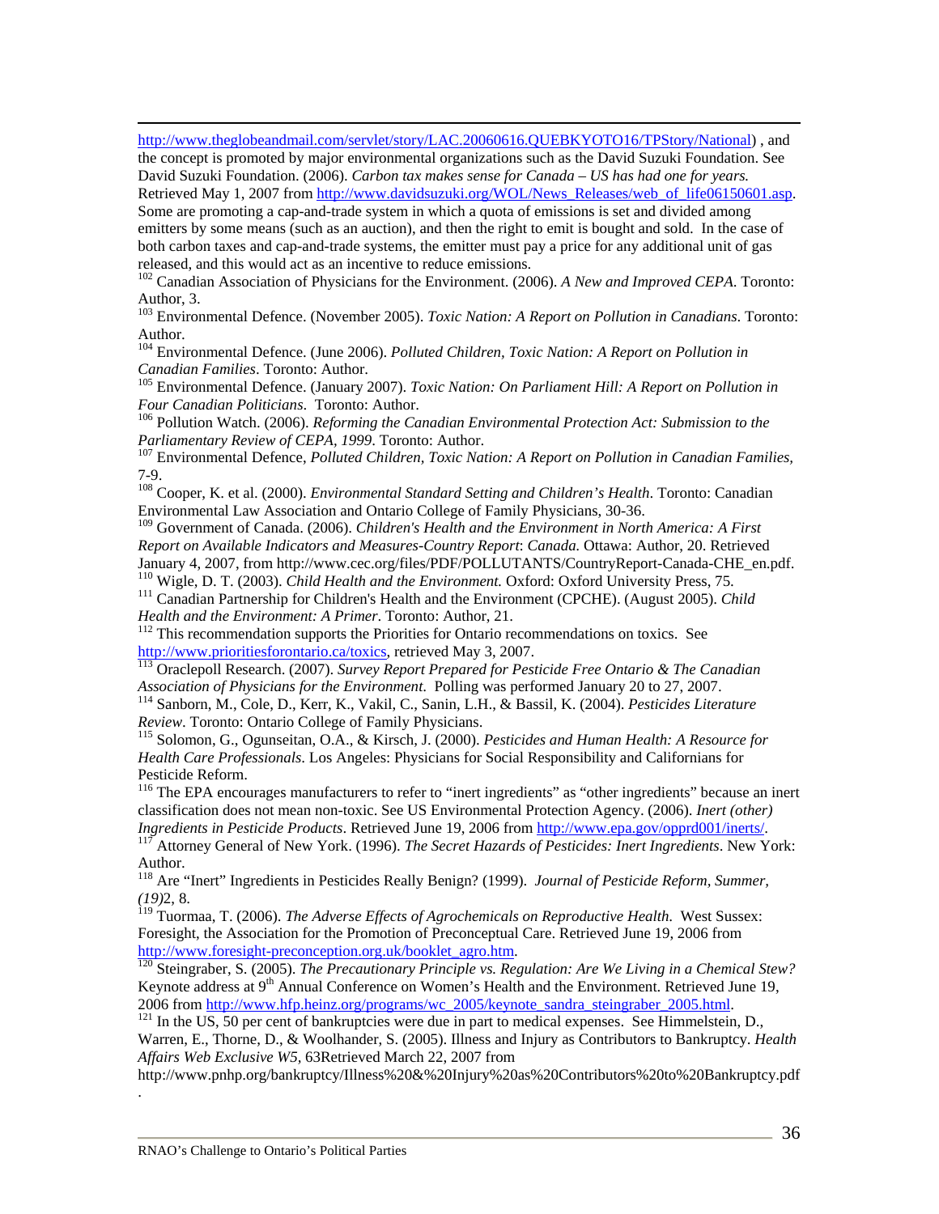http://www.theglobeandmail.com/servlet/story/LAC.20060616.QUEBKYOTO16/TPStory/National) , and the concept is promoted by major environmental organizations such as the David Suzuki Foundation. See David Suzuki Foundation. (2006). *Carbon tax makes sense for Canada – US has had one for years.* Retrieved May 1, 2007 from http://www.davidsuzuki.org/WOL/News_Releases/web_of_life06150601.asp. Some are promoting a cap-and-trade system in which a quota of emissions is set and divided among emitters by some means (such as an auction), and then the right to emit is bought and sold. In the case of both carbon taxes and cap-and-trade systems, the emitter must pay a price for any additional unit of gas released, and this would act as an incentive to reduce emissions.

[102] Canadian Association of Physicians for the Environment. (2006). *A New and Improved CEPA*. Toronto: Author, 3.

[103] Environmental Defence. (November 2005). *Toxic Nation: A Report on Pollution in Canadians*. Toronto: Author.

[104] Environmental Defence. (June 2006). *Polluted Children, Toxic Nation: A Report on Pollution in Canadian Families*. Toronto: Author.

[105] Environmental Defence. (January 2007). *Toxic Nation: On Parliament Hill: A Report on Pollution in Four Canadian Politicians*. Toronto: Author.

[106] Pollution Watch. (2006). *Reforming the Canadian Environmental Protection Act: Submission to the Parliamentary Review of CEPA, 1999*. Toronto: Author.

[107] Environmental Defence, *Polluted Children, Toxic Nation: A Report on Pollution in Canadian Families,* 7-9.

[108] Cooper, K. et al. (2000). *Environmental Standard Setting and Children's Health*. Toronto: Canadian Environmental Law Association and Ontario College of Family Physicians, 30-36.

[109] Government of Canada. (2006). *Children's Health and the Environment in North America: A First Report on Available Indicators and Measures-Country Report*: *Canada.* Ottawa: Author, 20. Retrieved January 4, 2007, from http://www.cec.org/files/PDF/POLLUTANTS/CountryReport-Canada-CHE_en.pdf.

[110] Wigle, D. T. (2003). *Child Health and the Environment.* Oxford: Oxford University Press, 75.

[111] Canadian Partnership for Children's Health and the Environment (CPCHE). (August 2005). *Child Health and the Environment: A Primer*. Toronto: Author, 21.

[112] This recommendation supports the Priorities for Ontario recommendations on toxics. See http://www.prioritiesforontario.ca/toxics, retrieved May 3, 2007.

[113] Oraclepoll Research. (2007). *Survey Report Prepared for Pesticide Free Ontario & The Canadian Association of Physicians for the Environment.* Polling was performed January 20 to 27, 2007.

[114] Sanborn, M., Cole, D., Kerr, K., Vakil, C., Sanin, L.H., & Bassil, K. (2004). *Pesticides Literature Review*. Toronto: Ontario College of Family Physicians.

[115] Solomon, G., Ogunseitan, O.A., & Kirsch, J. (2000). *Pesticides and Human Health: A Resource for Health Care Professionals*. Los Angeles: Physicians for Social Responsibility and Californians for Pesticide Reform.

[116] The EPA encourages manufacturers to refer to "inert ingredients" as "other ingredients" because an inert classification does not mean non-toxic. See US Environmental Protection Agency. (2006). *Inert (other) Ingredients in Pesticide Products*. Retrieved June 19, 2006 from http://www.epa.gov/opprd001/inerts/.

[117] Attorney General of New York. (1996). *The Secret Hazards of Pesticides: Inert Ingredients*. New York: Author.

[118] Are "Inert" Ingredients in Pesticides Really Benign? (1999). *Journal of Pesticide Reform, Summer, (19)*2, 8.

[119] Tuormaa, T. (2006). *The Adverse Effects of Agrochemicals on Reproductive Health.* West Sussex: Foresight, the Association for the Promotion of Preconceptual Care. Retrieved June 19, 2006 from http://www.foresight-preconception.org.uk/booklet_agro.htm.

[120] Steingraber, S. (2005). *The Precautionary Principle vs. Regulation: Are We Living in a Chemical Stew?* Keynote address at 9th Annual Conference on Women's Health and the Environment. Retrieved June 19, 2006 from http://www.hfp.heinz.org/programs/wc_2005/keynote_sandra_steingraber_2005.html.

[121] In the US, 50 per cent of bankruptcies were due in part to medical expenses. See Himmelstein, D., Warren, E., Thorne, D., & Woolhander, S. (2005). Illness and Injury as Contributors to Bankruptcy. *Health Affairs Web Exclusive W5,* 63Retrieved March 22, 2007 from http://www.pnhp.org/bankruptcy/Illness%20&%20Injury%20as%20Contributors%20to%20Bankruptcy.pdf.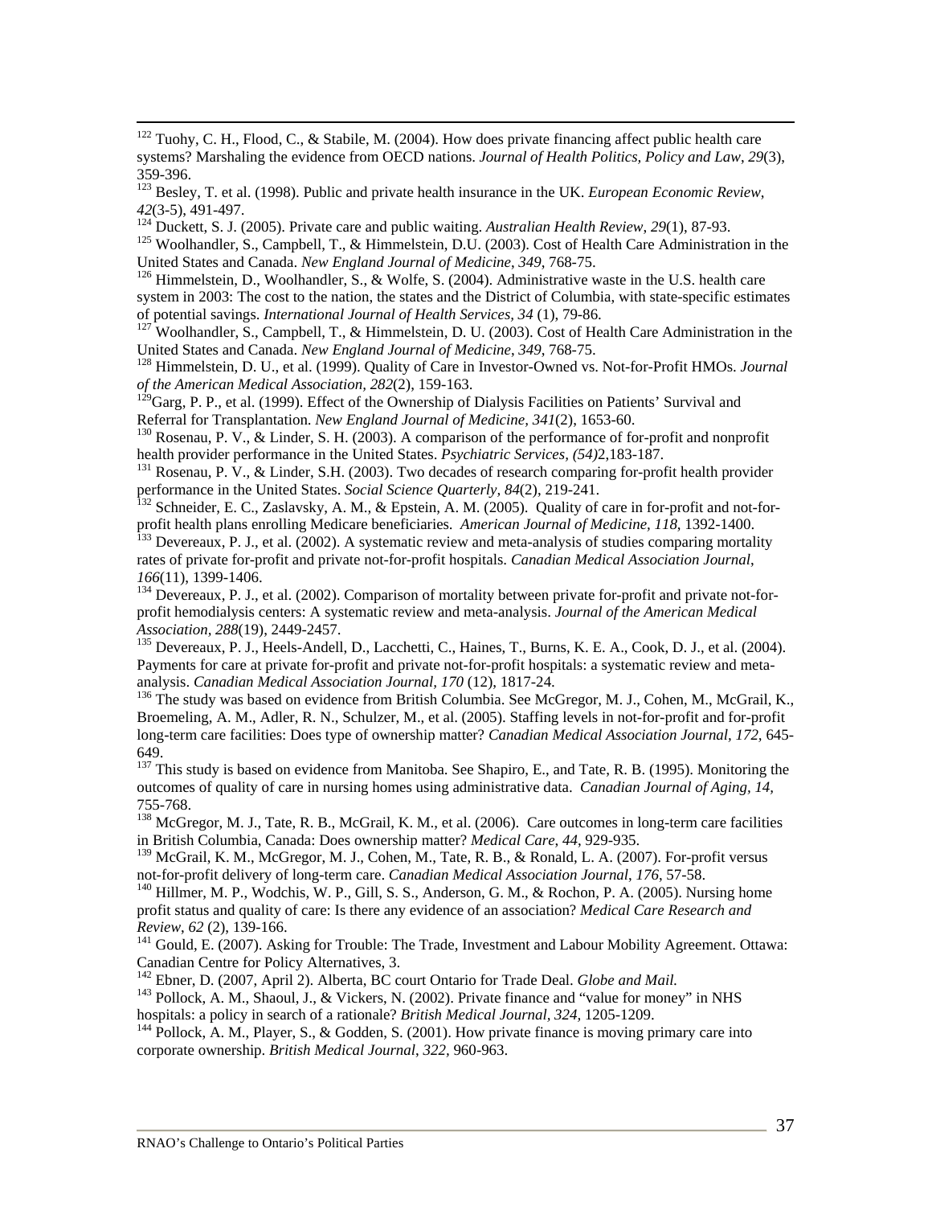[122] Tuohy, C. H., Flood, C., & Stabile, M. (2004). How does private financing affect public health care systems? Marshaling the evidence from OECD nations. *Journal of Health Politics, Policy and Law*, *29*(3), 359-396.

[123] Besley, T. et al. (1998). Public and private health insurance in the UK. *European Economic Review*, *42*(3-5), 491-497.

[124] Duckett, S. J. (2005). Private care and public waiting. *Australian Health Review*, *29*(1), 87-93.

[125] Woolhandler, S., Campbell, T., & Himmelstein, D.U. (2003). Cost of Health Care Administration in the United States and Canada. *New England Journal of Medicine*, *349*, 768-75.

[126] Himmelstein, D., Woolhandler, S., & Wolfe, S. (2004). Administrative waste in the U.S. health care system in 2003: The cost to the nation, the states and the District of Columbia, with state-specific estimates of potential savings. *International Journal of Health Services, 34* (1), 79-86.

[127] Woolhandler, S., Campbell, T., & Himmelstein, D. U. (2003). Cost of Health Care Administration in the United States and Canada. *New England Journal of Medicine*, *349*, 768-75.

[128] Himmelstein, D. U., et al. (1999). Quality of Care in Investor-Owned vs. Not-for-Profit HMOs. *Journal of the American Medical Association*, *282*(2), 159-163.

[129] Garg, P. P., et al. (1999). Effect of the Ownership of Dialysis Facilities on Patients' Survival and Referral for Transplantation. *New England Journal of Medicine, 341*(2), 1653-60.

[130] Rosenau, P. V., & Linder, S. H. (2003). A comparison of the performance of for-profit and nonprofit health provider performance in the United States. *Psychiatric Services, (54)*2,183-187.

[131] Rosenau, P. V., & Linder, S.H. (2003). Two decades of research comparing for-profit health provider performance in the United States. *Social Science Quarterly, 84*(2), 219-241.

[132] Schneider, E. C., Zaslavsky, A. M., & Epstein, A. M. (2005). Quality of care in for-profit and not-for-profit health plans enrolling Medicare beneficiaries. *American Journal of Medicine, 118*, 1392-1400.

[133] Devereaux, P. J., et al. (2002). A systematic review and meta-analysis of studies comparing mortality rates of private for-profit and private not-for-profit hospitals. *Canadian Medical Association Journal*, *166*(11), 1399-1406.

[134] Devereaux, P. J., et al. (2002). Comparison of mortality between private for-profit and private not-for-profit hemodialysis centers: A systematic review and meta-analysis. *Journal of the American Medical Association, 288*(19), 2449-2457.

[135] Devereaux, P. J., Heels-Andell, D., Lacchetti, C., Haines, T., Burns, K. E. A., Cook, D. J., et al. (2004). Payments for care at private for-profit and private not-for-profit hospitals: a systematic review and meta-analysis. *Canadian Medical Association Journal, 170* (12), 1817-24.

[136] The study was based on evidence from British Columbia. See McGregor, M. J., Cohen, M., McGrail, K., Broemeling, A. M., Adler, R. N., Schulzer, M., et al. (2005). Staffing levels in not-for-profit and for-profit long-term care facilities: Does type of ownership matter? *Canadian Medical Association Journal, 172,* 645-649.

[137] This study is based on evidence from Manitoba. See Shapiro, E., and Tate, R. B. (1995). Monitoring the outcomes of quality of care in nursing homes using administrative data. *Canadian Journal of Aging, 14,* 755-768.

[138] McGregor, M. J., Tate, R. B., McGrail, K. M., et al. (2006). Care outcomes in long-term care facilities in British Columbia, Canada: Does ownership matter? *Medical Care*, *44*, 929-935.

[139] McGrail, K. M., McGregor, M. J., Cohen, M., Tate, R. B., & Ronald, L. A. (2007). For-profit versus not-for-profit delivery of long-term care. *Canadian Medical Association Journal, 176*, 57-58.

[140] Hillmer, M. P., Wodchis, W. P., Gill, S. S., Anderson, G. M., & Rochon, P. A. (2005). Nursing home profit status and quality of care: Is there any evidence of an association? *Medical Care Research and Review*, *62* (2), 139-166.

[141] Gould, E. (2007). Asking for Trouble: The Trade, Investment and Labour Mobility Agreement. Ottawa: Canadian Centre for Policy Alternatives, 3.

[142] Ebner, D. (2007, April 2). Alberta, BC court Ontario for Trade Deal. *Globe and Mail.*

[143] Pollock, A. M., Shaoul, J., & Vickers, N. (2002). Private finance and "value for money" in NHS hospitals: a policy in search of a rationale? *British Medical Journal, 324,* 1205-1209.

[144] Pollock, A. M., Player, S., & Godden, S. (2001). How private finance is moving primary care into corporate ownership. *British Medical Journal, 322,* 960-963.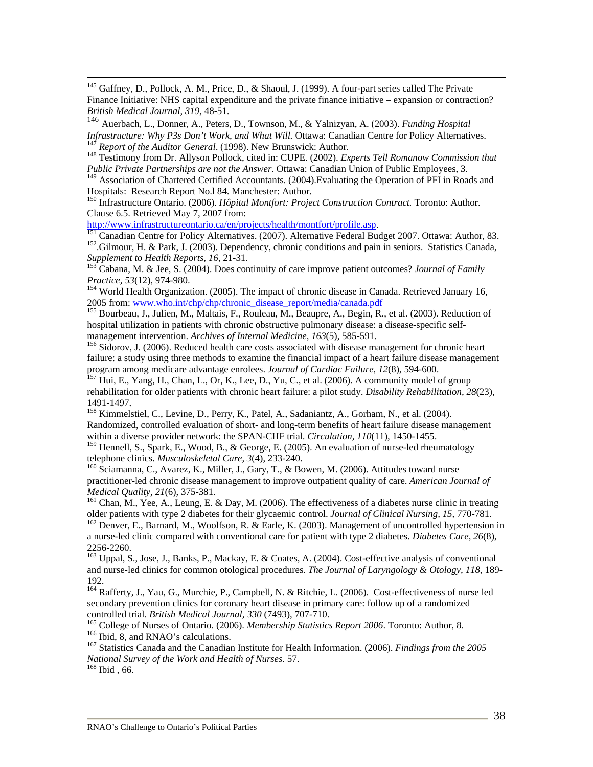[145] Gaffney, D., Pollock, A. M., Price, D., & Shaoul, J. (1999). A four-part series called The Private Finance Initiative: NHS capital expenditure and the private finance initiative – expansion or contraction? *British Medical Journal, 319*, 48-51.

[146] Auerbach, L., Donner, A., Peters, D., Townson, M., & Yalnizyan, A. (2003). *Funding Hospital Infrastructure: Why P3s Don't Work, and What Will.* Ottawa: Canadian Centre for Policy Alternatives.

[147] *Report of the Auditor General*. (1998). New Brunswick: Author.

[148] Testimony from Dr. Allyson Pollock, cited in: CUPE. (2002). *Experts Tell Romanow Commission that Public Private Partnerships are not the Answer.* Ottawa: Canadian Union of Public Employees, 3.

[149] Association of Chartered Certified Accountants. (2004).Evaluating the Operation of PFI in Roads and Hospitals: Research Report No.l 84. Manchester: Author.

[150] Infrastructure Ontario. (2006). *Hôpital Montfort: Project Construction Contract.* Toronto: Author. Clause 6.5. Retrieved May 7, 2007 from: http://www.infrastructureontario.ca/en/projects/health/montfort/profile.asp.

[151] Canadian Centre for Policy Alternatives. (2007). Alternative Federal Budget 2007. Ottawa: Author, 83.

[152].Gilmour, H. & Park, J. (2003). Dependency, chronic conditions and pain in seniors. Statistics Canada, *Supplement to Health Reports, 16*, 21-31.

[153] Cabana, M. & Jee, S. (2004). Does continuity of care improve patient outcomes? *Journal of Family Practice, 53*(12), 974-980.

[154] World Health Organization. (2005). The impact of chronic disease in Canada. Retrieved January 16, 2005 from: www.who.int/chp/chp/chronic_disease_report/media/canada.pdf

[155] Bourbeau, J., Julien, M., Maltais, F., Rouleau, M., Beaupre, A., Begin, R., et al. (2003). Reduction of hospital utilization in patients with chronic obstructive pulmonary disease: a disease-specific self-management intervention. *Archives of Internal Medicine, 163*(5), 585-591.

[156] Sidorov, J. (2006). Reduced health care costs associated with disease management for chronic heart failure: a study using three methods to examine the financial impact of a heart failure disease management program among medicare advantage enrolees. *Journal of Cardiac Failure, 12*(8), 594-600.

[157] Hui, E., Yang, H., Chan, L., Or, K., Lee, D., Yu, C., et al. (2006). A community model of group rehabilitation for older patients with chronic heart failure: a pilot study. *Disability Rehabilitation, 28*(23), 1491-1497.

[158] Kimmelstiel, C., Levine, D., Perry, K., Patel, A., Sadaniantz, A., Gorham, N., et al. (2004). Randomized, controlled evaluation of short- and long-term benefits of heart failure disease management within a diverse provider network: the SPAN-CHF trial. *Circulation, 110*(11), 1450-1455.

[159] Hennell, S., Spark, E., Wood, B., & George, E. (2005). An evaluation of nurse-led rheumatology telephone clinics. *Musculoskeletal Care, 3*(4), 233-240.

[160] Sciamanna, C., Avarez, K., Miller, J., Gary, T., & Bowen, M. (2006). Attitudes toward nurse practitioner-led chronic disease management to improve outpatient quality of care. *American Journal of Medical Quality, 21*(6), 375-381.

[161] Chan, M., Yee, A., Leung, E. & Day, M. (2006). The effectiveness of a diabetes nurse clinic in treating older patients with type 2 diabetes for their glycaemic control. *Journal of Clinical Nursing, 15*, 770-781.

[162] Denver, E., Barnard, M., Woolfson, R. & Earle, K. (2003). Management of uncontrolled hypertension in a nurse-led clinic compared with conventional care for patient with type 2 diabetes. *Diabetes Care, 26*(8), 2256-2260.

[163] Uppal, S., Jose, J., Banks, P., Mackay, E. & Coates, A. (2004). Cost-effective analysis of conventional and nurse-led clinics for common otological procedures. *The Journal of Laryngology & Otology, 118*, 189-192.

[164] Rafferty, J., Yau, G., Murchie, P., Campbell, N. & Ritchie, L. (2006). Cost-effectiveness of nurse led secondary prevention clinics for coronary heart disease in primary care: follow up of a randomized controlled trial. *British Medical Journal, 330* (7493), 707-710.

[165] College of Nurses of Ontario. (2006). *Membership Statistics Report 2006*. Toronto: Author, 8.

[166] Ibid, 8, and RNAO's calculations.

[167] Statistics Canada and the Canadian Institute for Health Information. (2006). *Findings from the 2005 National Survey of the Work and Health of Nurses*. 57.

[168] Ibid , 66.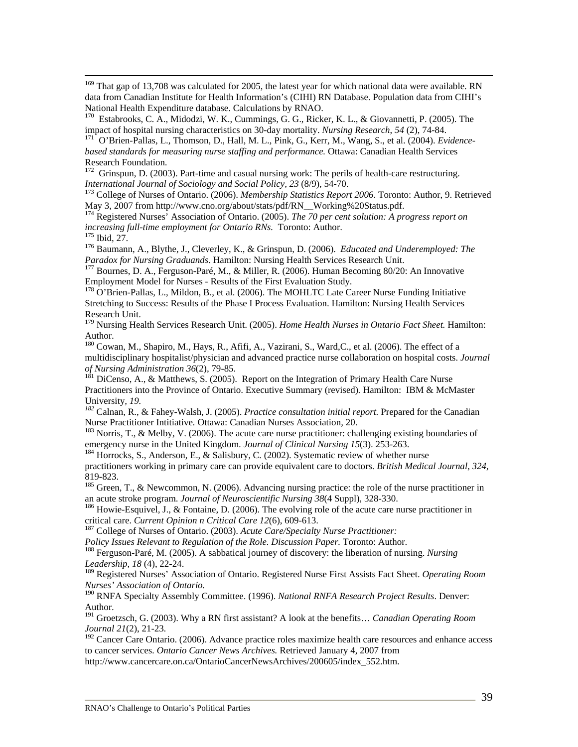[169] That gap of 13,708 was calculated for 2005, the latest year for which national data were available. RN data from Canadian Institute for Health Information's (CIHI) RN Database. Population data from CIHI's National Health Expenditure database. Calculations by RNAO.

[170] Estabrooks, C. A., Midodzi, W. K., Cummings, G. G., Ricker, K. L., & Giovannetti, P. (2005). The impact of hospital nursing characteristics on 30-day mortality. *Nursing Research, 54* (2), 74-84.

[171] O'Brien-Pallas, L., Thomson, D., Hall, M. L., Pink, G., Kerr, M., Wang, S., et al. (2004). *Evidence-based standards for measuring nurse staffing and performance.* Ottawa: Canadian Health Services Research Foundation.

[172] Grinspun, D. (2003). Part-time and casual nursing work: The perils of health-care restructuring. *International Journal of Sociology and Social Policy, 23* (8/9), 54-70.

[173] College of Nurses of Ontario. (2006). *Membership Statistics Report 2006*. Toronto: Author, 9. Retrieved May 3, 2007 from http://www.cno.org/about/stats/pdf/RN__Working%20Status.pdf.

[174] Registered Nurses' Association of Ontario. (2005). *The 70 per cent solution: A progress report on increasing full-time employment for Ontario RNs.* Toronto: Author.

[175] Ibid, 27.

[176] Baumann, A., Blythe, J., Cleverley, K., & Grinspun, D. (2006). *Educated and Underemployed: The Paradox for Nursing Graduands*. Hamilton: Nursing Health Services Research Unit.

[177] Bournes, D. A., Ferguson-Paré, M., & Miller, R. (2006). Human Becoming 80/20: An Innovative Employment Model for Nurses - Results of the First Evaluation Study.

[178] O'Brien-Pallas, L., Mildon, B., et al. (2006). The MOHLTC Late Career Nurse Funding Initiative Stretching to Success: Results of the Phase I Process Evaluation. Hamilton: Nursing Health Services Research Unit.

[179] Nursing Health Services Research Unit. (2005). *Home Health Nurses in Ontario Fact Sheet.* Hamilton: Author.

[180] Cowan, M., Shapiro, M., Hays, R., Afifi, A., Vazirani, S., Ward,C., et al. (2006). The effect of a multidisciplinary hospitalist/physician and advanced practice nurse collaboration on hospital costs. *Journal of Nursing Administration 36*(2), 79-85.

[181] DiCenso, A., & Matthews, S. (2005). Report on the Integration of Primary Health Care Nurse Practitioners into the Province of Ontario. Executive Summary (revised)*.* Hamilton: IBM & McMaster University*, 19.*

[182] Calnan, R., & Fahey-Walsh, J. (2005). *Practice consultation initial report.* Prepared for the Canadian Nurse Practitioner Intitiative. Ottawa: Canadian Nurses Association, 20.

[183] Norris, T., & Melby, V. (2006). The acute care nurse practitioner: challenging existing boundaries of emergency nurse in the United Kingdom. *Journal of Clinical Nursing 15*(3). 253-263.

[184] Horrocks, S., Anderson, E., & Salisbury, C. (2002). Systematic review of whether nurse practitioners working in primary care can provide equivalent care to doctors. *British Medical Journal, 324*, 819-823.

[185] Green, T., & Newcommon, N. (2006). Advancing nursing practice: the role of the nurse practitioner in an acute stroke program. *Journal of Neuroscientific Nursing 38*(4 Suppl), 328-330.

[186] Howie-Esquivel, J., & Fontaine, D. (2006). The evolving role of the acute care nurse practitioner in critical care. *Current Opinion n Critical Care 12*(6), 609-613.

[187] College of Nurses of Ontario. (2003). *Acute Care/Specialty Nurse Practitioner: Policy Issues Relevant to Regulation of the Role. Discussion Paper.* Toronto: Author.

[188] Ferguson-Paré, M. (2005). A sabbatical journey of discovery: the liberation of nursing. *Nursing Leadership, 18* (4), 22-24.

[189] Registered Nurses' Association of Ontario. Registered Nurse First Assists Fact Sheet. *Operating Room Nurses' Association of Ontario.*

[190] RNFA Specialty Assembly Committee. (1996). *National RNFA Research Project Results*. Denver: Author.

[191] Groetzsch, G. (2003). Why a RN first assistant? A look at the benefits… *Canadian Operating Room Journal 21*(2), 21-23.

[192] Cancer Care Ontario. (2006). Advance practice roles maximize health care resources and enhance access to cancer services. *Ontario Cancer News Archives.* Retrieved January 4, 2007 from http://www.cancercare.on.ca/OntarioCancerNewsArchives/200605/index_552.htm.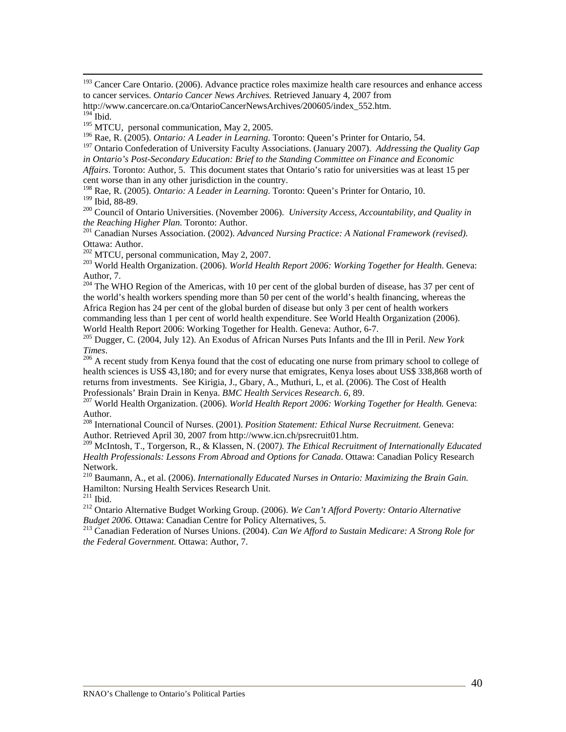[193] Cancer Care Ontario. (2006). Advance practice roles maximize health care resources and enhance access to cancer services. *Ontario Cancer News Archives.* Retrieved January 4, 2007 from http://www.cancercare.on.ca/OntarioCancerNewsArchives/200605/index_552.htm.

[194] Ibid.

[195] MTCU, personal communication, May 2, 2005.

[196] Rae, R. (2005). *Ontario: A Leader in Learning.* Toronto: Queen's Printer for Ontario, 54.

[197] Ontario Confederation of University Faculty Associations. (January 2007). *Addressing the Quality Gap in Ontario's Post-Secondary Education: Brief to the Standing Committee on Finance and Economic Affairs*. Toronto: Author, 5. This document states that Ontario's ratio for universities was at least 15 per cent worse than in any other jurisdiction in the country.

[198] Rae, R. (2005). *Ontario: A Leader in Learning.* Toronto: Queen's Printer for Ontario, 10.

[199] Ibid, 88-89.

[200] Council of Ontario Universities. (November 2006). *University Access, Accountability, and Quality in the Reaching Higher Plan.* Toronto: Author.

[201] Canadian Nurses Association. (2002). *Advanced Nursing Practice: A National Framework (revised).* Ottawa: Author.

[202] MTCU, personal communication, May 2, 2007.

[203] World Health Organization. (2006). *World Health Report 2006: Working Together for Health.* Geneva: Author, 7.

[204] The WHO Region of the Americas, with 10 per cent of the global burden of disease, has 37 per cent of the world's health workers spending more than 50 per cent of the world's health financing, whereas the Africa Region has 24 per cent of the global burden of disease but only 3 per cent of health workers commanding less than 1 per cent of world health expenditure. See World Health Organization (2006). World Health Report 2006: Working Together for Health. Geneva: Author, 6-7.

[205] Dugger, C. (2004, July 12). An Exodus of African Nurses Puts Infants and the Ill in Peril. *New York Times*.

[206] A recent study from Kenya found that the cost of educating one nurse from primary school to college of health sciences is US$ 43,180; and for every nurse that emigrates, Kenya loses about US$ 338,868 worth of returns from investments. See Kirigia, J., Gbary, A., Muthuri, L, et al. (2006). The Cost of Health Professionals' Brain Drain in Kenya. *BMC Health Services Research*. *6*, 89.

[207] World Health Organization. (2006). *World Health Report 2006: Working Together for Health.* Geneva: Author.

[208] International Council of Nurses. (2001). *Position Statement: Ethical Nurse Recruitment.* Geneva: Author. Retrieved April 30, 2007 from http://www.icn.ch/psrecruit01.htm.

[209] McIntosh, T., Torgerson, R., & Klassen, N. (2007*). The Ethical Recruitment of Internationally Educated Health Professionals: Lessons From Abroad and Options for Canada*. Ottawa: Canadian Policy Research Network.

[210] Baumann, A., et al. (2006). *Internationally Educated Nurses in Ontario: Maximizing the Brain Gain.* Hamilton: Nursing Health Services Research Unit.

[211] Ibid.

[212] Ontario Alternative Budget Working Group. (2006). *We Can't Afford Poverty: Ontario Alternative Budget 2006.* Ottawa: Canadian Centre for Policy Alternatives, 5.

[213] Canadian Federation of Nurses Unions. (2004). *Can We Afford to Sustain Medicare: A Strong Role for the Federal Government.* Ottawa: Author, 7.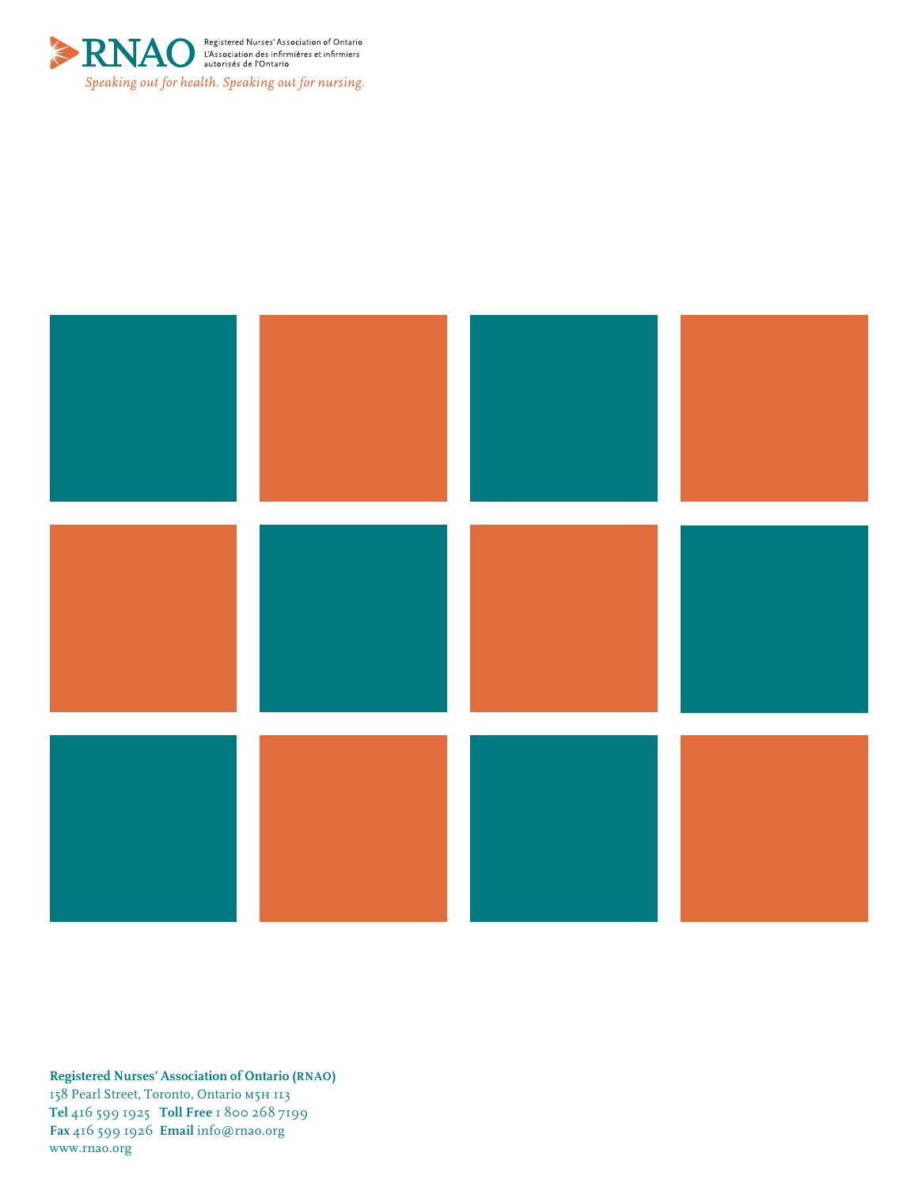RNAO Registered Nurses' Association of Ontario
L'Association des infirmières et infirmiers autorisés de l'Ontario

*Speaking out for health. Speaking out for nursing.*

**Registered Nurses' Association of Ontario (RNAO)**
158 Pearl Street, Toronto, Ontario M5H 1L3
**Tel** 416 599 1925 **Toll Free** 1 800 268 7199
**Fax** 416 599 1926 **Email** info@rnao.org
www.rnao.org